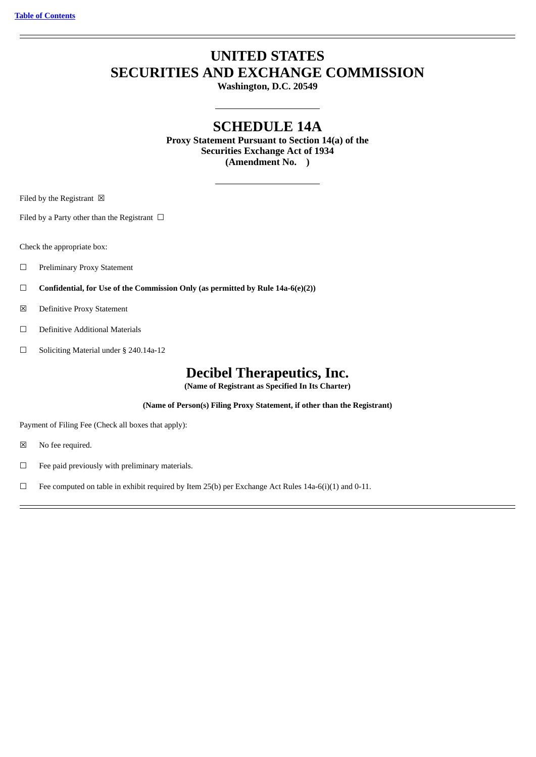[Table of Contents]

# UNITED STATES
# SECURITIES AND EXCHANGE COMMISSION
**Washington, D.C. 20549**

## SCHEDULE 14A
**Proxy Statement Pursuant to Section 14(a) of the
Securities Exchange Act of 1934
(Amendment No. )**

Filed by the Registrant ☒

Filed by a Party other than the Registrant ☐

Check the appropriate box:

☐ Preliminary Proxy Statement

☐ **Confidential, for Use of the Commission Only (as permitted by Rule 14a-6(e)(2))**

☒ Definitive Proxy Statement

☐ Definitive Additional Materials

☐ Soliciting Material under § 240.14a-12

# Decibel Therapeutics, Inc.
**(Name of Registrant as Specified In Its Charter)**

**(Name of Person(s) Filing Proxy Statement, if other than the Registrant)**

Payment of Filing Fee (Check all boxes that apply):

☒ No fee required.

☐ Fee paid previously with preliminary materials.

☐ Fee computed on table in exhibit required by Item 25(b) per Exchange Act Rules 14a-6(i)(1) and 0-11.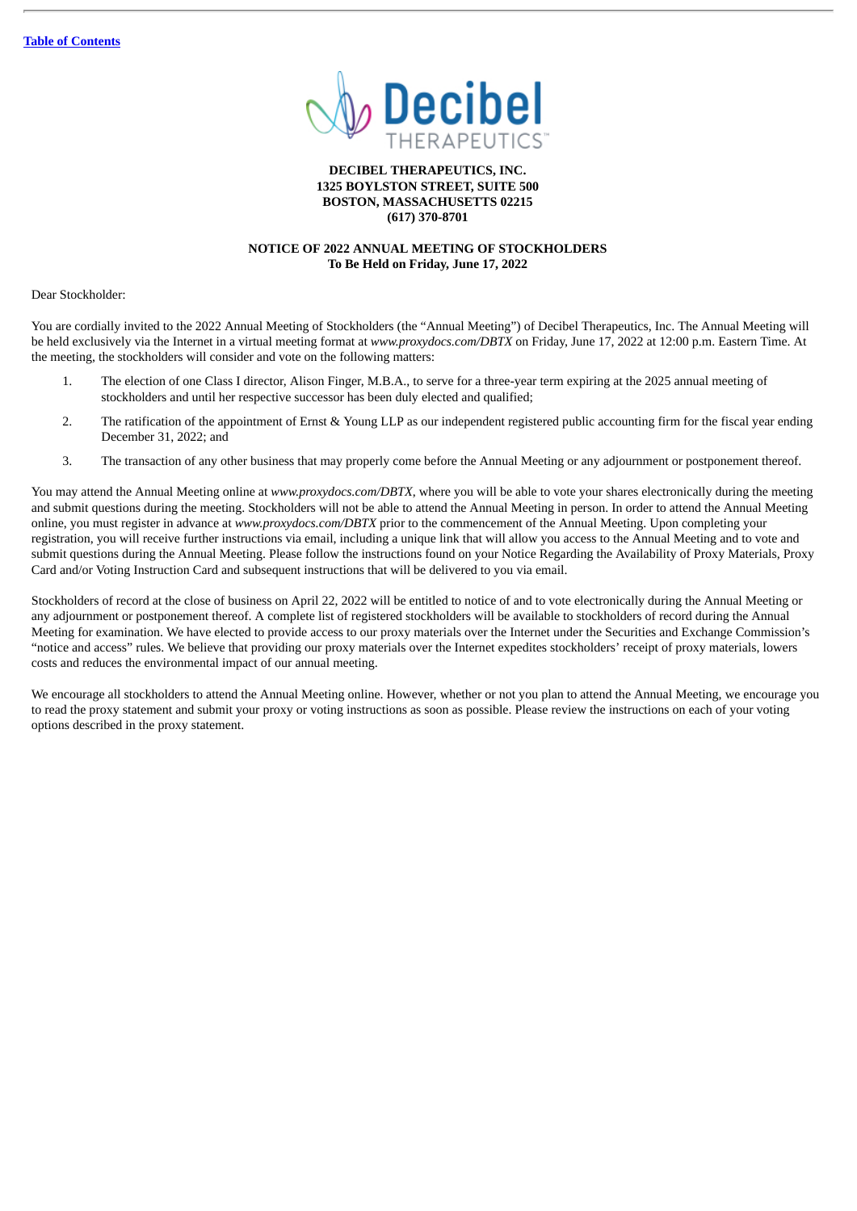Table of Contents

**DECIBEL THERAPEUTICS, INC.**
**1325 BOYLSTON STREET, SUITE 500**
**BOSTON, MASSACHUSETTS 02215**
**(617) 370-8701**

**NOTICE OF 2022 ANNUAL MEETING OF STOCKHOLDERS**
**To Be Held on Friday, June 17, 2022**

Dear Stockholder:

You are cordially invited to the 2022 Annual Meeting of Stockholders (the "Annual Meeting") of Decibel Therapeutics, Inc. The Annual Meeting will be held exclusively via the Internet in a virtual meeting format at *www.proxydocs.com/DBTX* on Friday, June 17, 2022 at 12:00 p.m. Eastern Time. At the meeting, the stockholders will consider and vote on the following matters:

1. The election of one Class I director, Alison Finger, M.B.A., to serve for a three-year term expiring at the 2025 annual meeting of stockholders and until her respective successor has been duly elected and qualified;
2. The ratification of the appointment of Ernst & Young LLP as our independent registered public accounting firm for the fiscal year ending December 31, 2022; and
3. The transaction of any other business that may properly come before the Annual Meeting or any adjournment or postponement thereof.

You may attend the Annual Meeting online at *www.proxydocs.com/DBTX*, where you will be able to vote your shares electronically during the meeting and submit questions during the meeting. Stockholders will not be able to attend the Annual Meeting in person. In order to attend the Annual Meeting online, you must register in advance at *www.proxydocs.com/DBTX* prior to the commencement of the Annual Meeting. Upon completing your registration, you will receive further instructions via email, including a unique link that will allow you access to the Annual Meeting and to vote and submit questions during the Annual Meeting. Please follow the instructions found on your Notice Regarding the Availability of Proxy Materials, Proxy Card and/or Voting Instruction Card and subsequent instructions that will be delivered to you via email.

Stockholders of record at the close of business on April 22, 2022 will be entitled to notice of and to vote electronically during the Annual Meeting or any adjournment or postponement thereof. A complete list of registered stockholders will be available to stockholders of record during the Annual Meeting for examination. We have elected to provide access to our proxy materials over the Internet under the Securities and Exchange Commission's "notice and access" rules. We believe that providing our proxy materials over the Internet expedites stockholders' receipt of proxy materials, lowers costs and reduces the environmental impact of our annual meeting.

We encourage all stockholders to attend the Annual Meeting online. However, whether or not you plan to attend the Annual Meeting, we encourage you to read the proxy statement and submit your proxy or voting instructions as soon as possible. Please review the instructions on each of your voting options described in the proxy statement.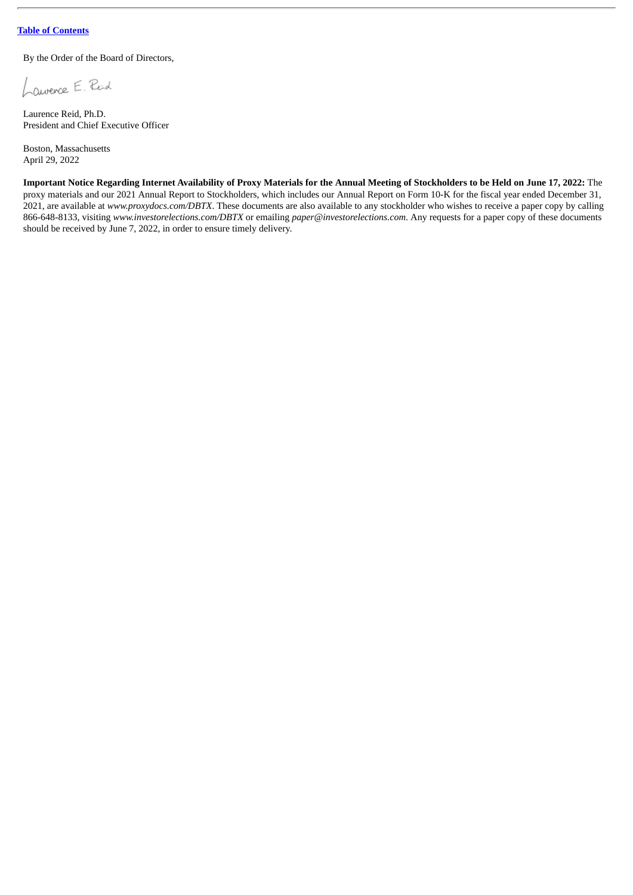[Table of Contents](#)

By the Order of the Board of Directors,

Laurence E. Reid

Laurence Reid, Ph.D.
President and Chief Executive Officer

Boston, Massachusetts
April 29, 2022

**Important Notice Regarding Internet Availability of Proxy Materials for the Annual Meeting of Stockholders to be Held on June 17, 2022:** The proxy materials and our 2021 Annual Report to Stockholders, which includes our Annual Report on Form 10-K for the fiscal year ended December 31, 2021, are available at *www.proxydocs.com/DBTX*. These documents are also available to any stockholder who wishes to receive a paper copy by calling 866-648-8133, visiting *www.investorelections.com/DBTX* or emailing *paper@investorelections.com*. Any requests for a paper copy of these documents should be received by June 7, 2022, in order to ensure timely delivery.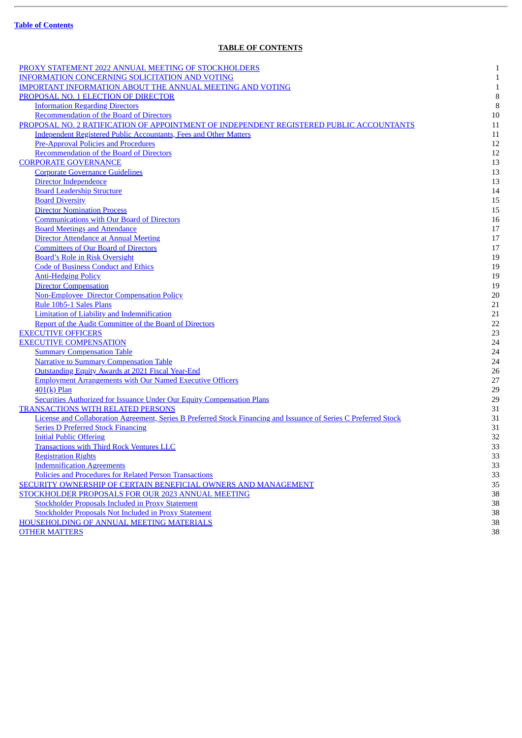Table of Contents

## TABLE OF CONTENTS

| | |
|---|---|
| PROXY STATEMENT 2022 ANNUAL MEETING OF STOCKHOLDERS | 1 |
| INFORMATION CONCERNING SOLICITATION AND VOTING | 1 |
| IMPORTANT INFORMATION ABOUT THE ANNUAL MEETING AND VOTING | 1 |
| PROPOSAL NO. 1 ELECTION OF DIRECTOR | 8 |
| Information Regarding Directors | 8 |
| Recommendation of the Board of Directors | 10 |
| PROPOSAL NO. 2 RATIFICATION OF APPOINTMENT OF INDEPENDENT REGISTERED PUBLIC ACCOUNTANTS | 11 |
| Independent Registered Public Accountants, Fees and Other Matters | 11 |
| Pre-Approval Policies and Procedures | 12 |
| Recommendation of the Board of Directors | 12 |
| CORPORATE GOVERNANCE | 13 |
| Corporate Governance Guidelines | 13 |
| Director Independence | 13 |
| Board Leadership Structure | 14 |
| Board Diversity | 15 |
| Director Nomination Process | 15 |
| Communications with Our Board of Directors | 16 |
| Board Meetings and Attendance | 17 |
| Director Attendance at Annual Meeting | 17 |
| Committees of Our Board of Directors | 17 |
| Board's Role in Risk Oversight | 19 |
| Code of Business Conduct and Ethics | 19 |
| Anti-Hedging Policy | 19 |
| Director Compensation | 19 |
| Non-Employee Director Compensation Policy | 20 |
| Rule 10b5-1 Sales Plans | 21 |
| Limitation of Liability and Indemnification | 21 |
| Report of the Audit Committee of the Board of Directors | 22 |
| EXECUTIVE OFFICERS | 23 |
| EXECUTIVE COMPENSATION | 24 |
| Summary Compensation Table | 24 |
| Narrative to Summary Compensation Table | 24 |
| Outstanding Equity Awards at 2021 Fiscal Year-End | 26 |
| Employment Arrangements with Our Named Executive Officers | 27 |
| 401(k) Plan | 29 |
| Securities Authorized for Issuance Under Our Equity Compensation Plans | 29 |
| TRANSACTIONS WITH RELATED PERSONS | 31 |
| License and Collaboration Agreement, Series B Preferred Stock Financing and Issuance of Series C Preferred Stock | 31 |
| Series D Preferred Stock Financing | 31 |
| Initial Public Offering | 32 |
| Transactions with Third Rock Ventures LLC | 33 |
| Registration Rights | 33 |
| Indemnification Agreements | 33 |
| Policies and Procedures for Related Person Transactions | 33 |
| SECURITY OWNERSHIP OF CERTAIN BENEFICIAL OWNERS AND MANAGEMENT | 35 |
| STOCKHOLDER PROPOSALS FOR OUR 2023 ANNUAL MEETING | 38 |
| Stockholder Proposals Included in Proxy Statement | 38 |
| Stockholder Proposals Not Included in Proxy Statement | 38 |
| HOUSEHOLDING OF ANNUAL MEETING MATERIALS | 38 |
| OTHER MATTERS | 38 |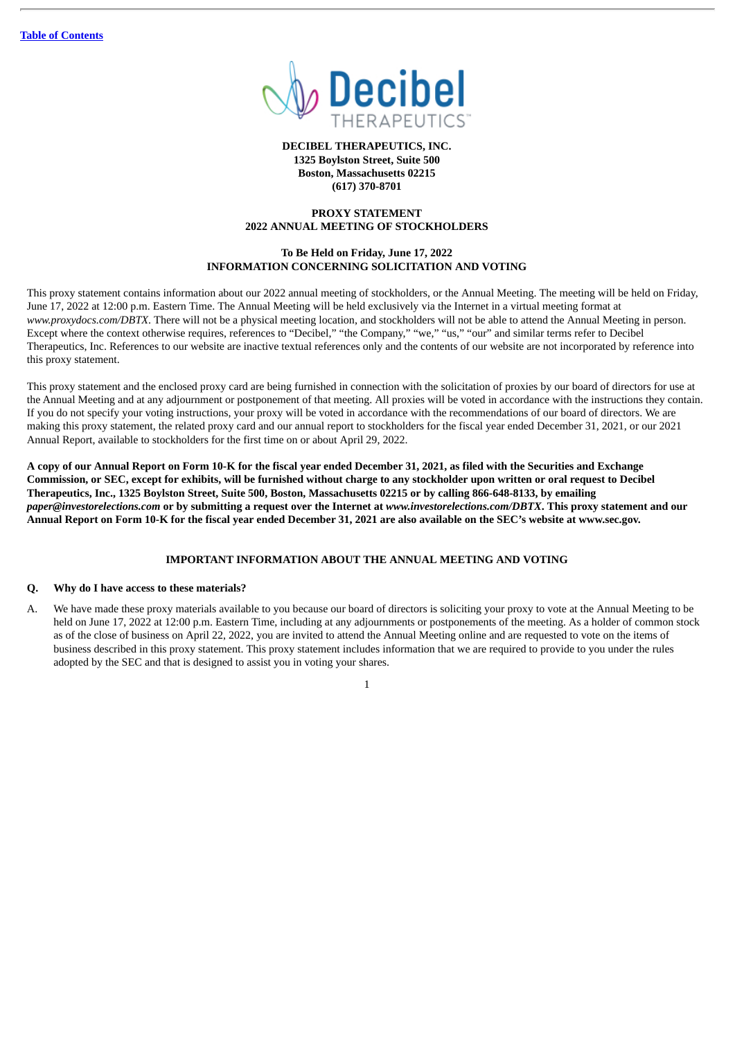[Table of Contents]

**DECIBEL THERAPEUTICS, INC.**
**1325 Boylston Street, Suite 500**
**Boston, Massachusetts 02215**
**(617) 370-8701**

**PROXY STATEMENT**
**2022 ANNUAL MEETING OF STOCKHOLDERS**

**To Be Held on Friday, June 17, 2022**
**INFORMATION CONCERNING SOLICITATION AND VOTING**

This proxy statement contains information about our 2022 annual meeting of stockholders, or the Annual Meeting. The meeting will be held on Friday, June 17, 2022 at 12:00 p.m. Eastern Time. The Annual Meeting will be held exclusively via the Internet in a virtual meeting format at *www.proxydocs.com/DBTX*. There will not be a physical meeting location, and stockholders will not be able to attend the Annual Meeting in person. Except where the context otherwise requires, references to "Decibel," "the Company," "we," "us," "our" and similar terms refer to Decibel Therapeutics, Inc. References to our website are inactive textual references only and the contents of our website are not incorporated by reference into this proxy statement.

This proxy statement and the enclosed proxy card are being furnished in connection with the solicitation of proxies by our board of directors for use at the Annual Meeting and at any adjournment or postponement of that meeting. All proxies will be voted in accordance with the instructions they contain. If you do not specify your voting instructions, your proxy will be voted in accordance with the recommendations of our board of directors. We are making this proxy statement, the related proxy card and our annual report to stockholders for the fiscal year ended December 31, 2021, or our 2021 Annual Report, available to stockholders for the first time on or about April 29, 2022.

**A copy of our Annual Report on Form 10-K for the fiscal year ended December 31, 2021, as filed with the Securities and Exchange Commission, or SEC, except for exhibits, will be furnished without charge to any stockholder upon written or oral request to Decibel Therapeutics, Inc., 1325 Boylston Street, Suite 500, Boston, Massachusetts 02215 or by calling 866-648-8133, by emailing *paper@investorelections.com* or by submitting a request over the Internet at *www.investorelections.com/DBTX*. This proxy statement and our Annual Report on Form 10-K for the fiscal year ended December 31, 2021 are also available on the SEC's website at www.sec.gov.**

## IMPORTANT INFORMATION ABOUT THE ANNUAL MEETING AND VOTING

**Q. Why do I have access to these materials?**

A. We have made these proxy materials available to you because our board of directors is soliciting your proxy to vote at the Annual Meeting to be held on June 17, 2022 at 12:00 p.m. Eastern Time, including at any adjournments or postponements of the meeting. As a holder of common stock as of the close of business on April 22, 2022, you are invited to attend the Annual Meeting online and are requested to vote on the items of business described in this proxy statement. This proxy statement includes information that we are required to provide to you under the rules adopted by the SEC and that is designed to assist you in voting your shares.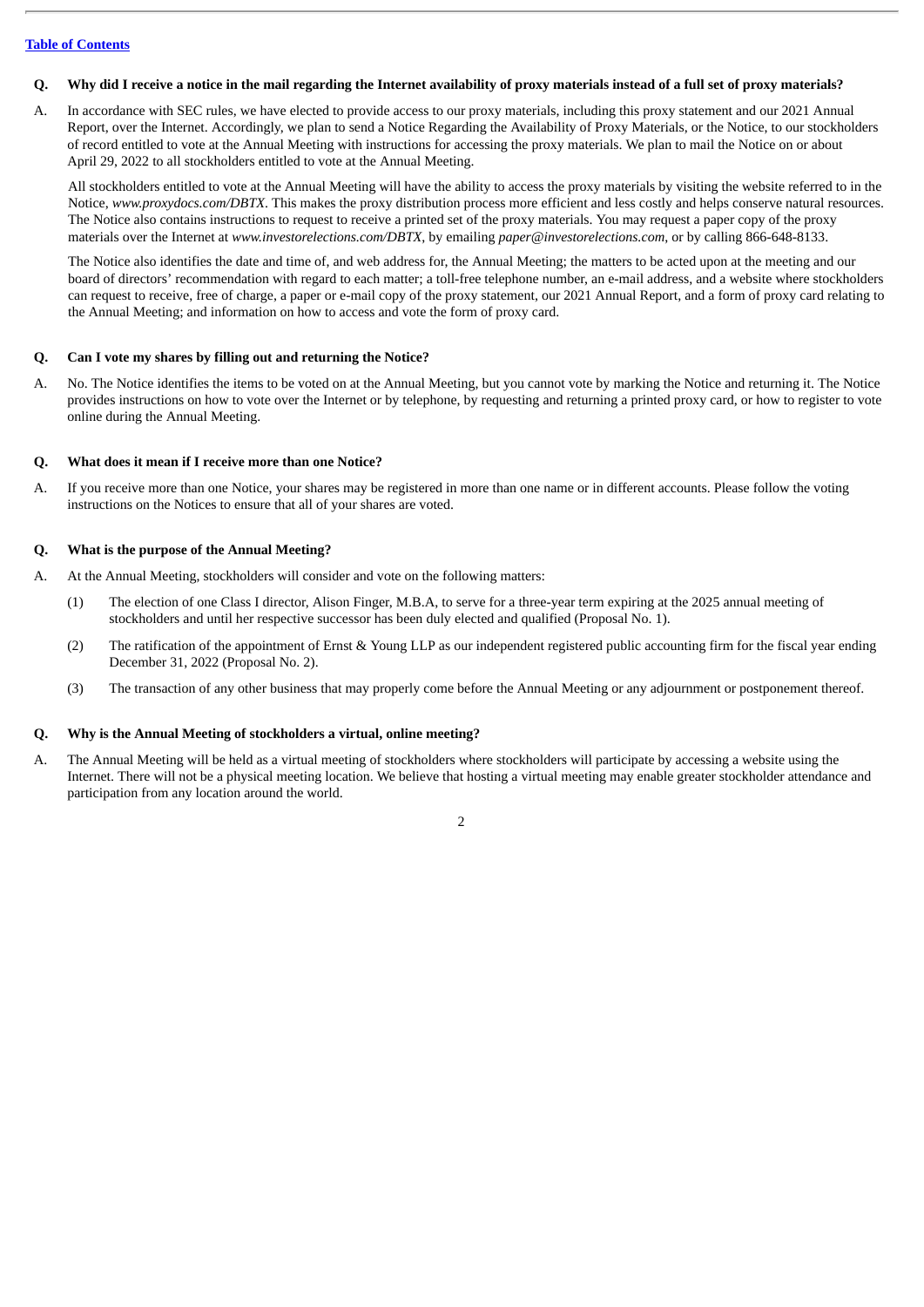[Table of Contents](#)

**Q. Why did I receive a notice in the mail regarding the Internet availability of proxy materials instead of a full set of proxy materials?**

A. In accordance with SEC rules, we have elected to provide access to our proxy materials, including this proxy statement and our 2021 Annual Report, over the Internet. Accordingly, we plan to send a Notice Regarding the Availability of Proxy Materials, or the Notice, to our stockholders of record entitled to vote at the Annual Meeting with instructions for accessing the proxy materials. We plan to mail the Notice on or about April 29, 2022 to all stockholders entitled to vote at the Annual Meeting.

All stockholders entitled to vote at the Annual Meeting will have the ability to access the proxy materials by visiting the website referred to in the Notice, *www.proxydocs.com/DBTX*. This makes the proxy distribution process more efficient and less costly and helps conserve natural resources. The Notice also contains instructions to request to receive a printed set of the proxy materials. You may request a paper copy of the proxy materials over the Internet at *www.investorelections.com/DBTX*, by emailing *paper@investorelections.com*, or by calling 866-648-8133.

The Notice also identifies the date and time of, and web address for, the Annual Meeting; the matters to be acted upon at the meeting and our board of directors' recommendation with regard to each matter; a toll-free telephone number, an e-mail address, and a website where stockholders can request to receive, free of charge, a paper or e-mail copy of the proxy statement, our 2021 Annual Report, and a form of proxy card relating to the Annual Meeting; and information on how to access and vote the form of proxy card.

**Q. Can I vote my shares by filling out and returning the Notice?**

A. No. The Notice identifies the items to be voted on at the Annual Meeting, but you cannot vote by marking the Notice and returning it. The Notice provides instructions on how to vote over the Internet or by telephone, by requesting and returning a printed proxy card, or how to register to vote online during the Annual Meeting.

**Q. What does it mean if I receive more than one Notice?**

A. If you receive more than one Notice, your shares may be registered in more than one name or in different accounts. Please follow the voting instructions on the Notices to ensure that all of your shares are voted.

**Q. What is the purpose of the Annual Meeting?**

A. At the Annual Meeting, stockholders will consider and vote on the following matters:

(1) The election of one Class I director, Alison Finger, M.B.A, to serve for a three-year term expiring at the 2025 annual meeting of stockholders and until her respective successor has been duly elected and qualified (Proposal No. 1).

(2) The ratification of the appointment of Ernst & Young LLP as our independent registered public accounting firm for the fiscal year ending December 31, 2022 (Proposal No. 2).

(3) The transaction of any other business that may properly come before the Annual Meeting or any adjournment or postponement thereof.

**Q. Why is the Annual Meeting of stockholders a virtual, online meeting?**

A. The Annual Meeting will be held as a virtual meeting of stockholders where stockholders will participate by accessing a website using the Internet. There will not be a physical meeting location. We believe that hosting a virtual meeting may enable greater stockholder attendance and participation from any location around the world.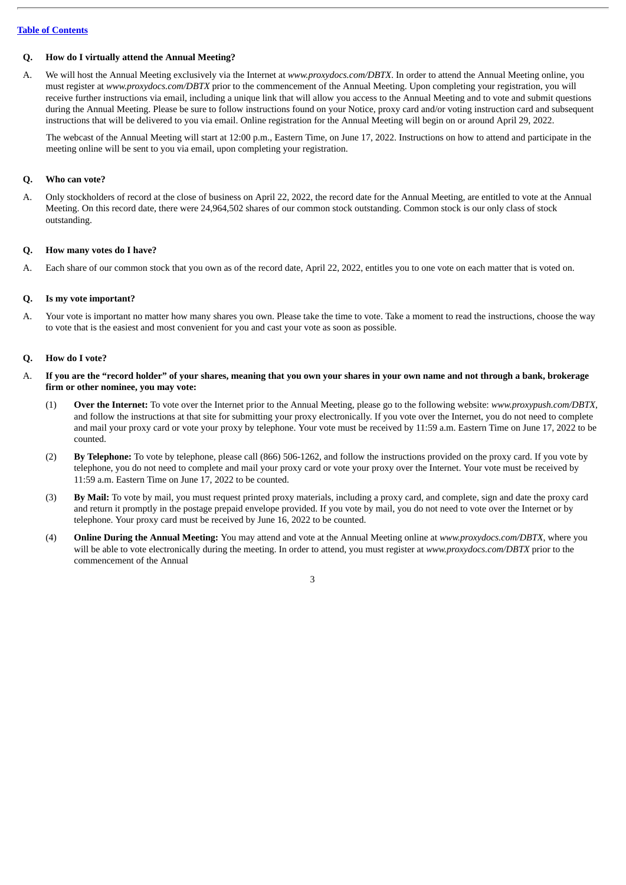**Q. How do I virtually attend the Annual Meeting?**

A. We will host the Annual Meeting exclusively via the Internet at *www.proxydocs.com/DBTX*. In order to attend the Annual Meeting online, you must register at *www.proxydocs.com/DBTX* prior to the commencement of the Annual Meeting. Upon completing your registration, you will receive further instructions via email, including a unique link that will allow you access to the Annual Meeting and to vote and submit questions during the Annual Meeting. Please be sure to follow instructions found on your Notice, proxy card and/or voting instruction card and subsequent instructions that will be delivered to you via email. Online registration for the Annual Meeting will begin on or around April 29, 2022.

The webcast of the Annual Meeting will start at 12:00 p.m., Eastern Time, on June 17, 2022. Instructions on how to attend and participate in the meeting online will be sent to you via email, upon completing your registration.

**Q. Who can vote?**

A. Only stockholders of record at the close of business on April 22, 2022, the record date for the Annual Meeting, are entitled to vote at the Annual Meeting. On this record date, there were 24,964,502 shares of our common stock outstanding. Common stock is our only class of stock outstanding.

**Q. How many votes do I have?**

A. Each share of our common stock that you own as of the record date, April 22, 2022, entitles you to one vote on each matter that is voted on.

**Q. Is my vote important?**

A. Your vote is important no matter how many shares you own. Please take the time to vote. Take a moment to read the instructions, choose the way to vote that is the easiest and most convenient for you and cast your vote as soon as possible.

**Q. How do I vote?**

A. **If you are the "record holder" of your shares, meaning that you own your shares in your own name and not through a bank, brokerage firm or other nominee, you may vote:**

(1) **Over the Internet:** To vote over the Internet prior to the Annual Meeting, please go to the following website: *www.proxypush.com/DBTX*, and follow the instructions at that site for submitting your proxy electronically. If you vote over the Internet, you do not need to complete and mail your proxy card or vote your proxy by telephone. Your vote must be received by 11:59 a.m. Eastern Time on June 17, 2022 to be counted.

(2) **By Telephone:** To vote by telephone, please call (866) 506-1262, and follow the instructions provided on the proxy card. If you vote by telephone, you do not need to complete and mail your proxy card or vote your proxy over the Internet. Your vote must be received by 11:59 a.m. Eastern Time on June 17, 2022 to be counted.

(3) **By Mail:** To vote by mail, you must request printed proxy materials, including a proxy card, and complete, sign and date the proxy card and return it promptly in the postage prepaid envelope provided. If you vote by mail, you do not need to vote over the Internet or by telephone. Your proxy card must be received by June 16, 2022 to be counted.

(4) **Online During the Annual Meeting:** You may attend and vote at the Annual Meeting online at *www.proxydocs.com/DBTX*, where you will be able to vote electronically during the meeting. In order to attend, you must register at *www.proxydocs.com/DBTX* prior to the commencement of the Annual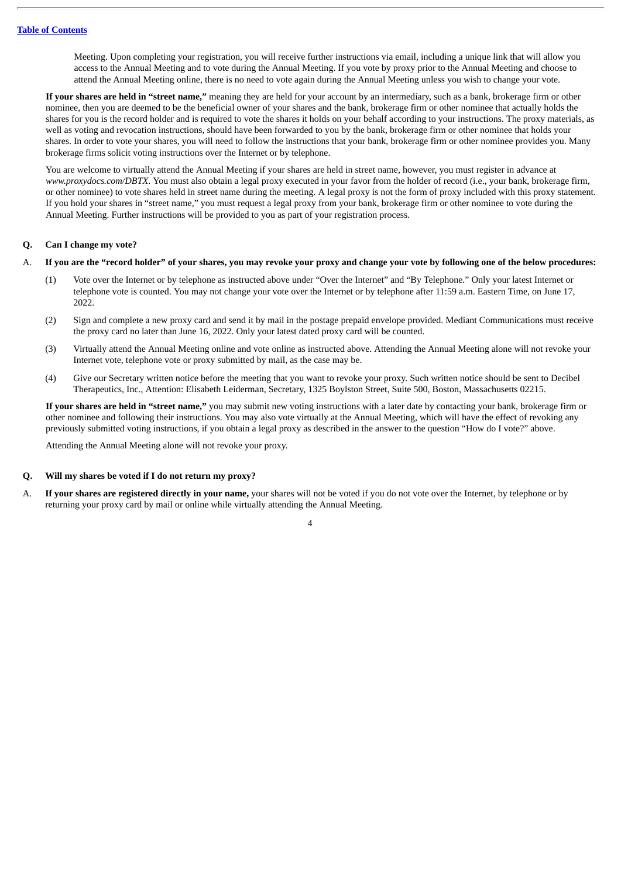Meeting. Upon completing your registration, you will receive further instructions via email, including a unique link that will allow you access to the Annual Meeting and to vote during the Annual Meeting. If you vote by proxy prior to the Annual Meeting and choose to attend the Annual Meeting online, there is no need to vote again during the Annual Meeting unless you wish to change your vote.

**If your shares are held in "street name,"** meaning they are held for your account by an intermediary, such as a bank, brokerage firm or other nominee, then you are deemed to be the beneficial owner of your shares and the bank, brokerage firm or other nominee that actually holds the shares for you is the record holder and is required to vote the shares it holds on your behalf according to your instructions. The proxy materials, as well as voting and revocation instructions, should have been forwarded to you by the bank, brokerage firm or other nominee that holds your shares. In order to vote your shares, you will need to follow the instructions that your bank, brokerage firm or other nominee provides you. Many brokerage firms solicit voting instructions over the Internet or by telephone.

You are welcome to virtually attend the Annual Meeting if your shares are held in street name, however, you must register in advance at *www.proxydocs.com/DBTX*. You must also obtain a legal proxy executed in your favor from the holder of record (i.e., your bank, brokerage firm, or other nominee) to vote shares held in street name during the meeting. A legal proxy is not the form of proxy included with this proxy statement. If you hold your shares in "street name," you must request a legal proxy from your bank, brokerage firm or other nominee to vote during the Annual Meeting. Further instructions will be provided to you as part of your registration process.

**Q. Can I change my vote?**

A. **If you are the "record holder" of your shares, you may revoke your proxy and change your vote by following one of the below procedures:**

(1) Vote over the Internet or by telephone as instructed above under "Over the Internet" and "By Telephone." Only your latest Internet or telephone vote is counted. You may not change your vote over the Internet or by telephone after 11:59 a.m. Eastern Time, on June 17, 2022.

(2) Sign and complete a new proxy card and send it by mail in the postage prepaid envelope provided. Mediant Communications must receive the proxy card no later than June 16, 2022. Only your latest dated proxy card will be counted.

(3) Virtually attend the Annual Meeting online and vote online as instructed above. Attending the Annual Meeting alone will not revoke your Internet vote, telephone vote or proxy submitted by mail, as the case may be.

(4) Give our Secretary written notice before the meeting that you want to revoke your proxy. Such written notice should be sent to Decibel Therapeutics, Inc., Attention: Elisabeth Leiderman, Secretary, 1325 Boylston Street, Suite 500, Boston, Massachusetts 02215.

**If your shares are held in "street name,"** you may submit new voting instructions with a later date by contacting your bank, brokerage firm or other nominee and following their instructions. You may also vote virtually at the Annual Meeting, which will have the effect of revoking any previously submitted voting instructions, if you obtain a legal proxy as described in the answer to the question "How do I vote?" above.

Attending the Annual Meeting alone will not revoke your proxy.

**Q. Will my shares be voted if I do not return my proxy?**

A. **If your shares are registered directly in your name,** your shares will not be voted if you do not vote over the Internet, by telephone or by returning your proxy card by mail or online while virtually attending the Annual Meeting.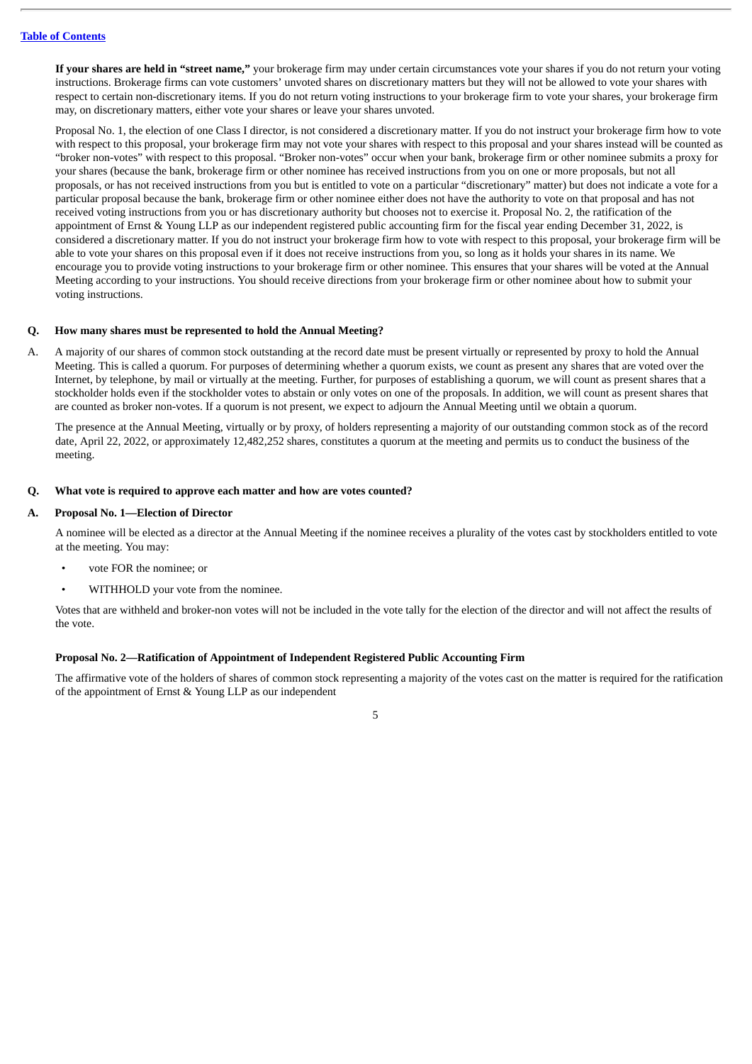**If your shares are held in "street name,"** your brokerage firm may under certain circumstances vote your shares if you do not return your voting instructions. Brokerage firms can vote customers' unvoted shares on discretionary matters but they will not be allowed to vote your shares with respect to certain non-discretionary items. If you do not return voting instructions to your brokerage firm to vote your shares, your brokerage firm may, on discretionary matters, either vote your shares or leave your shares unvoted.

Proposal No. 1, the election of one Class I director, is not considered a discretionary matter. If you do not instruct your brokerage firm how to vote with respect to this proposal, your brokerage firm may not vote your shares with respect to this proposal and your shares instead will be counted as "broker non-votes" with respect to this proposal. "Broker non-votes" occur when your bank, brokerage firm or other nominee submits a proxy for your shares (because the bank, brokerage firm or other nominee has received instructions from you on one or more proposals, but not all proposals, or has not received instructions from you but is entitled to vote on a particular "discretionary" matter) but does not indicate a vote for a particular proposal because the bank, brokerage firm or other nominee either does not have the authority to vote on that proposal and has not received voting instructions from you or has discretionary authority but chooses not to exercise it. Proposal No. 2, the ratification of the appointment of Ernst & Young LLP as our independent registered public accounting firm for the fiscal year ending December 31, 2022, is considered a discretionary matter. If you do not instruct your brokerage firm how to vote with respect to this proposal, your brokerage firm will be able to vote your shares on this proposal even if it does not receive instructions from you, so long as it holds your shares in its name. We encourage you to provide voting instructions to your brokerage firm or other nominee. This ensures that your shares will be voted at the Annual Meeting according to your instructions. You should receive directions from your brokerage firm or other nominee about how to submit your voting instructions.

**Q. How many shares must be represented to hold the Annual Meeting?**

A. A majority of our shares of common stock outstanding at the record date must be present virtually or represented by proxy to hold the Annual Meeting. This is called a quorum. For purposes of determining whether a quorum exists, we count as present any shares that are voted over the Internet, by telephone, by mail or virtually at the meeting. Further, for purposes of establishing a quorum, we will count as present shares that a stockholder holds even if the stockholder votes to abstain or only votes on one of the proposals. In addition, we will count as present shares that are counted as broker non-votes. If a quorum is not present, we expect to adjourn the Annual Meeting until we obtain a quorum.

The presence at the Annual Meeting, virtually or by proxy, of holders representing a majority of our outstanding common stock as of the record date, April 22, 2022, or approximately 12,482,252 shares, constitutes a quorum at the meeting and permits us to conduct the business of the meeting.

**Q. What vote is required to approve each matter and how are votes counted?**

**A. Proposal No. 1—Election of Director**

A nominee will be elected as a director at the Annual Meeting if the nominee receives a plurality of the votes cast by stockholders entitled to vote at the meeting. You may:

- vote FOR the nominee; or
- WITHHOLD your vote from the nominee.

Votes that are withheld and broker-non votes will not be included in the vote tally for the election of the director and will not affect the results of the vote.

**Proposal No. 2—Ratification of Appointment of Independent Registered Public Accounting Firm**

The affirmative vote of the holders of shares of common stock representing a majority of the votes cast on the matter is required for the ratification of the appointment of Ernst & Young LLP as our independent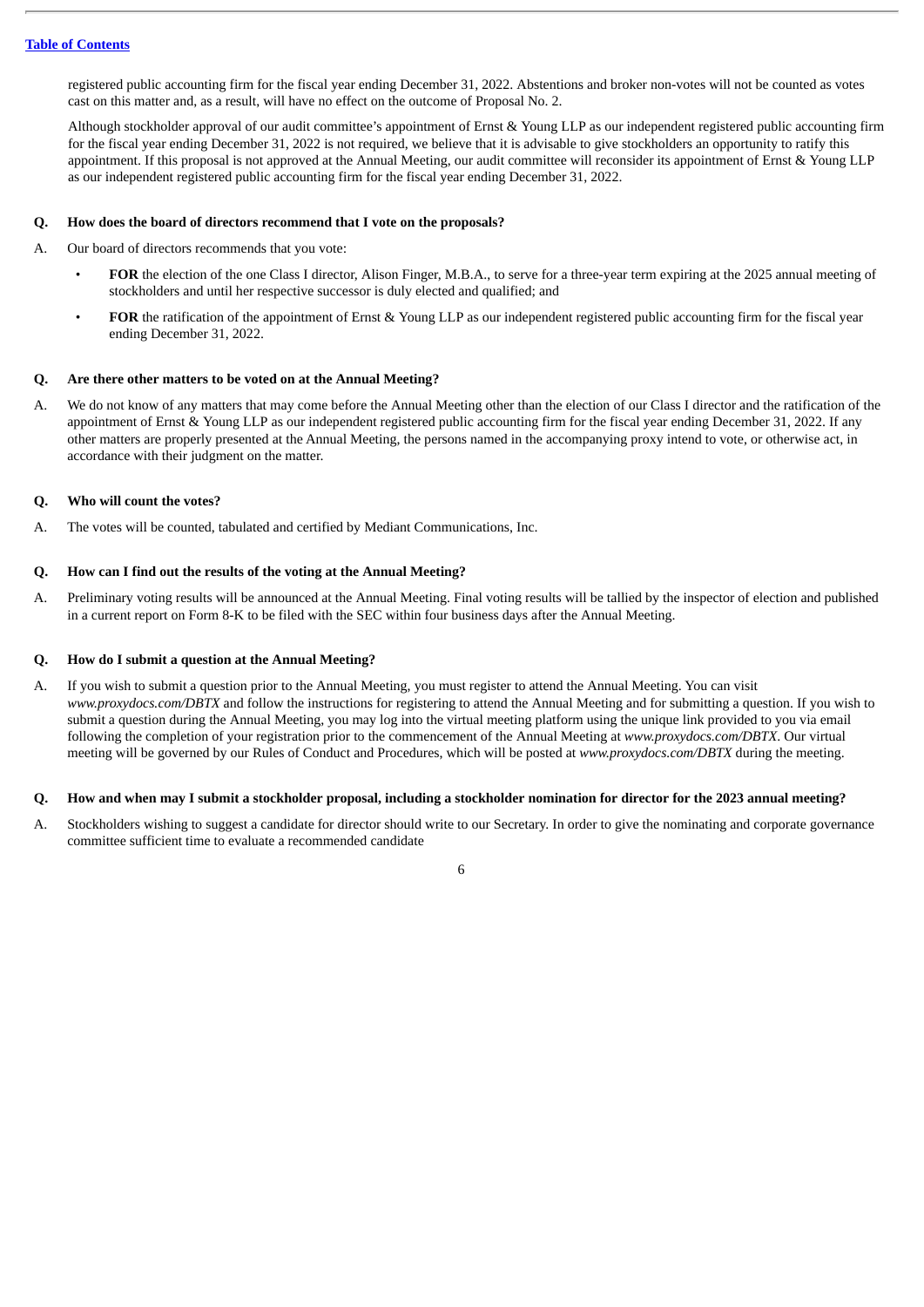registered public accounting firm for the fiscal year ending December 31, 2022. Abstentions and broker non-votes will not be counted as votes cast on this matter and, as a result, will have no effect on the outcome of Proposal No. 2.

Although stockholder approval of our audit committee's appointment of Ernst & Young LLP as our independent registered public accounting firm for the fiscal year ending December 31, 2022 is not required, we believe that it is advisable to give stockholders an opportunity to ratify this appointment. If this proposal is not approved at the Annual Meeting, our audit committee will reconsider its appointment of Ernst & Young LLP as our independent registered public accounting firm for the fiscal year ending December 31, 2022.

**Q. How does the board of directors recommend that I vote on the proposals?**

A. Our board of directors recommends that you vote:

- **FOR** the election of the one Class I director, Alison Finger, M.B.A., to serve for a three-year term expiring at the 2025 annual meeting of stockholders and until her respective successor is duly elected and qualified; and
- **FOR** the ratification of the appointment of Ernst & Young LLP as our independent registered public accounting firm for the fiscal year ending December 31, 2022.

**Q. Are there other matters to be voted on at the Annual Meeting?**

A. We do not know of any matters that may come before the Annual Meeting other than the election of our Class I director and the ratification of the appointment of Ernst & Young LLP as our independent registered public accounting firm for the fiscal year ending December 31, 2022. If any other matters are properly presented at the Annual Meeting, the persons named in the accompanying proxy intend to vote, or otherwise act, in accordance with their judgment on the matter.

**Q. Who will count the votes?**

A. The votes will be counted, tabulated and certified by Mediant Communications, Inc.

**Q. How can I find out the results of the voting at the Annual Meeting?**

A. Preliminary voting results will be announced at the Annual Meeting. Final voting results will be tallied by the inspector of election and published in a current report on Form 8-K to be filed with the SEC within four business days after the Annual Meeting.

**Q. How do I submit a question at the Annual Meeting?**

A. If you wish to submit a question prior to the Annual Meeting, you must register to attend the Annual Meeting. You can visit *www.proxydocs.com/DBTX* and follow the instructions for registering to attend the Annual Meeting and for submitting a question. If you wish to submit a question during the Annual Meeting, you may log into the virtual meeting platform using the unique link provided to you via email following the completion of your registration prior to the commencement of the Annual Meeting at *www.proxydocs.com/DBTX*. Our virtual meeting will be governed by our Rules of Conduct and Procedures, which will be posted at *www.proxydocs.com/DBTX* during the meeting.

**Q. How and when may I submit a stockholder proposal, including a stockholder nomination for director for the 2023 annual meeting?**

A. Stockholders wishing to suggest a candidate for director should write to our Secretary. In order to give the nominating and corporate governance committee sufficient time to evaluate a recommended candidate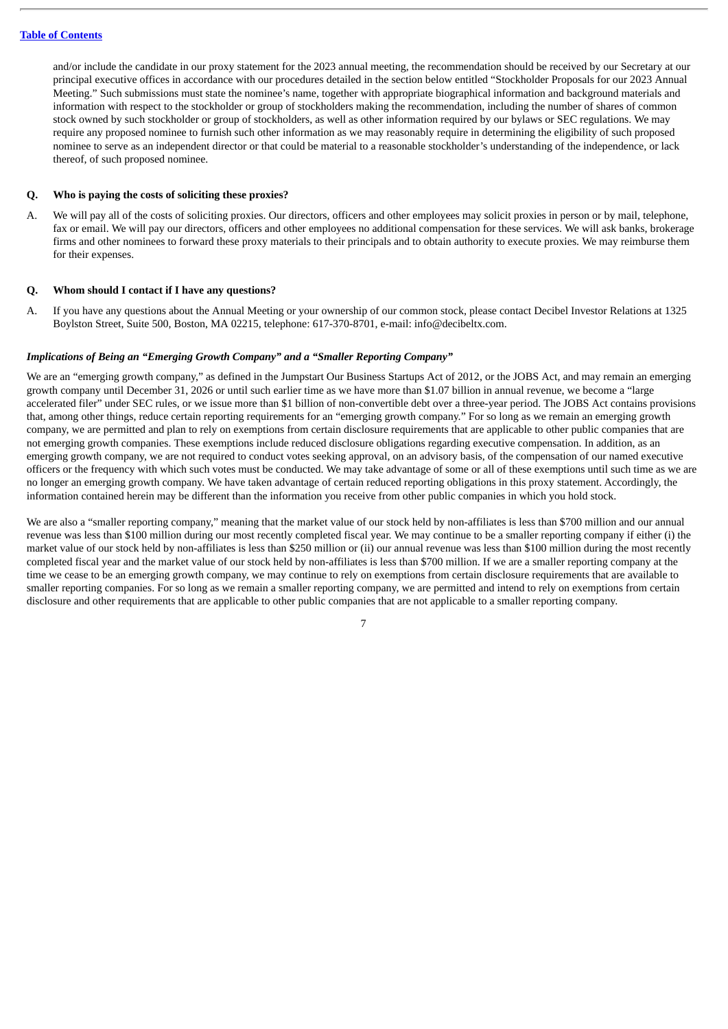and/or include the candidate in our proxy statement for the 2023 annual meeting, the recommendation should be received by our Secretary at our principal executive offices in accordance with our procedures detailed in the section below entitled "Stockholder Proposals for our 2023 Annual Meeting." Such submissions must state the nominee's name, together with appropriate biographical information and background materials and information with respect to the stockholder or group of stockholders making the recommendation, including the number of shares of common stock owned by such stockholder or group of stockholders, as well as other information required by our bylaws or SEC regulations. We may require any proposed nominee to furnish such other information as we may reasonably require in determining the eligibility of such proposed nominee to serve as an independent director or that could be material to a reasonable stockholder's understanding of the independence, or lack thereof, of such proposed nominee.

**Q. Who is paying the costs of soliciting these proxies?**

A. We will pay all of the costs of soliciting proxies. Our directors, officers and other employees may solicit proxies in person or by mail, telephone, fax or email. We will pay our directors, officers and other employees no additional compensation for these services. We will ask banks, brokerage firms and other nominees to forward these proxy materials to their principals and to obtain authority to execute proxies. We may reimburse them for their expenses.

**Q. Whom should I contact if I have any questions?**

A. If you have any questions about the Annual Meeting or your ownership of our common stock, please contact Decibel Investor Relations at 1325 Boylston Street, Suite 500, Boston, MA 02215, telephone: 617-370-8701, e-mail: info@decibeltx.com.

***Implications of Being an "Emerging Growth Company" and a "Smaller Reporting Company"***

We are an "emerging growth company," as defined in the Jumpstart Our Business Startups Act of 2012, or the JOBS Act, and may remain an emerging growth company until December 31, 2026 or until such earlier time as we have more than $1.07 billion in annual revenue, we become a "large accelerated filer" under SEC rules, or we issue more than $1 billion of non-convertible debt over a three-year period. The JOBS Act contains provisions that, among other things, reduce certain reporting requirements for an "emerging growth company." For so long as we remain an emerging growth company, we are permitted and plan to rely on exemptions from certain disclosure requirements that are applicable to other public companies that are not emerging growth companies. These exemptions include reduced disclosure obligations regarding executive compensation. In addition, as an emerging growth company, we are not required to conduct votes seeking approval, on an advisory basis, of the compensation of our named executive officers or the frequency with which such votes must be conducted. We may take advantage of some or all of these exemptions until such time as we are no longer an emerging growth company. We have taken advantage of certain reduced reporting obligations in this proxy statement. Accordingly, the information contained herein may be different than the information you receive from other public companies in which you hold stock.

We are also a "smaller reporting company," meaning that the market value of our stock held by non-affiliates is less than $700 million and our annual revenue was less than $100 million during our most recently completed fiscal year. We may continue to be a smaller reporting company if either (i) the market value of our stock held by non-affiliates is less than $250 million or (ii) our annual revenue was less than $100 million during the most recently completed fiscal year and the market value of our stock held by non-affiliates is less than $700 million. If we are a smaller reporting company at the time we cease to be an emerging growth company, we may continue to rely on exemptions from certain disclosure requirements that are available to smaller reporting companies. For so long as we remain a smaller reporting company, we are permitted and intend to rely on exemptions from certain disclosure and other requirements that are applicable to other public companies that are not applicable to a smaller reporting company.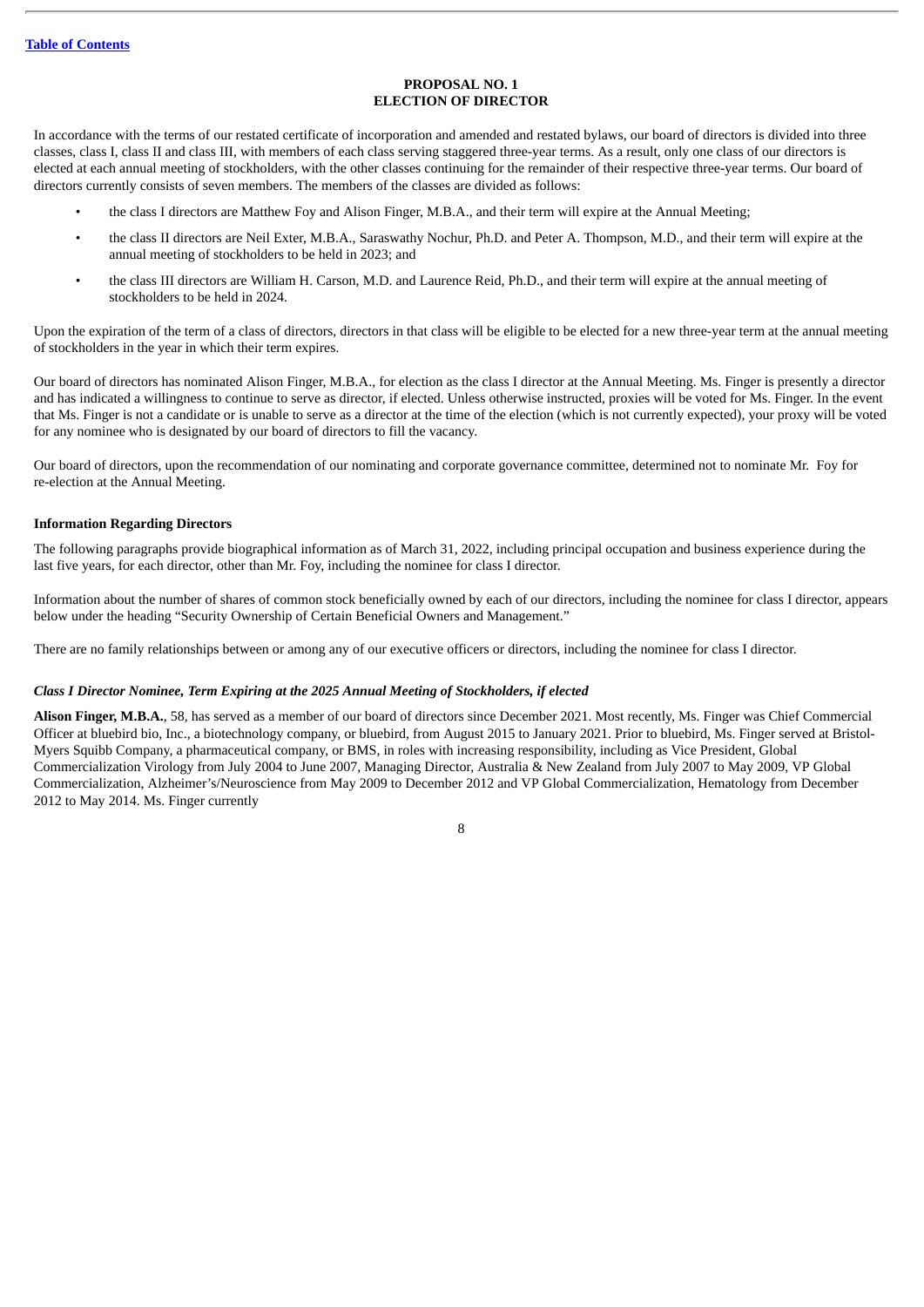Table of Contents

# PROPOSAL NO. 1
# ELECTION OF DIRECTOR

In accordance with the terms of our restated certificate of incorporation and amended and restated bylaws, our board of directors is divided into three classes, class I, class II and class III, with members of each class serving staggered three-year terms. As a result, only one class of our directors is elected at each annual meeting of stockholders, with the other classes continuing for the remainder of their respective three-year terms. Our board of directors currently consists of seven members. The members of the classes are divided as follows:

- the class I directors are Matthew Foy and Alison Finger, M.B.A., and their term will expire at the Annual Meeting;
- the class II directors are Neil Exter, M.B.A., Saraswathy Nochur, Ph.D. and Peter A. Thompson, M.D., and their term will expire at the annual meeting of stockholders to be held in 2023; and
- the class III directors are William H. Carson, M.D. and Laurence Reid, Ph.D., and their term will expire at the annual meeting of stockholders to be held in 2024.

Upon the expiration of the term of a class of directors, directors in that class will be eligible to be elected for a new three-year term at the annual meeting of stockholders in the year in which their term expires.

Our board of directors has nominated Alison Finger, M.B.A., for election as the class I director at the Annual Meeting. Ms. Finger is presently a director and has indicated a willingness to continue to serve as director, if elected. Unless otherwise instructed, proxies will be voted for Ms. Finger. In the event that Ms. Finger is not a candidate or is unable to serve as a director at the time of the election (which is not currently expected), your proxy will be voted for any nominee who is designated by our board of directors to fill the vacancy.

Our board of directors, upon the recommendation of our nominating and corporate governance committee, determined not to nominate Mr. Foy for re-election at the Annual Meeting.

### Information Regarding Directors

The following paragraphs provide biographical information as of March 31, 2022, including principal occupation and business experience during the last five years, for each director, other than Mr. Foy, including the nominee for class I director.

Information about the number of shares of common stock beneficially owned by each of our directors, including the nominee for class I director, appears below under the heading "Security Ownership of Certain Beneficial Owners and Management."

There are no family relationships between or among any of our executive officers or directors, including the nominee for class I director.

#### *Class I Director Nominee, Term Expiring at the 2025 Annual Meeting of Stockholders, if elected*

**Alison Finger, M.B.A.**, 58, has served as a member of our board of directors since December 2021. Most recently, Ms. Finger was Chief Commercial Officer at bluebird bio, Inc., a biotechnology company, or bluebird, from August 2015 to January 2021. Prior to bluebird, Ms. Finger served at Bristol-Myers Squibb Company, a pharmaceutical company, or BMS, in roles with increasing responsibility, including as Vice President, Global Commercialization Virology from July 2004 to June 2007, Managing Director, Australia & New Zealand from July 2007 to May 2009, VP Global Commercialization, Alzheimer's/Neuroscience from May 2009 to December 2012 and VP Global Commercialization, Hematology from December 2012 to May 2014. Ms. Finger currently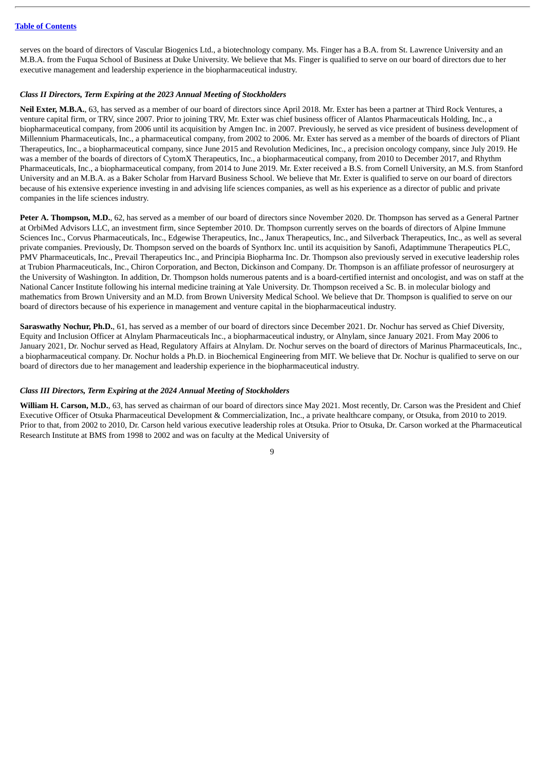serves on the board of directors of Vascular Biogenics Ltd., a biotechnology company. Ms. Finger has a B.A. from St. Lawrence University and an M.B.A. from the Fuqua School of Business at Duke University. We believe that Ms. Finger is qualified to serve on our board of directors due to her executive management and leadership experience in the biopharmaceutical industry.

***Class II Directors, Term Expiring at the 2023 Annual Meeting of Stockholders***

**Neil Exter, M.B.A.**, 63, has served as a member of our board of directors since April 2018. Mr. Exter has been a partner at Third Rock Ventures, a venture capital firm, or TRV, since 2007. Prior to joining TRV, Mr. Exter was chief business officer of Alantos Pharmaceuticals Holding, Inc., a biopharmaceutical company, from 2006 until its acquisition by Amgen Inc. in 2007. Previously, he served as vice president of business development of Millennium Pharmaceuticals, Inc., a pharmaceutical company, from 2002 to 2006. Mr. Exter has served as a member of the boards of directors of Pliant Therapeutics, Inc., a biopharmaceutical company, since June 2015 and Revolution Medicines, Inc., a precision oncology company, since July 2019. He was a member of the boards of directors of CytomX Therapeutics, Inc., a biopharmaceutical company, from 2010 to December 2017, and Rhythm Pharmaceuticals, Inc., a biopharmaceutical company, from 2014 to June 2019. Mr. Exter received a B.S. from Cornell University, an M.S. from Stanford University and an M.B.A. as a Baker Scholar from Harvard Business School. We believe that Mr. Exter is qualified to serve on our board of directors because of his extensive experience investing in and advising life sciences companies, as well as his experience as a director of public and private companies in the life sciences industry.

**Peter A. Thompson, M.D.**, 62, has served as a member of our board of directors since November 2020. Dr. Thompson has served as a General Partner at OrbiMed Advisors LLC, an investment firm, since September 2010. Dr. Thompson currently serves on the boards of directors of Alpine Immune Sciences Inc., Corvus Pharmaceuticals, Inc., Edgewise Therapeutics, Inc., Janux Therapeutics, Inc., and Silverback Therapeutics, Inc., as well as several private companies. Previously, Dr. Thompson served on the boards of Synthorx Inc. until its acquisition by Sanofi, Adaptimmune Therapeutics PLC, PMV Pharmaceuticals, Inc., Prevail Therapeutics Inc., and Principia Biopharma Inc. Dr. Thompson also previously served in executive leadership roles at Trubion Pharmaceuticals, Inc., Chiron Corporation, and Becton, Dickinson and Company. Dr. Thompson is an affiliate professor of neurosurgery at the University of Washington. In addition, Dr. Thompson holds numerous patents and is a board-certified internist and oncologist, and was on staff at the National Cancer Institute following his internal medicine training at Yale University. Dr. Thompson received a Sc. B. in molecular biology and mathematics from Brown University and an M.D. from Brown University Medical School. We believe that Dr. Thompson is qualified to serve on our board of directors because of his experience in management and venture capital in the biopharmaceutical industry.

**Saraswathy Nochur, Ph.D.**, 61, has served as a member of our board of directors since December 2021. Dr. Nochur has served as Chief Diversity, Equity and Inclusion Officer at Alnylam Pharmaceuticals Inc., a biopharmaceutical industry, or Alnylam, since January 2021. From May 2006 to January 2021, Dr. Nochur served as Head, Regulatory Affairs at Alnylam. Dr. Nochur serves on the board of directors of Marinus Pharmaceuticals, Inc., a biopharmaceutical company. Dr. Nochur holds a Ph.D. in Biochemical Engineering from MIT. We believe that Dr. Nochur is qualified to serve on our board of directors due to her management and leadership experience in the biopharmaceutical industry.

***Class III Directors, Term Expiring at the 2024 Annual Meeting of Stockholders***

**William H. Carson, M.D.**, 63, has served as chairman of our board of directors since May 2021. Most recently, Dr. Carson was the President and Chief Executive Officer of Otsuka Pharmaceutical Development & Commercialization, Inc., a private healthcare company, or Otsuka, from 2010 to 2019. Prior to that, from 2002 to 2010, Dr. Carson held various executive leadership roles at Otsuka. Prior to Otsuka, Dr. Carson worked at the Pharmaceutical Research Institute at BMS from 1998 to 2002 and was on faculty at the Medical University of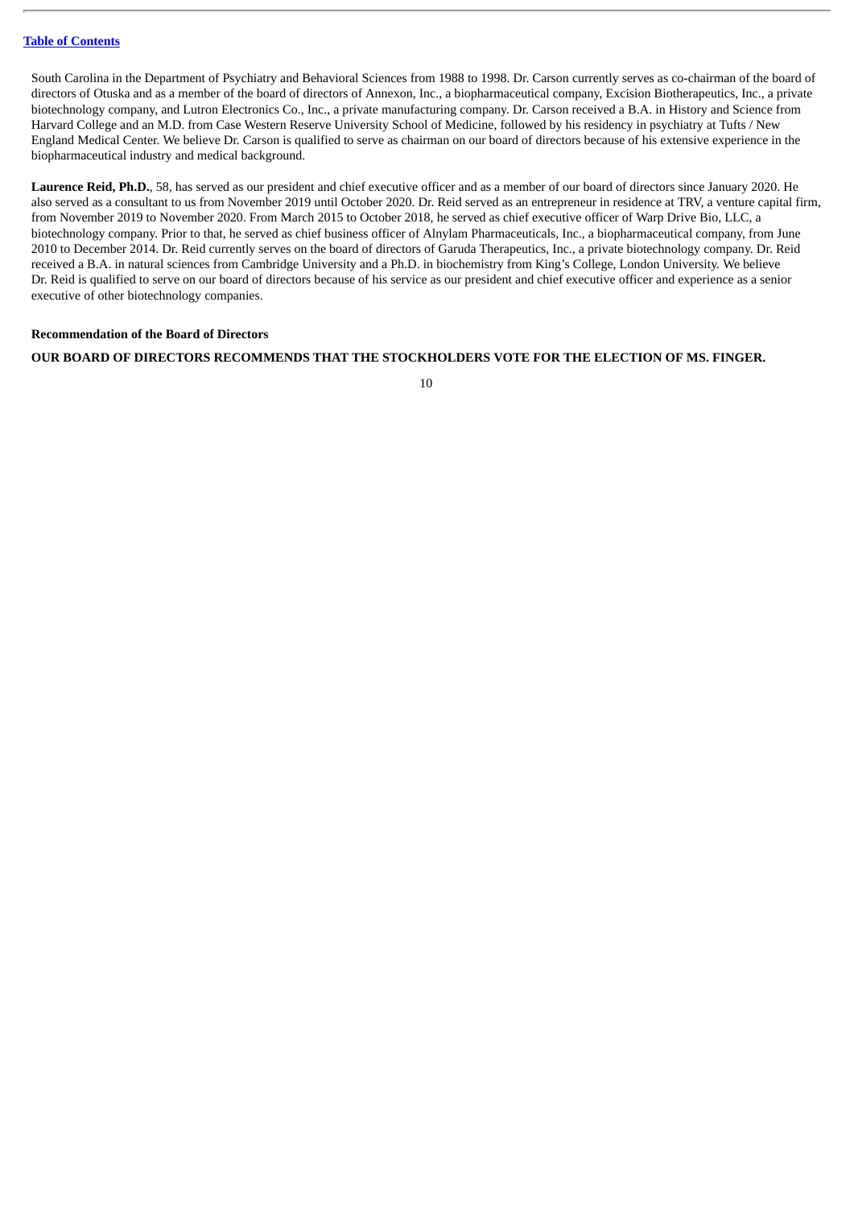South Carolina in the Department of Psychiatry and Behavioral Sciences from 1988 to 1998. Dr. Carson currently serves as co-chairman of the board of directors of Otuska and as a member of the board of directors of Annexon, Inc., a biopharmaceutical company, Excision Biotherapeutics, Inc., a private biotechnology company, and Lutron Electronics Co., Inc., a private manufacturing company. Dr. Carson received a B.A. in History and Science from Harvard College and an M.D. from Case Western Reserve University School of Medicine, followed by his residency in psychiatry at Tufts / New England Medical Center. We believe Dr. Carson is qualified to serve as chairman on our board of directors because of his extensive experience in the biopharmaceutical industry and medical background.

**Laurence Reid, Ph.D.**, 58, has served as our president and chief executive officer and as a member of our board of directors since January 2020. He also served as a consultant to us from November 2019 until October 2020. Dr. Reid served as an entrepreneur in residence at TRV, a venture capital firm, from November 2019 to November 2020. From March 2015 to October 2018, he served as chief executive officer of Warp Drive Bio, LLC, a biotechnology company. Prior to that, he served as chief business officer of Alnylam Pharmaceuticals, Inc., a biopharmaceutical company, from June 2010 to December 2014. Dr. Reid currently serves on the board of directors of Garuda Therapeutics, Inc., a private biotechnology company. Dr. Reid received a B.A. in natural sciences from Cambridge University and a Ph.D. in biochemistry from King's College, London University. We believe Dr. Reid is qualified to serve on our board of directors because of his service as our president and chief executive officer and experience as a senior executive of other biotechnology companies.

**Recommendation of the Board of Directors**

**OUR BOARD OF DIRECTORS RECOMMENDS THAT THE STOCKHOLDERS VOTE FOR THE ELECTION OF MS. FINGER.**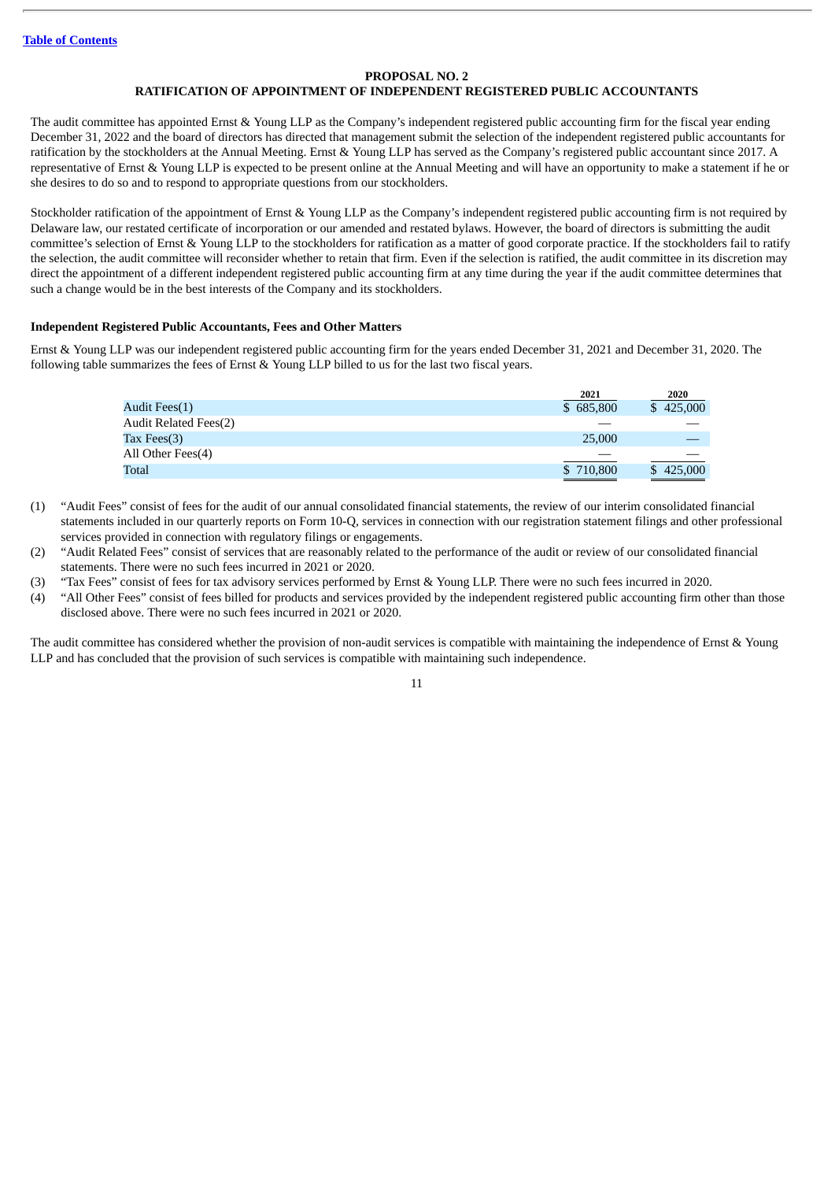[Table of Contents](#)

## PROPOSAL NO. 2
## RATIFICATION OF APPOINTMENT OF INDEPENDENT REGISTERED PUBLIC ACCOUNTANTS

The audit committee has appointed Ernst & Young LLP as the Company's independent registered public accounting firm for the fiscal year ending December 31, 2022 and the board of directors has directed that management submit the selection of the independent registered public accountants for ratification by the stockholders at the Annual Meeting. Ernst & Young LLP has served as the Company's registered public accountant since 2017. A representative of Ernst & Young LLP is expected to be present online at the Annual Meeting and will have an opportunity to make a statement if he or she desires to do so and to respond to appropriate questions from our stockholders.

Stockholder ratification of the appointment of Ernst & Young LLP as the Company's independent registered public accounting firm is not required by Delaware law, our restated certificate of incorporation or our amended and restated bylaws. However, the board of directors is submitting the audit committee's selection of Ernst & Young LLP to the stockholders for ratification as a matter of good corporate practice. If the stockholders fail to ratify the selection, the audit committee will reconsider whether to retain that firm. Even if the selection is ratified, the audit committee in its discretion may direct the appointment of a different independent registered public accounting firm at any time during the year if the audit committee determines that such a change would be in the best interests of the Company and its stockholders.

### Independent Registered Public Accountants, Fees and Other Matters

Ernst & Young LLP was our independent registered public accounting firm for the years ended December 31, 2021 and December 31, 2020. The following table summarizes the fees of Ernst & Young LLP billed to us for the last two fiscal years.

| | 2021 | 2020 |
|---|---|---|
| Audit Fees(1) | $ 685,800 | $ 425,000 |
| Audit Related Fees(2) | — | — |
| Tax Fees(3) | 25,000 | — |
| All Other Fees(4) | — | — |
| Total | $ 710,800 | $ 425,000 |

(1) "Audit Fees" consist of fees for the audit of our annual consolidated financial statements, the review of our interim consolidated financial statements included in our quarterly reports on Form 10-Q, services in connection with our registration statement filings and other professional services provided in connection with regulatory filings or engagements.

(2) "Audit Related Fees" consist of services that are reasonably related to the performance of the audit or review of our consolidated financial statements. There were no such fees incurred in 2021 or 2020.

(3) "Tax Fees" consist of fees for tax advisory services performed by Ernst & Young LLP. There were no such fees incurred in 2020.

(4) "All Other Fees" consist of fees billed for products and services provided by the independent registered public accounting firm other than those disclosed above. There were no such fees incurred in 2021 or 2020.

The audit committee has considered whether the provision of non-audit services is compatible with maintaining the independence of Ernst & Young LLP and has concluded that the provision of such services is compatible with maintaining such independence.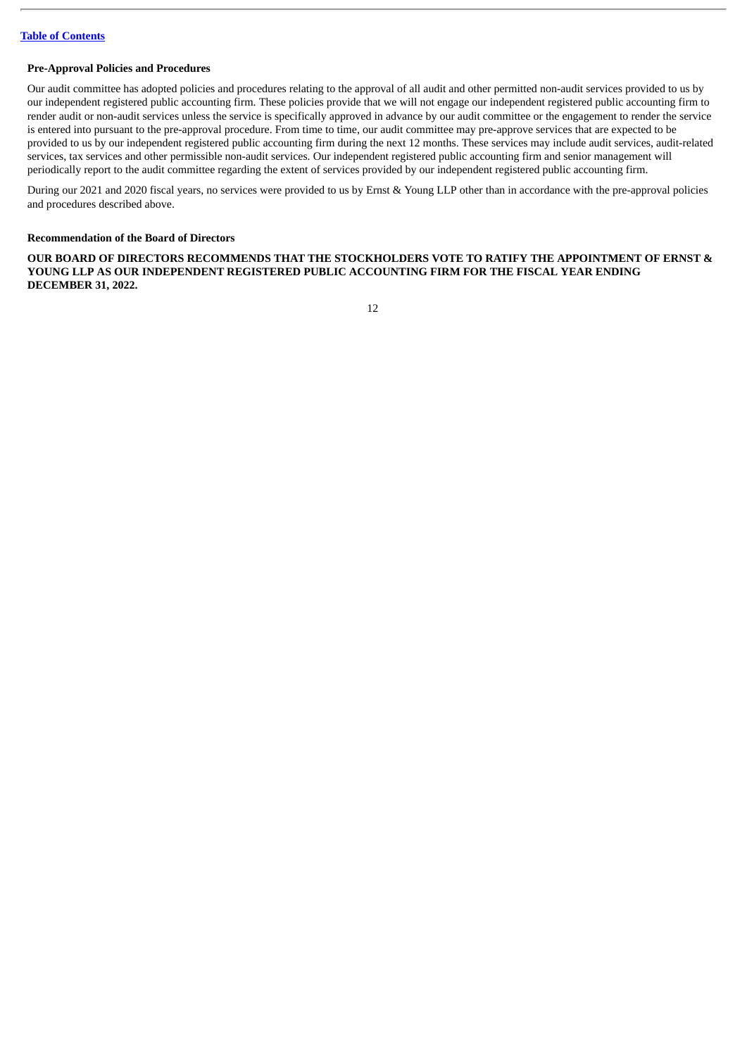**Pre-Approval Policies and Procedures**

Our audit committee has adopted policies and procedures relating to the approval of all audit and other permitted non-audit services provided to us by our independent registered public accounting firm. These policies provide that we will not engage our independent registered public accounting firm to render audit or non-audit services unless the service is specifically approved in advance by our audit committee or the engagement to render the service is entered into pursuant to the pre-approval procedure. From time to time, our audit committee may pre-approve services that are expected to be provided to us by our independent registered public accounting firm during the next 12 months. These services may include audit services, audit-related services, tax services and other permissible non-audit services. Our independent registered public accounting firm and senior management will periodically report to the audit committee regarding the extent of services provided by our independent registered public accounting firm.

During our 2021 and 2020 fiscal years, no services were provided to us by Ernst & Young LLP other than in accordance with the pre-approval policies and procedures described above.

**Recommendation of the Board of Directors**

**OUR BOARD OF DIRECTORS RECOMMENDS THAT THE STOCKHOLDERS VOTE TO RATIFY THE APPOINTMENT OF ERNST & YOUNG LLP AS OUR INDEPENDENT REGISTERED PUBLIC ACCOUNTING FIRM FOR THE FISCAL YEAR ENDING DECEMBER 31, 2022.**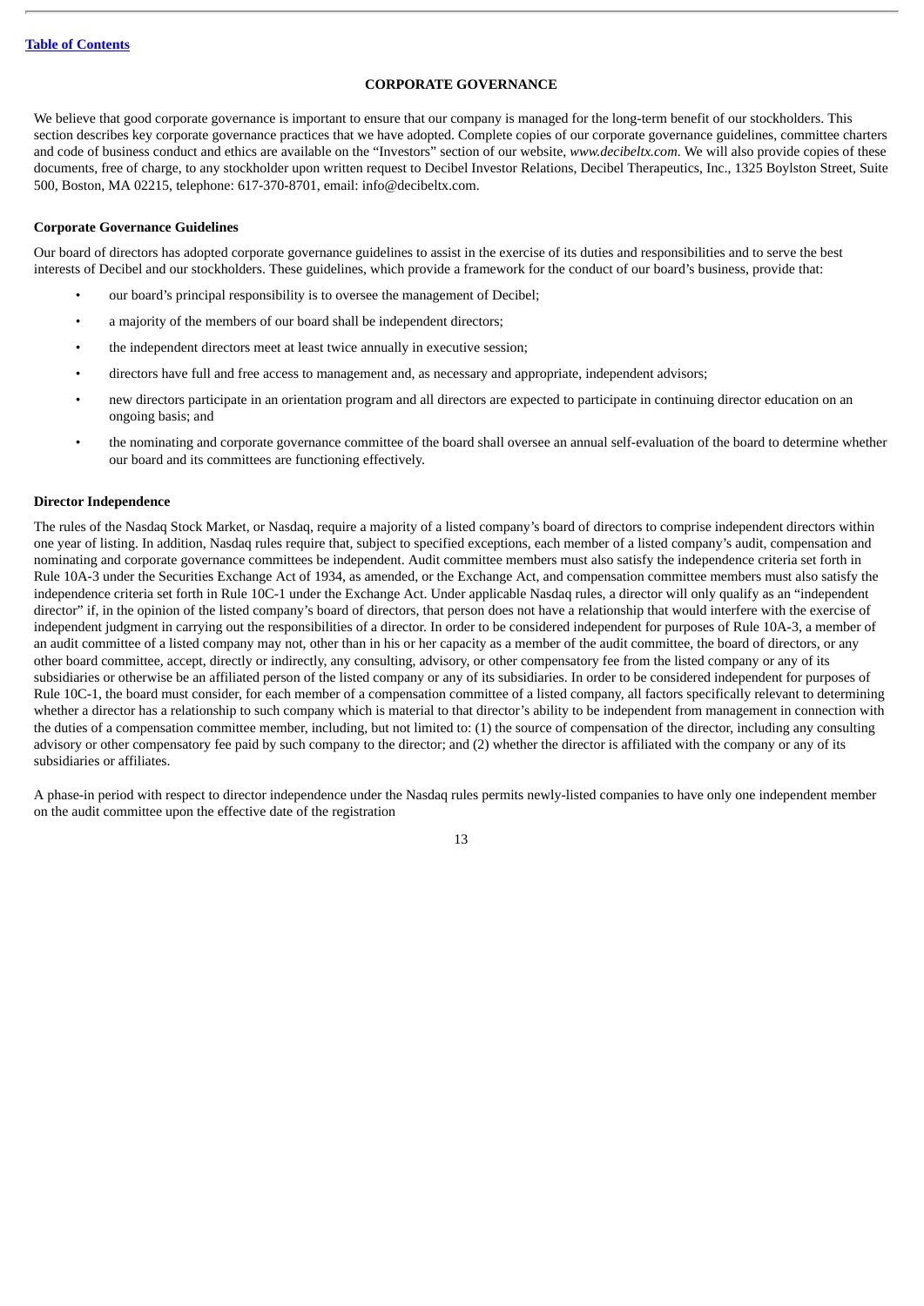## CORPORATE GOVERNANCE

We believe that good corporate governance is important to ensure that our company is managed for the long-term benefit of our stockholders. This section describes key corporate governance practices that we have adopted. Complete copies of our corporate governance guidelines, committee charters and code of business conduct and ethics are available on the "Investors" section of our website, *www.decibeltx.com*. We will also provide copies of these documents, free of charge, to any stockholder upon written request to Decibel Investor Relations, Decibel Therapeutics, Inc., 1325 Boylston Street, Suite 500, Boston, MA 02215, telephone: 617-370-8701, email: info@decibeltx.com.

### Corporate Governance Guidelines

Our board of directors has adopted corporate governance guidelines to assist in the exercise of its duties and responsibilities and to serve the best interests of Decibel and our stockholders. These guidelines, which provide a framework for the conduct of our board's business, provide that:

- our board's principal responsibility is to oversee the management of Decibel;
- a majority of the members of our board shall be independent directors;
- the independent directors meet at least twice annually in executive session;
- directors have full and free access to management and, as necessary and appropriate, independent advisors;
- new directors participate in an orientation program and all directors are expected to participate in continuing director education on an ongoing basis; and
- the nominating and corporate governance committee of the board shall oversee an annual self-evaluation of the board to determine whether our board and its committees are functioning effectively.

### Director Independence

The rules of the Nasdaq Stock Market, or Nasdaq, require a majority of a listed company's board of directors to comprise independent directors within one year of listing. In addition, Nasdaq rules require that, subject to specified exceptions, each member of a listed company's audit, compensation and nominating and corporate governance committees be independent. Audit committee members must also satisfy the independence criteria set forth in Rule 10A-3 under the Securities Exchange Act of 1934, as amended, or the Exchange Act, and compensation committee members must also satisfy the independence criteria set forth in Rule 10C-1 under the Exchange Act. Under applicable Nasdaq rules, a director will only qualify as an "independent director" if, in the opinion of the listed company's board of directors, that person does not have a relationship that would interfere with the exercise of independent judgment in carrying out the responsibilities of a director. In order to be considered independent for purposes of Rule 10A-3, a member of an audit committee of a listed company may not, other than in his or her capacity as a member of the audit committee, the board of directors, or any other board committee, accept, directly or indirectly, any consulting, advisory, or other compensatory fee from the listed company or any of its subsidiaries or otherwise be an affiliated person of the listed company or any of its subsidiaries. In order to be considered independent for purposes of Rule 10C-1, the board must consider, for each member of a compensation committee of a listed company, all factors specifically relevant to determining whether a director has a relationship to such company which is material to that director's ability to be independent from management in connection with the duties of a compensation committee member, including, but not limited to: (1) the source of compensation of the director, including any consulting advisory or other compensatory fee paid by such company to the director; and (2) whether the director is affiliated with the company or any of its subsidiaries or affiliates.

A phase-in period with respect to director independence under the Nasdaq rules permits newly-listed companies to have only one independent member on the audit committee upon the effective date of the registration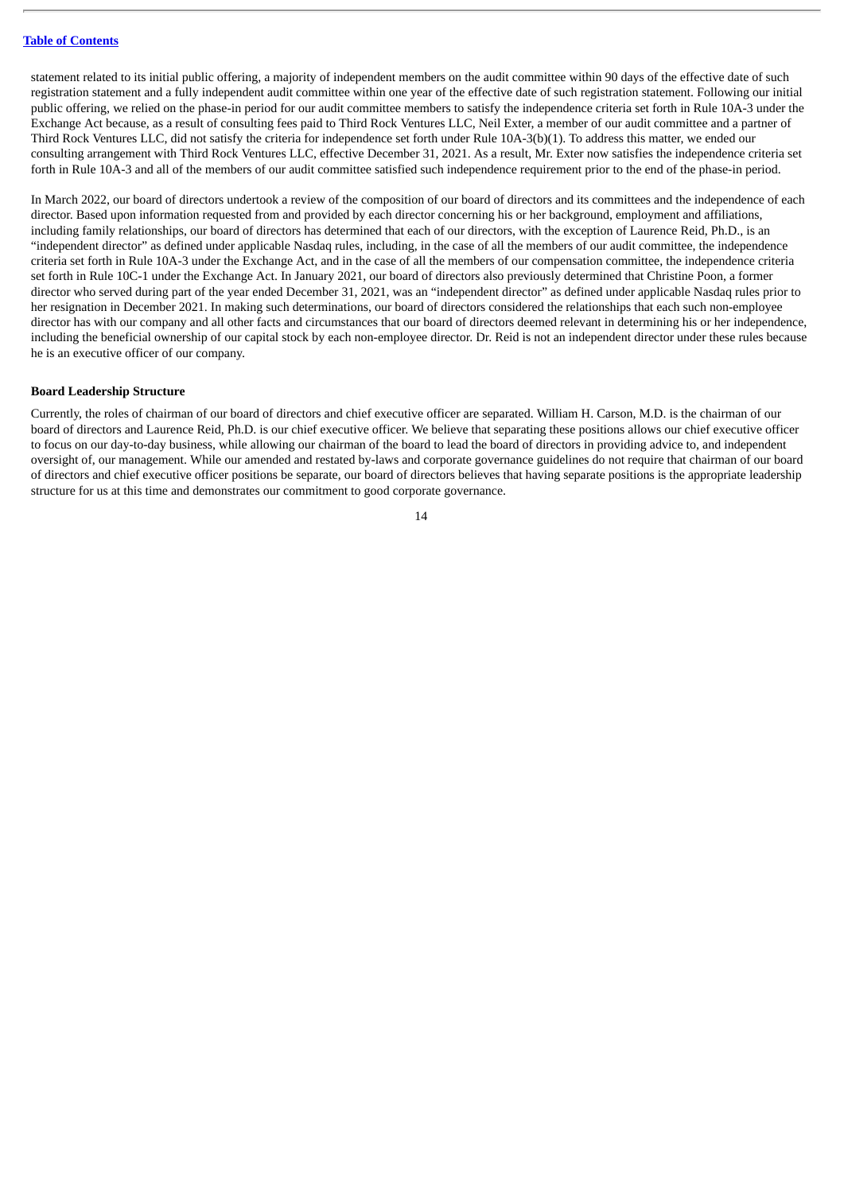statement related to its initial public offering, a majority of independent members on the audit committee within 90 days of the effective date of such registration statement and a fully independent audit committee within one year of the effective date of such registration statement. Following our initial public offering, we relied on the phase-in period for our audit committee members to satisfy the independence criteria set forth in Rule 10A-3 under the Exchange Act because, as a result of consulting fees paid to Third Rock Ventures LLC, Neil Exter, a member of our audit committee and a partner of Third Rock Ventures LLC, did not satisfy the criteria for independence set forth under Rule 10A-3(b)(1). To address this matter, we ended our consulting arrangement with Third Rock Ventures LLC, effective December 31, 2021. As a result, Mr. Exter now satisfies the independence criteria set forth in Rule 10A-3 and all of the members of our audit committee satisfied such independence requirement prior to the end of the phase-in period.

In March 2022, our board of directors undertook a review of the composition of our board of directors and its committees and the independence of each director. Based upon information requested from and provided by each director concerning his or her background, employment and affiliations, including family relationships, our board of directors has determined that each of our directors, with the exception of Laurence Reid, Ph.D., is an "independent director" as defined under applicable Nasdaq rules, including, in the case of all the members of our audit committee, the independence criteria set forth in Rule 10A-3 under the Exchange Act, and in the case of all the members of our compensation committee, the independence criteria set forth in Rule 10C-1 under the Exchange Act. In January 2021, our board of directors also previously determined that Christine Poon, a former director who served during part of the year ended December 31, 2021, was an "independent director" as defined under applicable Nasdaq rules prior to her resignation in December 2021. In making such determinations, our board of directors considered the relationships that each such non-employee director has with our company and all other facts and circumstances that our board of directors deemed relevant in determining his or her independence, including the beneficial ownership of our capital stock by each non-employee director. Dr. Reid is not an independent director under these rules because he is an executive officer of our company.

**Board Leadership Structure**

Currently, the roles of chairman of our board of directors and chief executive officer are separated. William H. Carson, M.D. is the chairman of our board of directors and Laurence Reid, Ph.D. is our chief executive officer. We believe that separating these positions allows our chief executive officer to focus on our day-to-day business, while allowing our chairman of the board to lead the board of directors in providing advice to, and independent oversight of, our management. While our amended and restated by-laws and corporate governance guidelines do not require that chairman of our board of directors and chief executive officer positions be separate, our board of directors believes that having separate positions is the appropriate leadership structure for us at this time and demonstrates our commitment to good corporate governance.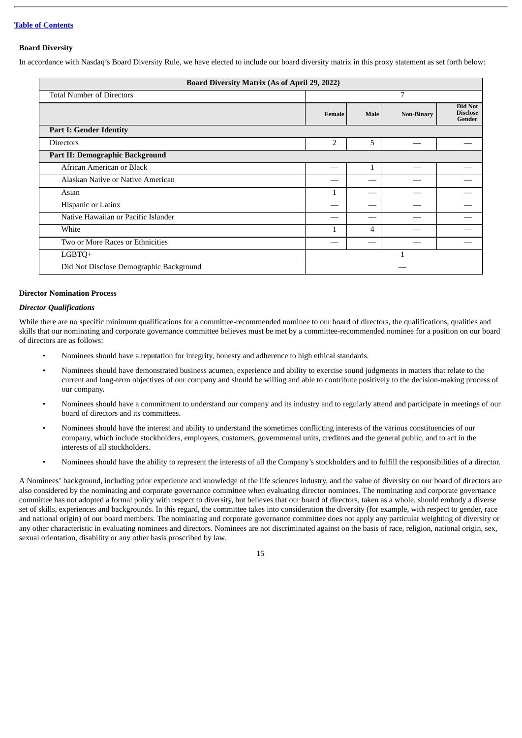### Board Diversity

In accordance with Nasdaq's Board Diversity Rule, we have elected to include our board diversity matrix in this proxy statement as set forth below:

| Board Diversity Matrix (As of April 29, 2022) | | | | |
|---|---|---|---|---|
| Total Number of Directors | 7 | | | |
| | Female | Male | Non-Binary | Did Not Disclose Gender |
| **Part I: Gender Identity** | | | | |
| Directors | 2 | 5 | — | — |
| **Part II: Demographic Background** | | | | |
| African American or Black | — | 1 | — | — |
| Alaskan Native or Native American | — | — | — | — |
| Asian | 1 | — | — | — |
| Hispanic or Latinx | — | — | — | — |
| Native Hawaiian or Pacific Islander | — | — | — | — |
| White | 1 | 4 | — | — |
| Two or More Races or Ethnicities | — | — | — | — |
| LGBTQ+ | 1 | | | |
| Did Not Disclose Demographic Background | — | | | |

### Director Nomination Process

***Director Qualifications***

While there are no specific minimum qualifications for a committee-recommended nominee to our board of directors, the qualifications, qualities and skills that our nominating and corporate governance committee believes must be met by a committee-recommended nominee for a position on our board of directors are as follows:

- Nominees should have a reputation for integrity, honesty and adherence to high ethical standards.
- Nominees should have demonstrated business acumen, experience and ability to exercise sound judgments in matters that relate to the current and long-term objectives of our company and should be willing and able to contribute positively to the decision-making process of our company.
- Nominees should have a commitment to understand our company and its industry and to regularly attend and participate in meetings of our board of directors and its committees.
- Nominees should have the interest and ability to understand the sometimes conflicting interests of the various constituencies of our company, which include stockholders, employees, customers, governmental units, creditors and the general public, and to act in the interests of all stockholders.
- Nominees should have the ability to represent the interests of all the Company's stockholders and to fulfill the responsibilities of a director.

A Nominees' background, including prior experience and knowledge of the life sciences industry, and the value of diversity on our board of directors are also considered by the nominating and corporate governance committee when evaluating director nominees. The nominating and corporate governance committee has not adopted a formal policy with respect to diversity, but believes that our board of directors, taken as a whole, should embody a diverse set of skills, experiences and backgrounds. In this regard, the committee takes into consideration the diversity (for example, with respect to gender, race and national origin) of our board members. The nominating and corporate governance committee does not apply any particular weighting of diversity or any other characteristic in evaluating nominees and directors. Nominees are not discriminated against on the basis of race, religion, national origin, sex, sexual orientation, disability or any other basis proscribed by law.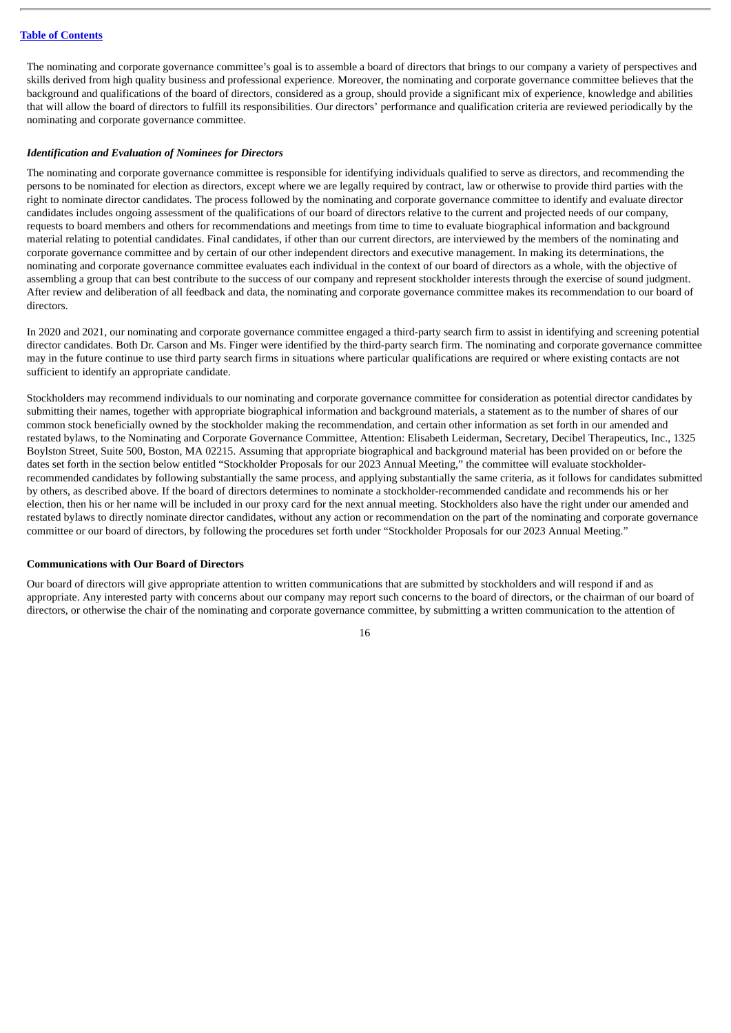The nominating and corporate governance committee's goal is to assemble a board of directors that brings to our company a variety of perspectives and skills derived from high quality business and professional experience. Moreover, the nominating and corporate governance committee believes that the background and qualifications of the board of directors, considered as a group, should provide a significant mix of experience, knowledge and abilities that will allow the board of directors to fulfill its responsibilities. Our directors' performance and qualification criteria are reviewed periodically by the nominating and corporate governance committee.

***Identification and Evaluation of Nominees for Directors***

The nominating and corporate governance committee is responsible for identifying individuals qualified to serve as directors, and recommending the persons to be nominated for election as directors, except where we are legally required by contract, law or otherwise to provide third parties with the right to nominate director candidates. The process followed by the nominating and corporate governance committee to identify and evaluate director candidates includes ongoing assessment of the qualifications of our board of directors relative to the current and projected needs of our company, requests to board members and others for recommendations and meetings from time to time to evaluate biographical information and background material relating to potential candidates. Final candidates, if other than our current directors, are interviewed by the members of the nominating and corporate governance committee and by certain of our other independent directors and executive management. In making its determinations, the nominating and corporate governance committee evaluates each individual in the context of our board of directors as a whole, with the objective of assembling a group that can best contribute to the success of our company and represent stockholder interests through the exercise of sound judgment. After review and deliberation of all feedback and data, the nominating and corporate governance committee makes its recommendation to our board of directors.

In 2020 and 2021, our nominating and corporate governance committee engaged a third-party search firm to assist in identifying and screening potential director candidates. Both Dr. Carson and Ms. Finger were identified by the third-party search firm. The nominating and corporate governance committee may in the future continue to use third party search firms in situations where particular qualifications are required or where existing contacts are not sufficient to identify an appropriate candidate.

Stockholders may recommend individuals to our nominating and corporate governance committee for consideration as potential director candidates by submitting their names, together with appropriate biographical information and background materials, a statement as to the number of shares of our common stock beneficially owned by the stockholder making the recommendation, and certain other information as set forth in our amended and restated bylaws, to the Nominating and Corporate Governance Committee, Attention: Elisabeth Leiderman, Secretary, Decibel Therapeutics, Inc., 1325 Boylston Street, Suite 500, Boston, MA 02215. Assuming that appropriate biographical and background material has been provided on or before the dates set forth in the section below entitled "Stockholder Proposals for our 2023 Annual Meeting," the committee will evaluate stockholder-recommended candidates by following substantially the same process, and applying substantially the same criteria, as it follows for candidates submitted by others, as described above. If the board of directors determines to nominate a stockholder-recommended candidate and recommends his or her election, then his or her name will be included in our proxy card for the next annual meeting. Stockholders also have the right under our amended and restated bylaws to directly nominate director candidates, without any action or recommendation on the part of the nominating and corporate governance committee or our board of directors, by following the procedures set forth under "Stockholder Proposals for our 2023 Annual Meeting."

**Communications with Our Board of Directors**

Our board of directors will give appropriate attention to written communications that are submitted by stockholders and will respond if and as appropriate. Any interested party with concerns about our company may report such concerns to the board of directors, or the chairman of our board of directors, or otherwise the chair of the nominating and corporate governance committee, by submitting a written communication to the attention of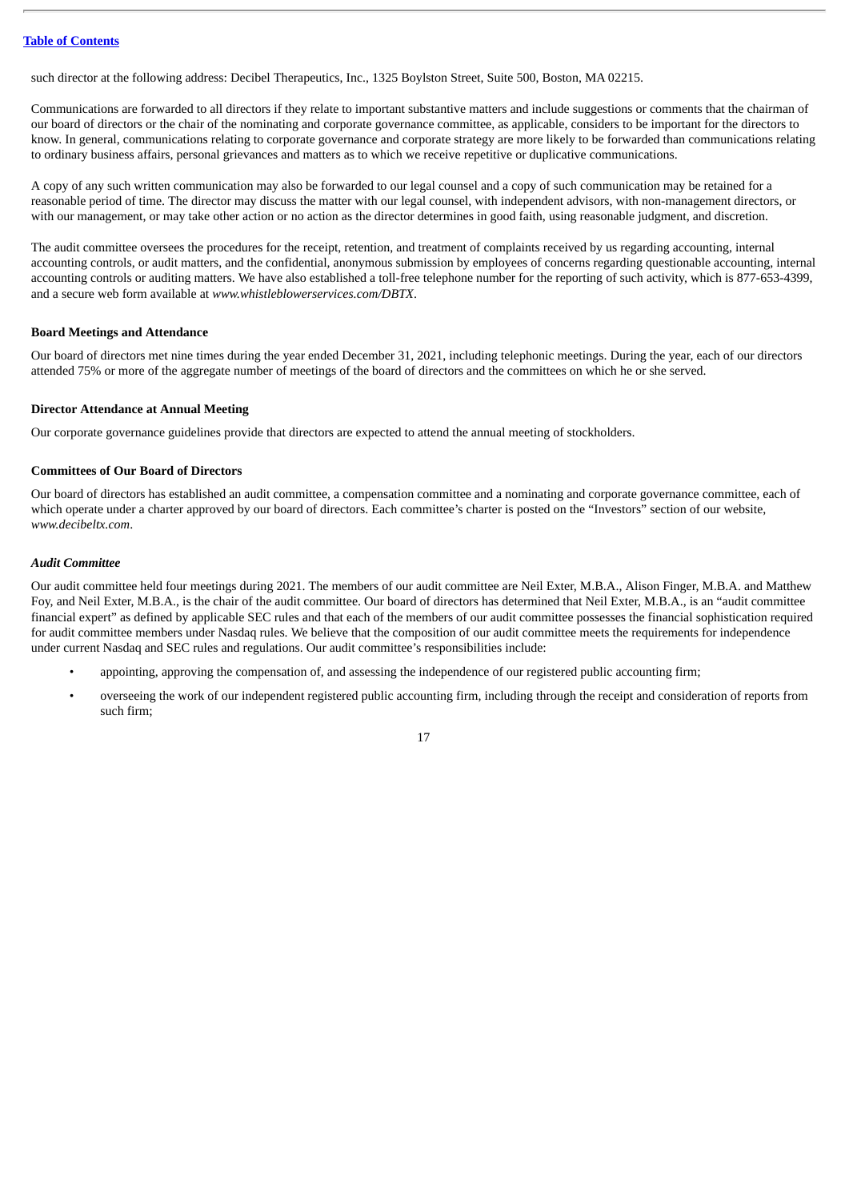such director at the following address: Decibel Therapeutics, Inc., 1325 Boylston Street, Suite 500, Boston, MA 02215.

Communications are forwarded to all directors if they relate to important substantive matters and include suggestions or comments that the chairman of our board of directors or the chair of the nominating and corporate governance committee, as applicable, considers to be important for the directors to know. In general, communications relating to corporate governance and corporate strategy are more likely to be forwarded than communications relating to ordinary business affairs, personal grievances and matters as to which we receive repetitive or duplicative communications.

A copy of any such written communication may also be forwarded to our legal counsel and a copy of such communication may be retained for a reasonable period of time. The director may discuss the matter with our legal counsel, with independent advisors, with non-management directors, or with our management, or may take other action or no action as the director determines in good faith, using reasonable judgment, and discretion.

The audit committee oversees the procedures for the receipt, retention, and treatment of complaints received by us regarding accounting, internal accounting controls, or audit matters, and the confidential, anonymous submission by employees of concerns regarding questionable accounting, internal accounting controls or auditing matters. We have also established a toll-free telephone number for the reporting of such activity, which is 877-653-4399, and a secure web form available at *www.whistleblowerservices.com/DBTX*.

**Board Meetings and Attendance**

Our board of directors met nine times during the year ended December 31, 2021, including telephonic meetings. During the year, each of our directors attended 75% or more of the aggregate number of meetings of the board of directors and the committees on which he or she served.

**Director Attendance at Annual Meeting**

Our corporate governance guidelines provide that directors are expected to attend the annual meeting of stockholders.

**Committees of Our Board of Directors**

Our board of directors has established an audit committee, a compensation committee and a nominating and corporate governance committee, each of which operate under a charter approved by our board of directors. Each committee's charter is posted on the "Investors" section of our website, *www.decibeltx.com*.

***Audit Committee***

Our audit committee held four meetings during 2021. The members of our audit committee are Neil Exter, M.B.A., Alison Finger, M.B.A. and Matthew Foy, and Neil Exter, M.B.A., is the chair of the audit committee. Our board of directors has determined that Neil Exter, M.B.A., is an "audit committee financial expert" as defined by applicable SEC rules and that each of the members of our audit committee possesses the financial sophistication required for audit committee members under Nasdaq rules. We believe that the composition of our audit committee meets the requirements for independence under current Nasdaq and SEC rules and regulations. Our audit committee's responsibilities include:

- appointing, approving the compensation of, and assessing the independence of our registered public accounting firm;
- overseeing the work of our independent registered public accounting firm, including through the receipt and consideration of reports from such firm;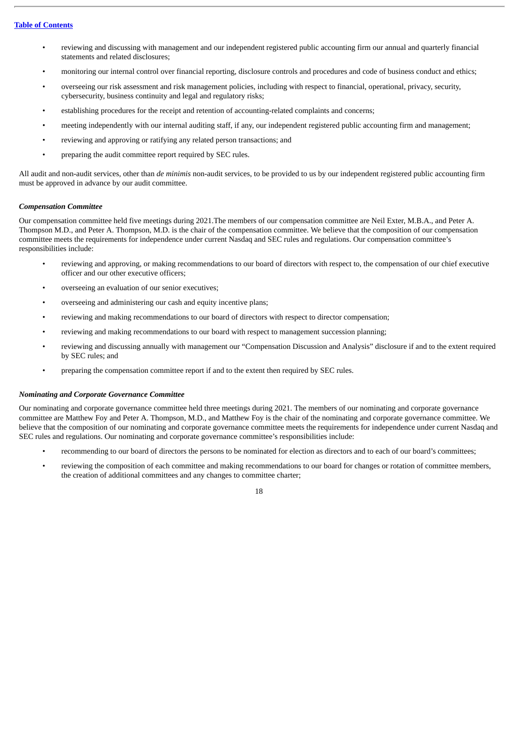- reviewing and discussing with management and our independent registered public accounting firm our annual and quarterly financial statements and related disclosures;
- monitoring our internal control over financial reporting, disclosure controls and procedures and code of business conduct and ethics;
- overseeing our risk assessment and risk management policies, including with respect to financial, operational, privacy, security, cybersecurity, business continuity and legal and regulatory risks;
- establishing procedures for the receipt and retention of accounting-related complaints and concerns;
- meeting independently with our internal auditing staff, if any, our independent registered public accounting firm and management;
- reviewing and approving or ratifying any related person transactions; and
- preparing the audit committee report required by SEC rules.

All audit and non-audit services, other than *de minimis* non-audit services, to be provided to us by our independent registered public accounting firm must be approved in advance by our audit committee.

***Compensation Committee***

Our compensation committee held five meetings during 2021.The members of our compensation committee are Neil Exter, M.B.A., and Peter A. Thompson M.D., and Peter A. Thompson, M.D. is the chair of the compensation committee. We believe that the composition of our compensation committee meets the requirements for independence under current Nasdaq and SEC rules and regulations. Our compensation committee's responsibilities include:

- reviewing and approving, or making recommendations to our board of directors with respect to, the compensation of our chief executive officer and our other executive officers;
- overseeing an evaluation of our senior executives;
- overseeing and administering our cash and equity incentive plans;
- reviewing and making recommendations to our board of directors with respect to director compensation;
- reviewing and making recommendations to our board with respect to management succession planning;
- reviewing and discussing annually with management our "Compensation Discussion and Analysis" disclosure if and to the extent required by SEC rules; and
- preparing the compensation committee report if and to the extent then required by SEC rules.

***Nominating and Corporate Governance Committee***

Our nominating and corporate governance committee held three meetings during 2021. The members of our nominating and corporate governance committee are Matthew Foy and Peter A. Thompson, M.D., and Matthew Foy is the chair of the nominating and corporate governance committee. We believe that the composition of our nominating and corporate governance committee meets the requirements for independence under current Nasdaq and SEC rules and regulations. Our nominating and corporate governance committee's responsibilities include:

- recommending to our board of directors the persons to be nominated for election as directors and to each of our board's committees;
- reviewing the composition of each committee and making recommendations to our board for changes or rotation of committee members, the creation of additional committees and any changes to committee charter;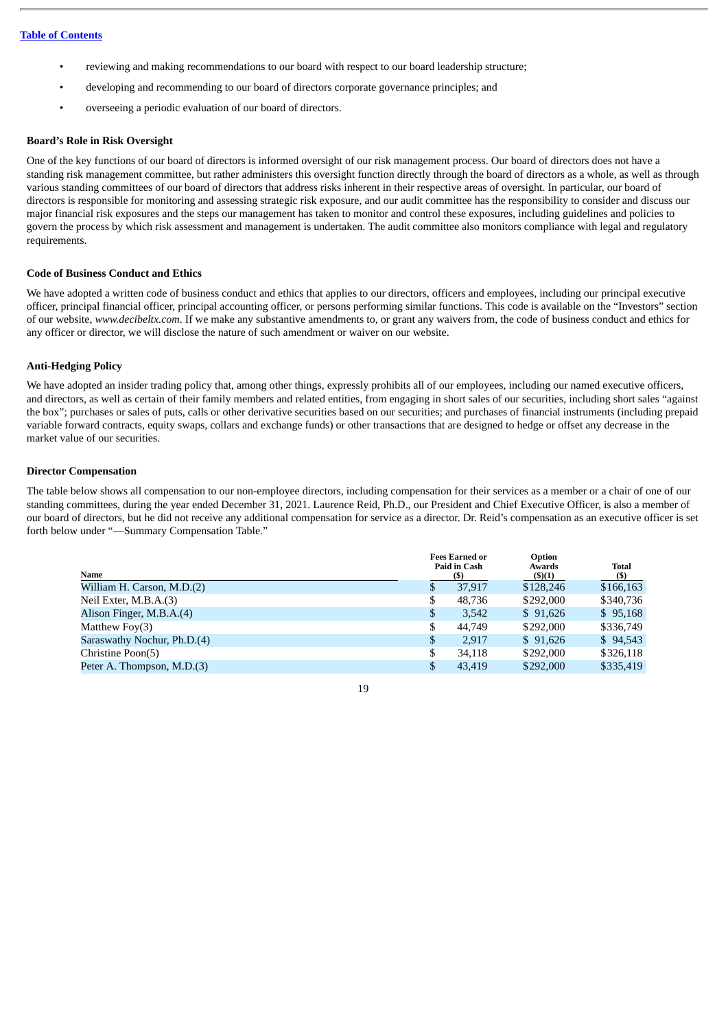- reviewing and making recommendations to our board with respect to our board leadership structure;
- developing and recommending to our board of directors corporate governance principles; and
- overseeing a periodic evaluation of our board of directors.

**Board's Role in Risk Oversight**

One of the key functions of our board of directors is informed oversight of our risk management process. Our board of directors does not have a standing risk management committee, but rather administers this oversight function directly through the board of directors as a whole, as well as through various standing committees of our board of directors that address risks inherent in their respective areas of oversight. In particular, our board of directors is responsible for monitoring and assessing strategic risk exposure, and our audit committee has the responsibility to consider and discuss our major financial risk exposures and the steps our management has taken to monitor and control these exposures, including guidelines and policies to govern the process by which risk assessment and management is undertaken. The audit committee also monitors compliance with legal and regulatory requirements.

**Code of Business Conduct and Ethics**

We have adopted a written code of business conduct and ethics that applies to our directors, officers and employees, including our principal executive officer, principal financial officer, principal accounting officer, or persons performing similar functions. This code is available on the "Investors" section of our website, *www.decibeltx.com*. If we make any substantive amendments to, or grant any waivers from, the code of business conduct and ethics for any officer or director, we will disclose the nature of such amendment or waiver on our website.

**Anti-Hedging Policy**

We have adopted an insider trading policy that, among other things, expressly prohibits all of our employees, including our named executive officers, and directors, as well as certain of their family members and related entities, from engaging in short sales of our securities, including short sales "against the box"; purchases or sales of puts, calls or other derivative securities based on our securities; and purchases of financial instruments (including prepaid variable forward contracts, equity swaps, collars and exchange funds) or other transactions that are designed to hedge or offset any decrease in the market value of our securities.

**Director Compensation**

The table below shows all compensation to our non-employee directors, including compensation for their services as a member or a chair of one of our standing committees, during the year ended December 31, 2021. Laurence Reid, Ph.D., our President and Chief Executive Officer, is also a member of our board of directors, but he did not receive any additional compensation for service as a director. Dr. Reid's compensation as an executive officer is set forth below under "—Summary Compensation Table."

| Name | Fees Earned or Paid in Cash ($) | Option Awards ($)(1) | Total ($) |
|---|---|---|---|
| William H. Carson, M.D.(2) | $ 37,917 | $128,246 | $166,163 |
| Neil Exter, M.B.A.(3) | $ 48,736 | $292,000 | $340,736 |
| Alison Finger, M.B.A.(4) | $ 3,542 | $ 91,626 | $ 95,168 |
| Matthew Foy(3) | $ 44,749 | $292,000 | $336,749 |
| Saraswathy Nochur, Ph.D.(4) | $ 2,917 | $ 91,626 | $ 94,543 |
| Christine Poon(5) | $ 34,118 | $292,000 | $326,118 |
| Peter A. Thompson, M.D.(3) | $ 43,419 | $292,000 | $335,419 |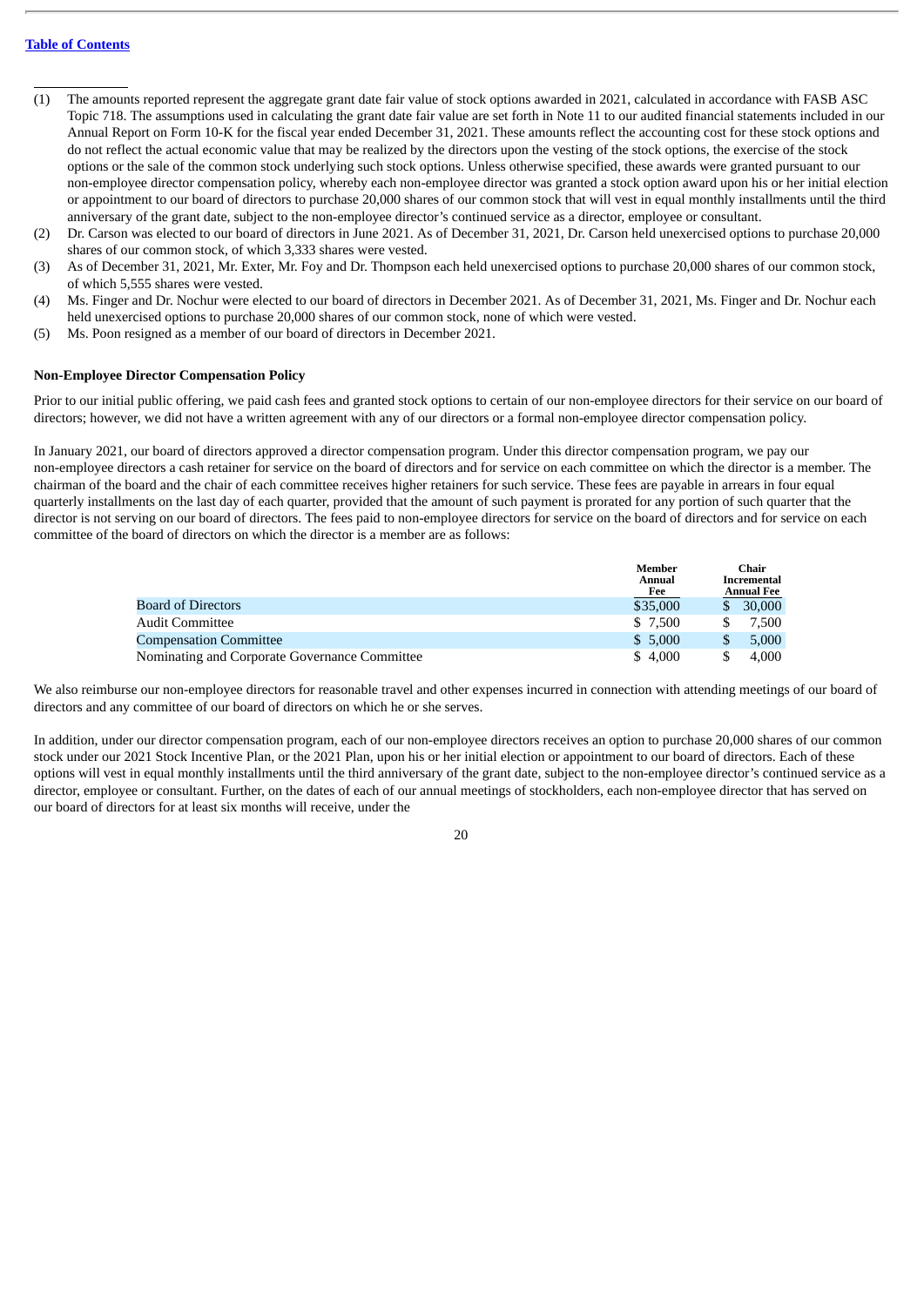(1) The amounts reported represent the aggregate grant date fair value of stock options awarded in 2021, calculated in accordance with FASB ASC Topic 718. The assumptions used in calculating the grant date fair value are set forth in Note 11 to our audited financial statements included in our Annual Report on Form 10-K for the fiscal year ended December 31, 2021. These amounts reflect the accounting cost for these stock options and do not reflect the actual economic value that may be realized by the directors upon the vesting of the stock options, the exercise of the stock options or the sale of the common stock underlying such stock options. Unless otherwise specified, these awards were granted pursuant to our non-employee director compensation policy, whereby each non-employee director was granted a stock option award upon his or her initial election or appointment to our board of directors to purchase 20,000 shares of our common stock that will vest in equal monthly installments until the third anniversary of the grant date, subject to the non-employee director's continued service as a director, employee or consultant.

(2) Dr. Carson was elected to our board of directors in June 2021. As of December 31, 2021, Dr. Carson held unexercised options to purchase 20,000 shares of our common stock, of which 3,333 shares were vested.

(3) As of December 31, 2021, Mr. Exter, Mr. Foy and Dr. Thompson each held unexercised options to purchase 20,000 shares of our common stock, of which 5,555 shares were vested.

(4) Ms. Finger and Dr. Nochur were elected to our board of directors in December 2021. As of December 31, 2021, Ms. Finger and Dr. Nochur each held unexercised options to purchase 20,000 shares of our common stock, none of which were vested.

(5) Ms. Poon resigned as a member of our board of directors in December 2021.

**Non-Employee Director Compensation Policy**

Prior to our initial public offering, we paid cash fees and granted stock options to certain of our non-employee directors for their service on our board of directors; however, we did not have a written agreement with any of our directors or a formal non-employee director compensation policy.

In January 2021, our board of directors approved a director compensation program. Under this director compensation program, we pay our non-employee directors a cash retainer for service on the board of directors and for service on each committee on which the director is a member. The chairman of the board and the chair of each committee receives higher retainers for such service. These fees are payable in arrears in four equal quarterly installments on the last day of each quarter, provided that the amount of such payment is prorated for any portion of such quarter that the director is not serving on our board of directors. The fees paid to non-employee directors for service on the board of directors and for service on each committee of the board of directors on which the director is a member are as follows:

| | Member Annual Fee | Chair Incremental Annual Fee |
|---|---|---|
| Board of Directors | $35,000 | $ 30,000 |
| Audit Committee | $ 7,500 | $ 7,500 |
| Compensation Committee | $ 5,000 | $ 5,000 |
| Nominating and Corporate Governance Committee | $ 4,000 | $ 4,000 |

We also reimburse our non-employee directors for reasonable travel and other expenses incurred in connection with attending meetings of our board of directors and any committee of our board of directors on which he or she serves.

In addition, under our director compensation program, each of our non-employee directors receives an option to purchase 20,000 shares of our common stock under our 2021 Stock Incentive Plan, or the 2021 Plan, upon his or her initial election or appointment to our board of directors. Each of these options will vest in equal monthly installments until the third anniversary of the grant date, subject to the non-employee director's continued service as a director, employee or consultant. Further, on the dates of each of our annual meetings of stockholders, each non-employee director that has served on our board of directors for at least six months will receive, under the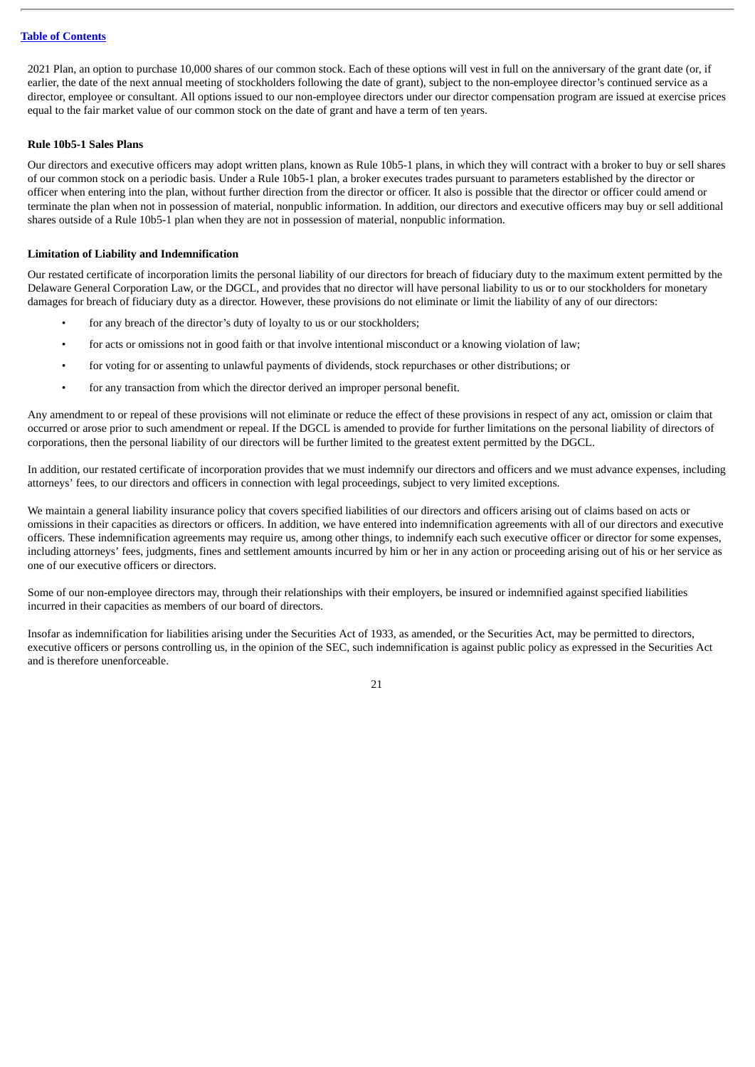2021 Plan, an option to purchase 10,000 shares of our common stock. Each of these options will vest in full on the anniversary of the grant date (or, if earlier, the date of the next annual meeting of stockholders following the date of grant), subject to the non-employee director's continued service as a director, employee or consultant. All options issued to our non-employee directors under our director compensation program are issued at exercise prices equal to the fair market value of our common stock on the date of grant and have a term of ten years.

**Rule 10b5-1 Sales Plans**

Our directors and executive officers may adopt written plans, known as Rule 10b5-1 plans, in which they will contract with a broker to buy or sell shares of our common stock on a periodic basis. Under a Rule 10b5-1 plan, a broker executes trades pursuant to parameters established by the director or officer when entering into the plan, without further direction from the director or officer. It also is possible that the director or officer could amend or terminate the plan when not in possession of material, nonpublic information. In addition, our directors and executive officers may buy or sell additional shares outside of a Rule 10b5-1 plan when they are not in possession of material, nonpublic information.

**Limitation of Liability and Indemnification**

Our restated certificate of incorporation limits the personal liability of our directors for breach of fiduciary duty to the maximum extent permitted by the Delaware General Corporation Law, or the DGCL, and provides that no director will have personal liability to us or to our stockholders for monetary damages for breach of fiduciary duty as a director. However, these provisions do not eliminate or limit the liability of any of our directors:

- for any breach of the director's duty of loyalty to us or our stockholders;
- for acts or omissions not in good faith or that involve intentional misconduct or a knowing violation of law;
- for voting for or assenting to unlawful payments of dividends, stock repurchases or other distributions; or
- for any transaction from which the director derived an improper personal benefit.

Any amendment to or repeal of these provisions will not eliminate or reduce the effect of these provisions in respect of any act, omission or claim that occurred or arose prior to such amendment or repeal. If the DGCL is amended to provide for further limitations on the personal liability of directors of corporations, then the personal liability of our directors will be further limited to the greatest extent permitted by the DGCL.

In addition, our restated certificate of incorporation provides that we must indemnify our directors and officers and we must advance expenses, including attorneys' fees, to our directors and officers in connection with legal proceedings, subject to very limited exceptions.

We maintain a general liability insurance policy that covers specified liabilities of our directors and officers arising out of claims based on acts or omissions in their capacities as directors or officers. In addition, we have entered into indemnification agreements with all of our directors and executive officers. These indemnification agreements may require us, among other things, to indemnify each such executive officer or director for some expenses, including attorneys' fees, judgments, fines and settlement amounts incurred by him or her in any action or proceeding arising out of his or her service as one of our executive officers or directors.

Some of our non-employee directors may, through their relationships with their employers, be insured or indemnified against specified liabilities incurred in their capacities as members of our board of directors.

Insofar as indemnification for liabilities arising under the Securities Act of 1933, as amended, or the Securities Act, may be permitted to directors, executive officers or persons controlling us, in the opinion of the SEC, such indemnification is against public policy as expressed in the Securities Act and is therefore unenforceable.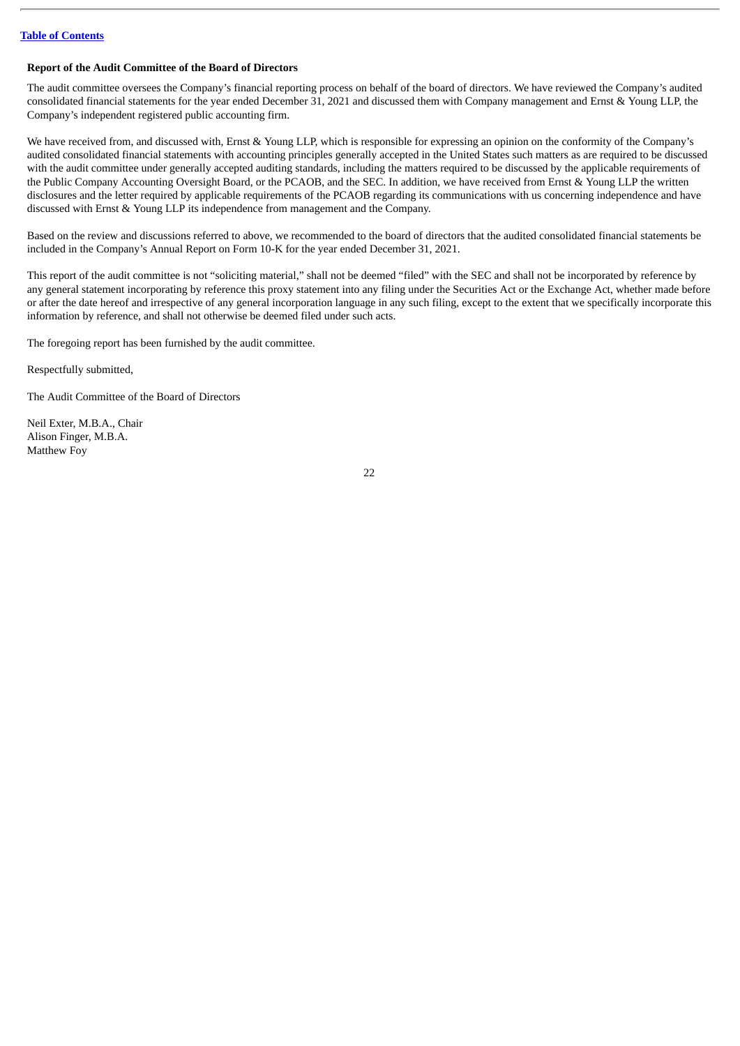**Report of the Audit Committee of the Board of Directors**

The audit committee oversees the Company's financial reporting process on behalf of the board of directors. We have reviewed the Company's audited consolidated financial statements for the year ended December 31, 2021 and discussed them with Company management and Ernst & Young LLP, the Company's independent registered public accounting firm.

We have received from, and discussed with, Ernst & Young LLP, which is responsible for expressing an opinion on the conformity of the Company's audited consolidated financial statements with accounting principles generally accepted in the United States such matters as are required to be discussed with the audit committee under generally accepted auditing standards, including the matters required to be discussed by the applicable requirements of the Public Company Accounting Oversight Board, or the PCAOB, and the SEC. In addition, we have received from Ernst & Young LLP the written disclosures and the letter required by applicable requirements of the PCAOB regarding its communications with us concerning independence and have discussed with Ernst & Young LLP its independence from management and the Company.

Based on the review and discussions referred to above, we recommended to the board of directors that the audited consolidated financial statements be included in the Company's Annual Report on Form 10-K for the year ended December 31, 2021.

This report of the audit committee is not "soliciting material," shall not be deemed "filed" with the SEC and shall not be incorporated by reference by any general statement incorporating by reference this proxy statement into any filing under the Securities Act or the Exchange Act, whether made before or after the date hereof and irrespective of any general incorporation language in any such filing, except to the extent that we specifically incorporate this information by reference, and shall not otherwise be deemed filed under such acts.

The foregoing report has been furnished by the audit committee.

Respectfully submitted,

The Audit Committee of the Board of Directors

Neil Exter, M.B.A., Chair
Alison Finger, M.B.A.
Matthew Foy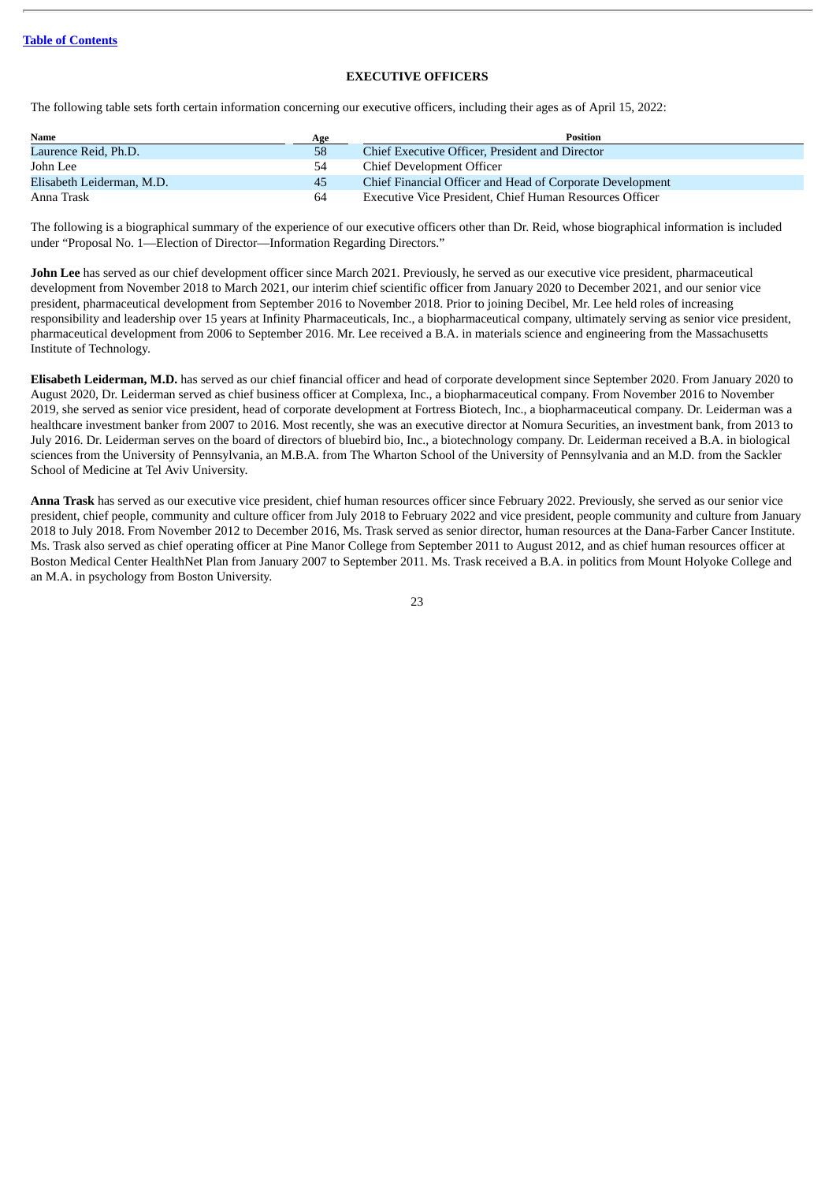[Table of Contents](#)

## EXECUTIVE OFFICERS

The following table sets forth certain information concerning our executive officers, including their ages as of April 15, 2022:

| Name | Age | Position |
| --- | --- | --- |
| Laurence Reid, Ph.D. | 58 | Chief Executive Officer, President and Director |
| John Lee | 54 | Chief Development Officer |
| Elisabeth Leiderman, M.D. | 45 | Chief Financial Officer and Head of Corporate Development |
| Anna Trask | 64 | Executive Vice President, Chief Human Resources Officer |

The following is a biographical summary of the experience of our executive officers other than Dr. Reid, whose biographical information is included under "Proposal No. 1—Election of Director—Information Regarding Directors."

**John Lee** has served as our chief development officer since March 2021. Previously, he served as our executive vice president, pharmaceutical development from November 2018 to March 2021, our interim chief scientific officer from January 2020 to December 2021, and our senior vice president, pharmaceutical development from September 2016 to November 2018. Prior to joining Decibel, Mr. Lee held roles of increasing responsibility and leadership over 15 years at Infinity Pharmaceuticals, Inc., a biopharmaceutical company, ultimately serving as senior vice president, pharmaceutical development from 2006 to September 2016. Mr. Lee received a B.A. in materials science and engineering from the Massachusetts Institute of Technology.

**Elisabeth Leiderman, M.D.** has served as our chief financial officer and head of corporate development since September 2020. From January 2020 to August 2020, Dr. Leiderman served as chief business officer at Complexa, Inc., a biopharmaceutical company. From November 2016 to November 2019, she served as senior vice president, head of corporate development at Fortress Biotech, Inc., a biopharmaceutical company. Dr. Leiderman was a healthcare investment banker from 2007 to 2016. Most recently, she was an executive director at Nomura Securities, an investment bank, from 2013 to July 2016. Dr. Leiderman serves on the board of directors of bluebird bio, Inc., a biotechnology company. Dr. Leiderman received a B.A. in biological sciences from the University of Pennsylvania, an M.B.A. from The Wharton School of the University of Pennsylvania and an M.D. from the Sackler School of Medicine at Tel Aviv University.

**Anna Trask** has served as our executive vice president, chief human resources officer since February 2022. Previously, she served as our senior vice president, chief people, community and culture officer from July 2018 to February 2022 and vice president, people community and culture from January 2018 to July 2018. From November 2012 to December 2016, Ms. Trask served as senior director, human resources at the Dana-Farber Cancer Institute. Ms. Trask also served as chief operating officer at Pine Manor College from September 2011 to August 2012, and as chief human resources officer at Boston Medical Center HealthNet Plan from January 2007 to September 2011. Ms. Trask received a B.A. in politics from Mount Holyoke College and an M.A. in psychology from Boston University.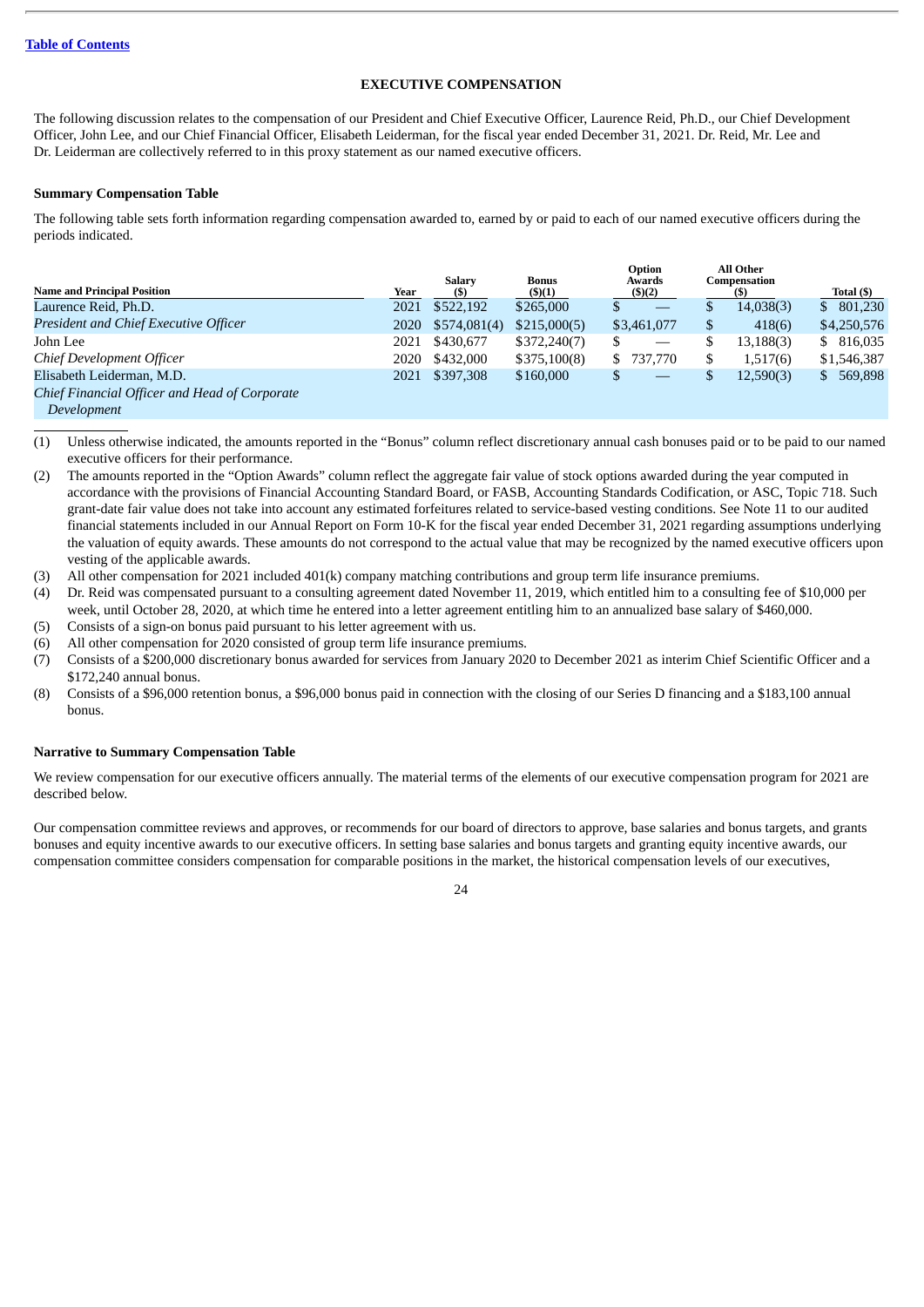[Table of Contents](#)

## EXECUTIVE COMPENSATION

The following discussion relates to the compensation of our President and Chief Executive Officer, Laurence Reid, Ph.D., our Chief Development Officer, John Lee, and our Chief Financial Officer, Elisabeth Leiderman, for the fiscal year ended December 31, 2021. Dr. Reid, Mr. Lee and Dr. Leiderman are collectively referred to in this proxy statement as our named executive officers.

### Summary Compensation Table

The following table sets forth information regarding compensation awarded to, earned by or paid to each of our named executive officers during the periods indicated.

| Name and Principal Position | Year | Salary ($) | Bonus ($)(1) | Option Awards ($)(2) | All Other Compensation ($) | Total ($) |
|---|---|---|---|---|---|---|
| Laurence Reid, Ph.D. | 2021 | $522,192 | $265,000 | $ — | $ 14,038(3) | $ 801,230 |
| *President and Chief Executive Officer* | 2020 | $574,081(4) | $215,000(5) | $3,461,077 | $ 418(6) | $4,250,576 |
| John Lee | 2021 | $430,677 | $372,240(7) | $ — | $ 13,188(3) | $ 816,035 |
| *Chief Development Officer* | 2020 | $432,000 | $375,100(8) | $ 737,770 | $ 1,517(6) | $1,546,387 |
| Elisabeth Leiderman, M.D. | 2021 | $397,308 | $160,000 | $ — | $ 12,590(3) | $ 569,898 |
| *Chief Financial Officer and Head of Corporate Development* | | | | | | |

(1) Unless otherwise indicated, the amounts reported in the "Bonus" column reflect discretionary annual cash bonuses paid or to be paid to our named executive officers for their performance.

(2) The amounts reported in the "Option Awards" column reflect the aggregate fair value of stock options awarded during the year computed in accordance with the provisions of Financial Accounting Standard Board, or FASB, Accounting Standards Codification, or ASC, Topic 718. Such grant-date fair value does not take into account any estimated forfeitures related to service-based vesting conditions. See Note 11 to our audited financial statements included in our Annual Report on Form 10-K for the fiscal year ended December 31, 2021 regarding assumptions underlying the valuation of equity awards. These amounts do not correspond to the actual value that may be recognized by the named executive officers upon vesting of the applicable awards.

(3) All other compensation for 2021 included 401(k) company matching contributions and group term life insurance premiums.

(4) Dr. Reid was compensated pursuant to a consulting agreement dated November 11, 2019, which entitled him to a consulting fee of $10,000 per week, until October 28, 2020, at which time he entered into a letter agreement entitling him to an annualized base salary of $460,000.

(5) Consists of a sign-on bonus paid pursuant to his letter agreement with us.

(6) All other compensation for 2020 consisted of group term life insurance premiums.

(7) Consists of a $200,000 discretionary bonus awarded for services from January 2020 to December 2021 as interim Chief Scientific Officer and a $172,240 annual bonus.

(8) Consists of a $96,000 retention bonus, a $96,000 bonus paid in connection with the closing of our Series D financing and a $183,100 annual bonus.

### Narrative to Summary Compensation Table

We review compensation for our executive officers annually. The material terms of the elements of our executive compensation program for 2021 are described below.

Our compensation committee reviews and approves, or recommends for our board of directors to approve, base salaries and bonus targets, and grants bonuses and equity incentive awards to our executive officers. In setting base salaries and bonus targets and granting equity incentive awards, our compensation committee considers compensation for comparable positions in the market, the historical compensation levels of our executives,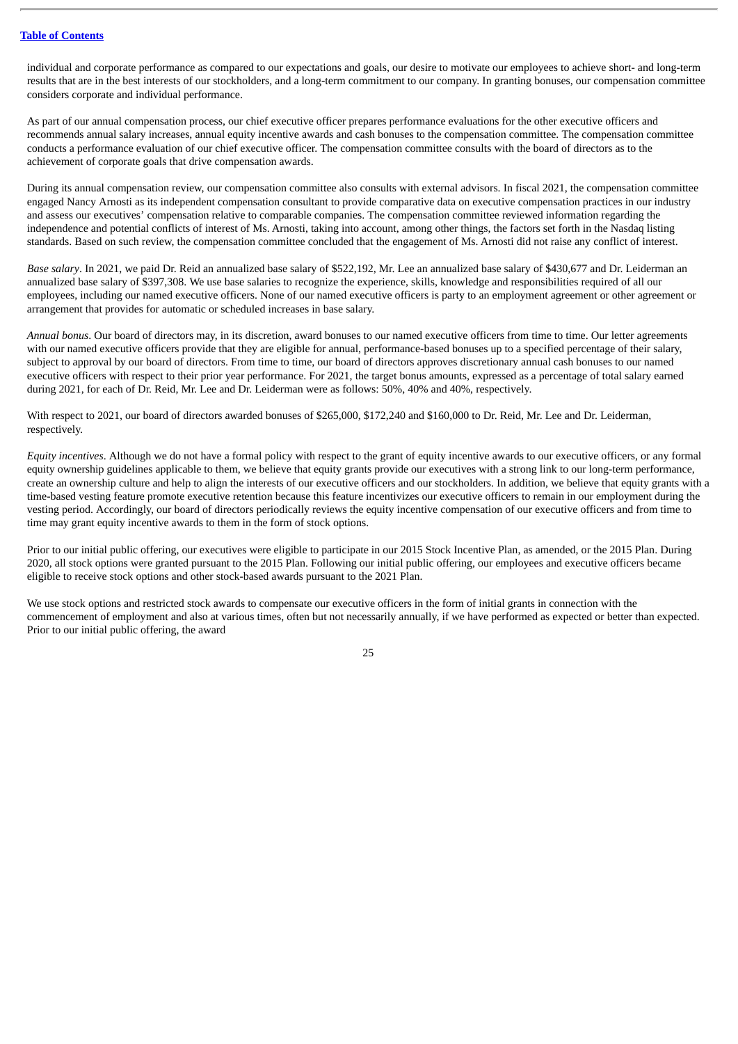individual and corporate performance as compared to our expectations and goals, our desire to motivate our employees to achieve short- and long-term results that are in the best interests of our stockholders, and a long-term commitment to our company. In granting bonuses, our compensation committee considers corporate and individual performance.

As part of our annual compensation process, our chief executive officer prepares performance evaluations for the other executive officers and recommends annual salary increases, annual equity incentive awards and cash bonuses to the compensation committee. The compensation committee conducts a performance evaluation of our chief executive officer. The compensation committee consults with the board of directors as to the achievement of corporate goals that drive compensation awards.

During its annual compensation review, our compensation committee also consults with external advisors. In fiscal 2021, the compensation committee engaged Nancy Arnosti as its independent compensation consultant to provide comparative data on executive compensation practices in our industry and assess our executives' compensation relative to comparable companies. The compensation committee reviewed information regarding the independence and potential conflicts of interest of Ms. Arnosti, taking into account, among other things, the factors set forth in the Nasdaq listing standards. Based on such review, the compensation committee concluded that the engagement of Ms. Arnosti did not raise any conflict of interest.

*Base salary*. In 2021, we paid Dr. Reid an annualized base salary of $522,192, Mr. Lee an annualized base salary of $430,677 and Dr. Leiderman an annualized base salary of $397,308. We use base salaries to recognize the experience, skills, knowledge and responsibilities required of all our employees, including our named executive officers. None of our named executive officers is party to an employment agreement or other agreement or arrangement that provides for automatic or scheduled increases in base salary.

*Annual bonus*. Our board of directors may, in its discretion, award bonuses to our named executive officers from time to time. Our letter agreements with our named executive officers provide that they are eligible for annual, performance-based bonuses up to a specified percentage of their salary, subject to approval by our board of directors. From time to time, our board of directors approves discretionary annual cash bonuses to our named executive officers with respect to their prior year performance. For 2021, the target bonus amounts, expressed as a percentage of total salary earned during 2021, for each of Dr. Reid, Mr. Lee and Dr. Leiderman were as follows: 50%, 40% and 40%, respectively.

With respect to 2021, our board of directors awarded bonuses of $265,000, $172,240 and $160,000 to Dr. Reid, Mr. Lee and Dr. Leiderman, respectively.

*Equity incentives*. Although we do not have a formal policy with respect to the grant of equity incentive awards to our executive officers, or any formal equity ownership guidelines applicable to them, we believe that equity grants provide our executives with a strong link to our long-term performance, create an ownership culture and help to align the interests of our executive officers and our stockholders. In addition, we believe that equity grants with a time-based vesting feature promote executive retention because this feature incentivizes our executive officers to remain in our employment during the vesting period. Accordingly, our board of directors periodically reviews the equity incentive compensation of our executive officers and from time to time may grant equity incentive awards to them in the form of stock options.

Prior to our initial public offering, our executives were eligible to participate in our 2015 Stock Incentive Plan, as amended, or the 2015 Plan. During 2020, all stock options were granted pursuant to the 2015 Plan. Following our initial public offering, our employees and executive officers became eligible to receive stock options and other stock-based awards pursuant to the 2021 Plan.

We use stock options and restricted stock awards to compensate our executive officers in the form of initial grants in connection with the commencement of employment and also at various times, often but not necessarily annually, if we have performed as expected or better than expected. Prior to our initial public offering, the award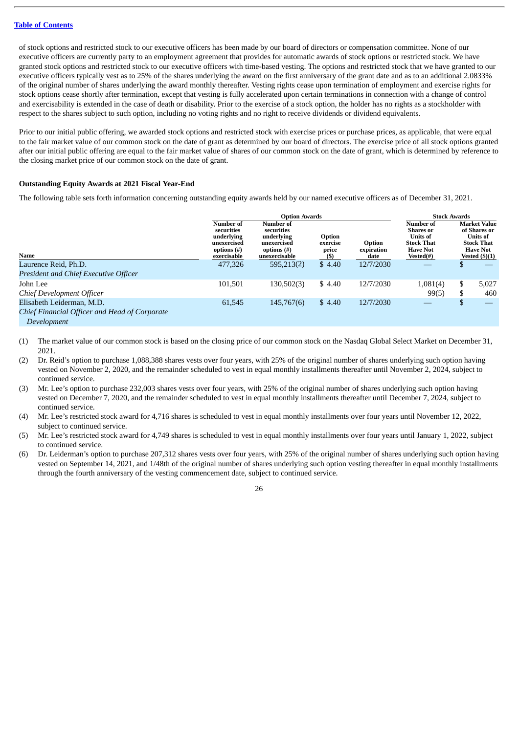of stock options and restricted stock to our executive officers has been made by our board of directors or compensation committee. None of our executive officers are currently party to an employment agreement that provides for automatic awards of stock options or restricted stock. We have granted stock options and restricted stock to our executive officers with time-based vesting. The options and restricted stock that we have granted to our executive officers typically vest as to 25% of the shares underlying the award on the first anniversary of the grant date and as to an additional 2.0833% of the original number of shares underlying the award monthly thereafter. Vesting rights cease upon termination of employment and exercise rights for stock options cease shortly after termination, except that vesting is fully accelerated upon certain terminations in connection with a change of control and exercisability is extended in the case of death or disability. Prior to the exercise of a stock option, the holder has no rights as a stockholder with respect to the shares subject to such option, including no voting rights and no right to receive dividends or dividend equivalents.

Prior to our initial public offering, we awarded stock options and restricted stock with exercise prices or purchase prices, as applicable, that were equal to the fair market value of our common stock on the date of grant as determined by our board of directors. The exercise price of all stock options granted after our initial public offering are equal to the fair market value of shares of our common stock on the date of grant, which is determined by reference to the closing market price of our common stock on the date of grant.

**Outstanding Equity Awards at 2021 Fiscal Year-End**

The following table sets forth information concerning outstanding equity awards held by our named executive officers as of December 31, 2021.

| | Option Awards | | | | Stock Awards | |
|---|---|---|---|---|---|---|
| **Name** | **Number of securities underlying unexercised options (#) exercisable** | **Number of securities underlying unexercised options (#) unexercisable** | **Option exercise price ($)** | **Option expiration date** | **Number of Shares or Units of Stock That Have Not Vested(#)** | **Market Value of Shares or Units of Stock That Have Not Vested ($)(1)** |
| Laurence Reid, Ph.D.<br>*President and Chief Executive Officer* | 477,326 | 595,213(2) | $ 4.40 | 12/7/2030 | — | $ — |
| John Lee<br>*Chief Development Officer* | 101,501 | 130,502(3) | $ 4.40 | 12/7/2030 | 1,081(4)<br>99(5) | $ 5,027<br>$ 460 |
| Elisabeth Leiderman, M.D.<br>*Chief Financial Officer and Head of Corporate Development* | 61,545 | 145,767(6) | $ 4.40 | 12/7/2030 | — | $ — |

(1) The market value of our common stock is based on the closing price of our common stock on the Nasdaq Global Select Market on December 31, 2021.

(2) Dr. Reid's option to purchase 1,088,388 shares vests over four years, with 25% of the original number of shares underlying such option having vested on November 2, 2020, and the remainder scheduled to vest in equal monthly installments thereafter until November 2, 2024, subject to continued service.

(3) Mr. Lee's option to purchase 232,003 shares vests over four years, with 25% of the original number of shares underlying such option having vested on December 7, 2020, and the remainder scheduled to vest in equal monthly installments thereafter until December 7, 2024, subject to continued service.

(4) Mr. Lee's restricted stock award for 4,716 shares is scheduled to vest in equal monthly installments over four years until November 12, 2022, subject to continued service.

(5) Mr. Lee's restricted stock award for 4,749 shares is scheduled to vest in equal monthly installments over four years until January 1, 2022, subject to continued service.

(6) Dr. Leiderman's option to purchase 207,312 shares vests over four years, with 25% of the original number of shares underlying such option having vested on September 14, 2021, and 1/48th of the original number of shares underlying such option vesting thereafter in equal monthly installments through the fourth anniversary of the vesting commencement date, subject to continued service.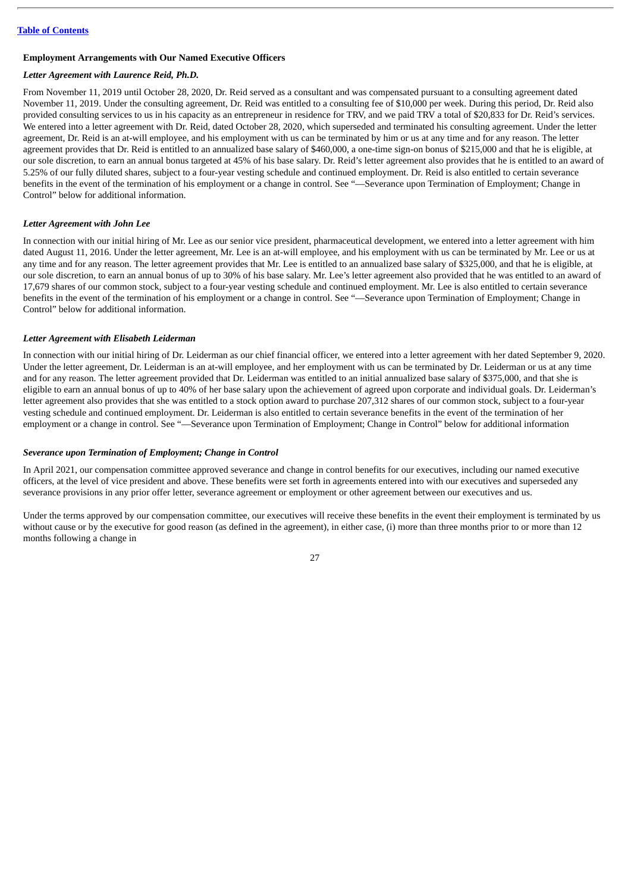**Employment Arrangements with Our Named Executive Officers**

***Letter Agreement with Laurence Reid, Ph.D.***

From November 11, 2019 until October 28, 2020, Dr. Reid served as a consultant and was compensated pursuant to a consulting agreement dated November 11, 2019. Under the consulting agreement, Dr. Reid was entitled to a consulting fee of $10,000 per week. During this period, Dr. Reid also provided consulting services to us in his capacity as an entrepreneur in residence for TRV, and we paid TRV a total of $20,833 for Dr. Reid's services. We entered into a letter agreement with Dr. Reid, dated October 28, 2020, which superseded and terminated his consulting agreement. Under the letter agreement, Dr. Reid is an at-will employee, and his employment with us can be terminated by him or us at any time and for any reason. The letter agreement provides that Dr. Reid is entitled to an annualized base salary of $460,000, a one-time sign-on bonus of $215,000 and that he is eligible, at our sole discretion, to earn an annual bonus targeted at 45% of his base salary. Dr. Reid's letter agreement also provides that he is entitled to an award of 5.25% of our fully diluted shares, subject to a four-year vesting schedule and continued employment. Dr. Reid is also entitled to certain severance benefits in the event of the termination of his employment or a change in control. See "—Severance upon Termination of Employment; Change in Control" below for additional information.

***Letter Agreement with John Lee***

In connection with our initial hiring of Mr. Lee as our senior vice president, pharmaceutical development, we entered into a letter agreement with him dated August 11, 2016. Under the letter agreement, Mr. Lee is an at-will employee, and his employment with us can be terminated by Mr. Lee or us at any time and for any reason. The letter agreement provides that Mr. Lee is entitled to an annualized base salary of $325,000, and that he is eligible, at our sole discretion, to earn an annual bonus of up to 30% of his base salary. Mr. Lee's letter agreement also provided that he was entitled to an award of 17,679 shares of our common stock, subject to a four-year vesting schedule and continued employment. Mr. Lee is also entitled to certain severance benefits in the event of the termination of his employment or a change in control. See "—Severance upon Termination of Employment; Change in Control" below for additional information.

***Letter Agreement with Elisabeth Leiderman***

In connection with our initial hiring of Dr. Leiderman as our chief financial officer, we entered into a letter agreement with her dated September 9, 2020. Under the letter agreement, Dr. Leiderman is an at-will employee, and her employment with us can be terminated by Dr. Leiderman or us at any time and for any reason. The letter agreement provided that Dr. Leiderman was entitled to an initial annualized base salary of $375,000, and that she is eligible to earn an annual bonus of up to 40% of her base salary upon the achievement of agreed upon corporate and individual goals. Dr. Leiderman's letter agreement also provides that she was entitled to a stock option award to purchase 207,312 shares of our common stock, subject to a four-year vesting schedule and continued employment. Dr. Leiderman is also entitled to certain severance benefits in the event of the termination of her employment or a change in control. See "—Severance upon Termination of Employment; Change in Control" below for additional information

***Severance upon Termination of Employment; Change in Control***

In April 2021, our compensation committee approved severance and change in control benefits for our executives, including our named executive officers, at the level of vice president and above. These benefits were set forth in agreements entered into with our executives and superseded any severance provisions in any prior offer letter, severance agreement or employment or other agreement between our executives and us.

Under the terms approved by our compensation committee, our executives will receive these benefits in the event their employment is terminated by us without cause or by the executive for good reason (as defined in the agreement), in either case, (i) more than three months prior to or more than 12 months following a change in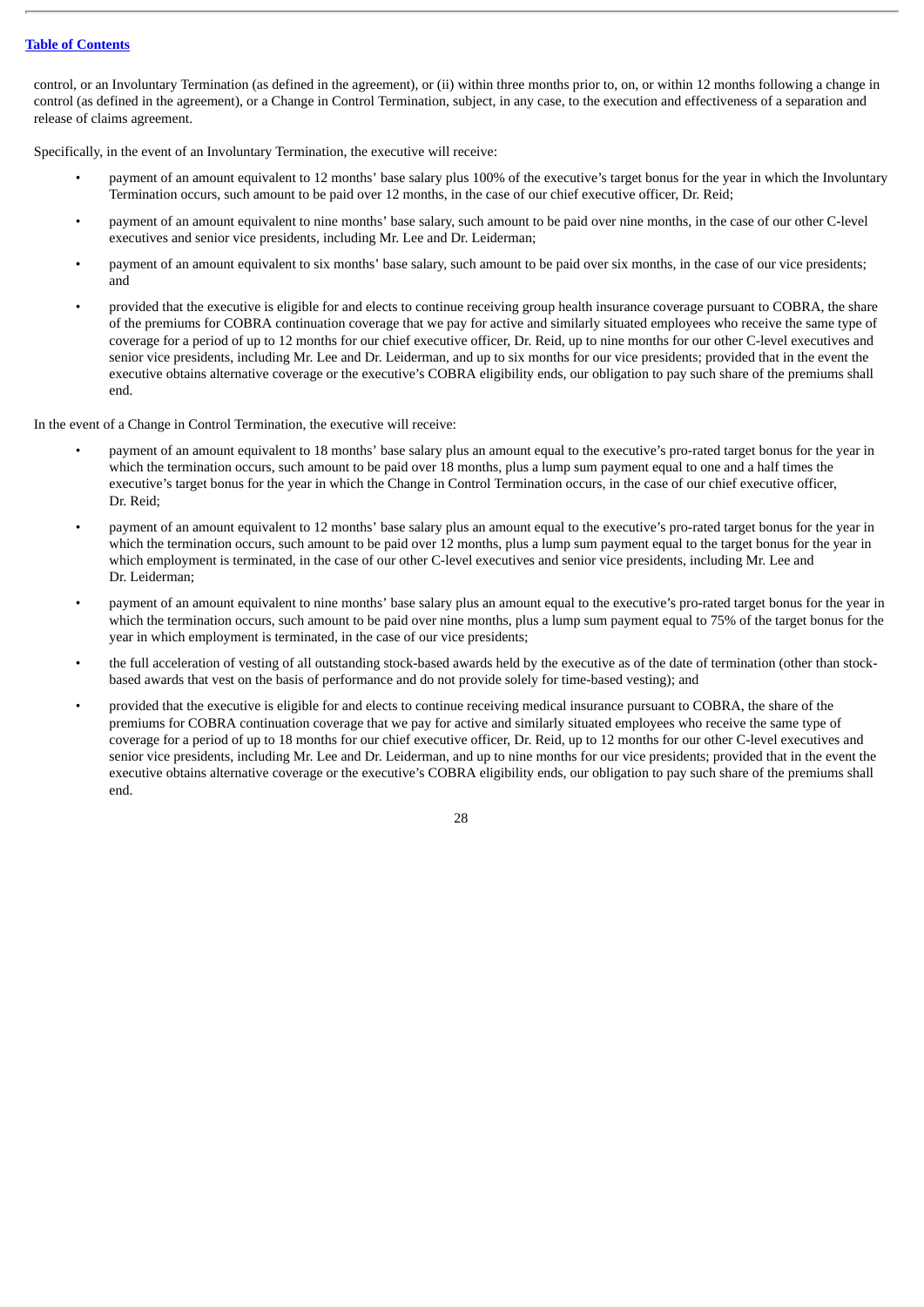control, or an Involuntary Termination (as defined in the agreement), or (ii) within three months prior to, on, or within 12 months following a change in control (as defined in the agreement), or a Change in Control Termination, subject, in any case, to the execution and effectiveness of a separation and release of claims agreement.

Specifically, in the event of an Involuntary Termination, the executive will receive:

- payment of an amount equivalent to 12 months' base salary plus 100% of the executive's target bonus for the year in which the Involuntary Termination occurs, such amount to be paid over 12 months, in the case of our chief executive officer, Dr. Reid;
- payment of an amount equivalent to nine months' base salary, such amount to be paid over nine months, in the case of our other C-level executives and senior vice presidents, including Mr. Lee and Dr. Leiderman;
- payment of an amount equivalent to six months' base salary, such amount to be paid over six months, in the case of our vice presidents; and
- provided that the executive is eligible for and elects to continue receiving group health insurance coverage pursuant to COBRA, the share of the premiums for COBRA continuation coverage that we pay for active and similarly situated employees who receive the same type of coverage for a period of up to 12 months for our chief executive officer, Dr. Reid, up to nine months for our other C-level executives and senior vice presidents, including Mr. Lee and Dr. Leiderman, and up to six months for our vice presidents; provided that in the event the executive obtains alternative coverage or the executive's COBRA eligibility ends, our obligation to pay such share of the premiums shall end.

In the event of a Change in Control Termination, the executive will receive:

- payment of an amount equivalent to 18 months' base salary plus an amount equal to the executive's pro-rated target bonus for the year in which the termination occurs, such amount to be paid over 18 months, plus a lump sum payment equal to one and a half times the executive's target bonus for the year in which the Change in Control Termination occurs, in the case of our chief executive officer, Dr. Reid;
- payment of an amount equivalent to 12 months' base salary plus an amount equal to the executive's pro-rated target bonus for the year in which the termination occurs, such amount to be paid over 12 months, plus a lump sum payment equal to the target bonus for the year in which employment is terminated, in the case of our other C-level executives and senior vice presidents, including Mr. Lee and Dr. Leiderman;
- payment of an amount equivalent to nine months' base salary plus an amount equal to the executive's pro-rated target bonus for the year in which the termination occurs, such amount to be paid over nine months, plus a lump sum payment equal to 75% of the target bonus for the year in which employment is terminated, in the case of our vice presidents;
- the full acceleration of vesting of all outstanding stock-based awards held by the executive as of the date of termination (other than stock-based awards that vest on the basis of performance and do not provide solely for time-based vesting); and
- provided that the executive is eligible for and elects to continue receiving medical insurance pursuant to COBRA, the share of the premiums for COBRA continuation coverage that we pay for active and similarly situated employees who receive the same type of coverage for a period of up to 18 months for our chief executive officer, Dr. Reid, up to 12 months for our other C-level executives and senior vice presidents, including Mr. Lee and Dr. Leiderman, and up to nine months for our vice presidents; provided that in the event the executive obtains alternative coverage or the executive's COBRA eligibility ends, our obligation to pay such share of the premiums shall end.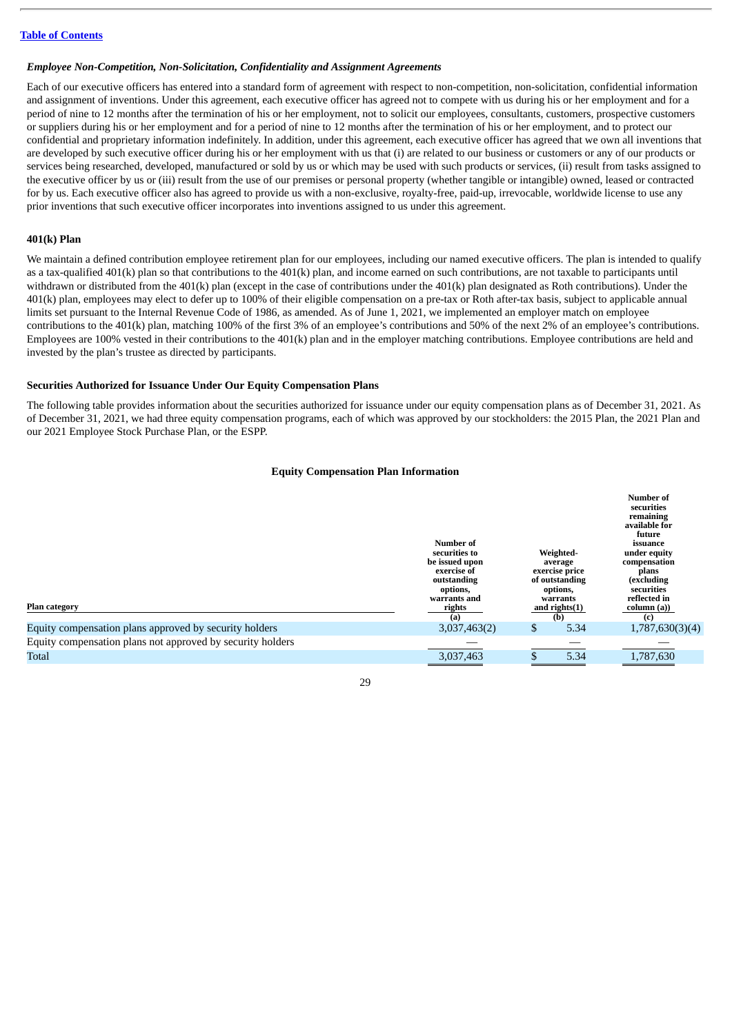[Table of Contents](#)

### *Employee Non-Competition, Non-Solicitation, Confidentiality and Assignment Agreements*

Each of our executive officers has entered into a standard form of agreement with respect to non-competition, non-solicitation, confidential information and assignment of inventions. Under this agreement, each executive officer has agreed not to compete with us during his or her employment and for a period of nine to 12 months after the termination of his or her employment, not to solicit our employees, consultants, customers, prospective customers or suppliers during his or her employment and for a period of nine to 12 months after the termination of his or her employment, and to protect our confidential and proprietary information indefinitely. In addition, under this agreement, each executive officer has agreed that we own all inventions that are developed by such executive officer during his or her employment with us that (i) are related to our business or customers or any of our products or services being researched, developed, manufactured or sold by us or which may be used with such products or services, (ii) result from tasks assigned to the executive officer by us or (iii) result from the use of our premises or personal property (whether tangible or intangible) owned, leased or contracted for by us. Each executive officer also has agreed to provide us with a non-exclusive, royalty-free, paid-up, irrevocable, worldwide license to use any prior inventions that such executive officer incorporates into inventions assigned to us under this agreement.

### 401(k) Plan

We maintain a defined contribution employee retirement plan for our employees, including our named executive officers. The plan is intended to qualify as a tax-qualified 401(k) plan so that contributions to the 401(k) plan, and income earned on such contributions, are not taxable to participants until withdrawn or distributed from the 401(k) plan (except in the case of contributions under the 401(k) plan designated as Roth contributions). Under the 401(k) plan, employees may elect to defer up to 100% of their eligible compensation on a pre-tax or Roth after-tax basis, subject to applicable annual limits set pursuant to the Internal Revenue Code of 1986, as amended. As of June 1, 2021, we implemented an employer match on employee contributions to the 401(k) plan, matching 100% of the first 3% of an employee's contributions and 50% of the next 2% of an employee's contributions. Employees are 100% vested in their contributions to the 401(k) plan and in the employer matching contributions. Employee contributions are held and invested by the plan's trustee as directed by participants.

### Securities Authorized for Issuance Under Our Equity Compensation Plans

The following table provides information about the securities authorized for issuance under our equity compensation plans as of December 31, 2021. As of December 31, 2021, we had three equity compensation programs, each of which was approved by our stockholders: the 2015 Plan, the 2021 Plan and our 2021 Employee Stock Purchase Plan, or the ESPP.

**Equity Compensation Plan Information**

| Plan category | Number of securities to be issued upon exercise of outstanding options, warrants and rights (a) | Weighted-average exercise price of outstanding options, warrants and rights(1) (b) | Number of securities remaining available for future issuance under equity compensation plans (excluding securities reflected in column (a)) (c) |
|---|---|---|---|
| Equity compensation plans approved by security holders | 3,037,463(2) | $ 5.34 | 1,787,630(3)(4) |
| Equity compensation plans not approved by security holders | — | — | — |
| Total | 3,037,463 | $ 5.34 | 1,787,630 |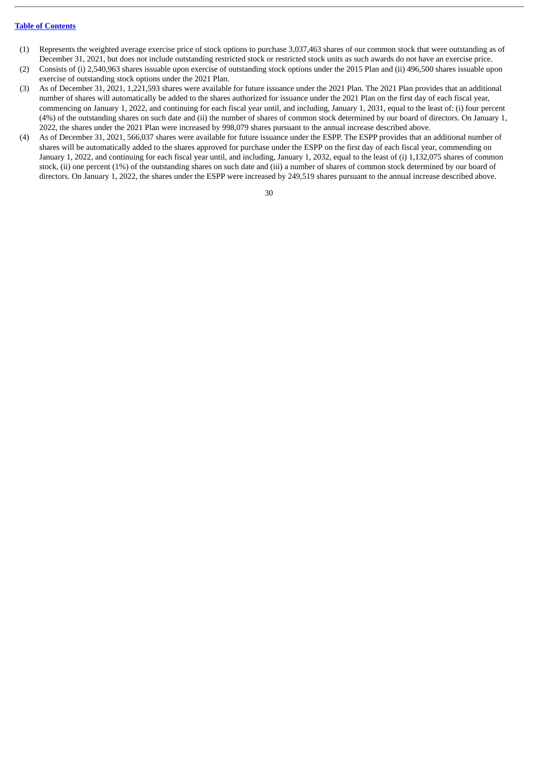(1) Represents the weighted average exercise price of stock options to purchase 3,037,463 shares of our common stock that were outstanding as of December 31, 2021, but does not include outstanding restricted stock or restricted stock units as such awards do not have an exercise price.

(2) Consists of (i) 2,540,963 shares issuable upon exercise of outstanding stock options under the 2015 Plan and (ii) 496,500 shares issuable upon exercise of outstanding stock options under the 2021 Plan.

(3) As of December 31, 2021, 1,221,593 shares were available for future issuance under the 2021 Plan. The 2021 Plan provides that an additional number of shares will automatically be added to the shares authorized for issuance under the 2021 Plan on the first day of each fiscal year, commencing on January 1, 2022, and continuing for each fiscal year until, and including, January 1, 2031, equal to the least of: (i) four percent (4%) of the outstanding shares on such date and (ii) the number of shares of common stock determined by our board of directors. On January 1, 2022, the shares under the 2021 Plan were increased by 998,079 shares pursuant to the annual increase described above.

(4) As of December 31, 2021, 566,037 shares were available for future issuance under the ESPP. The ESPP provides that an additional number of shares will be automatically added to the shares approved for purchase under the ESPP on the first day of each fiscal year, commending on January 1, 2022, and continuing for each fiscal year until, and including, January 1, 2032, equal to the least of (i) 1,132,075 shares of common stock, (ii) one percent (1%) of the outstanding shares on such date and (iii) a number of shares of common stock determined by our board of directors. On January 1, 2022, the shares under the ESPP were increased by 249,519 shares pursuant to the annual increase described above.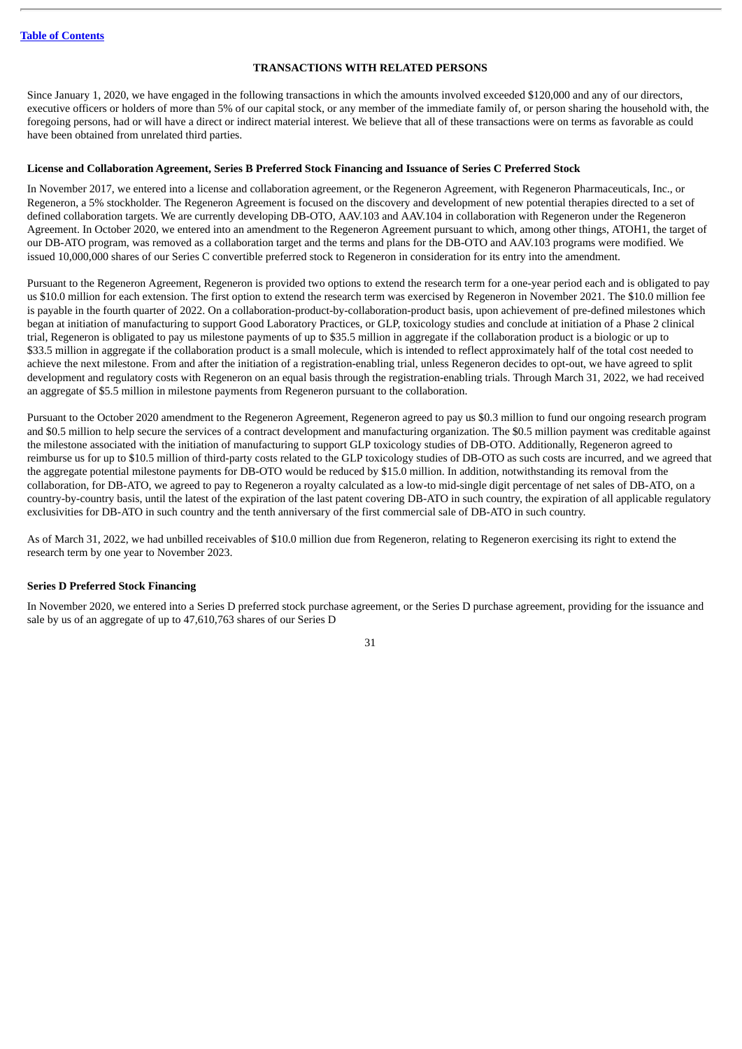## TRANSACTIONS WITH RELATED PERSONS

Since January 1, 2020, we have engaged in the following transactions in which the amounts involved exceeded $120,000 and any of our directors, executive officers or holders of more than 5% of our capital stock, or any member of the immediate family of, or person sharing the household with, the foregoing persons, had or will have a direct or indirect material interest. We believe that all of these transactions were on terms as favorable as could have been obtained from unrelated third parties.

### License and Collaboration Agreement, Series B Preferred Stock Financing and Issuance of Series C Preferred Stock

In November 2017, we entered into a license and collaboration agreement, or the Regeneron Agreement, with Regeneron Pharmaceuticals, Inc., or Regeneron, a 5% stockholder. The Regeneron Agreement is focused on the discovery and development of new potential therapies directed to a set of defined collaboration targets. We are currently developing DB-OTO, AAV.103 and AAV.104 in collaboration with Regeneron under the Regeneron Agreement. In October 2020, we entered into an amendment to the Regeneron Agreement pursuant to which, among other things, ATOH1, the target of our DB-ATO program, was removed as a collaboration target and the terms and plans for the DB-OTO and AAV.103 programs were modified. We issued 10,000,000 shares of our Series C convertible preferred stock to Regeneron in consideration for its entry into the amendment.

Pursuant to the Regeneron Agreement, Regeneron is provided two options to extend the research term for a one-year period each and is obligated to pay us $10.0 million for each extension. The first option to extend the research term was exercised by Regeneron in November 2021. The $10.0 million fee is payable in the fourth quarter of 2022. On a collaboration-product-by-collaboration-product basis, upon achievement of pre-defined milestones which began at initiation of manufacturing to support Good Laboratory Practices, or GLP, toxicology studies and conclude at initiation of a Phase 2 clinical trial, Regeneron is obligated to pay us milestone payments of up to $35.5 million in aggregate if the collaboration product is a biologic or up to $33.5 million in aggregate if the collaboration product is a small molecule, which is intended to reflect approximately half of the total cost needed to achieve the next milestone. From and after the initiation of a registration-enabling trial, unless Regeneron decides to opt-out, we have agreed to split development and regulatory costs with Regeneron on an equal basis through the registration-enabling trials. Through March 31, 2022, we had received an aggregate of $5.5 million in milestone payments from Regeneron pursuant to the collaboration.

Pursuant to the October 2020 amendment to the Regeneron Agreement, Regeneron agreed to pay us $0.3 million to fund our ongoing research program and $0.5 million to help secure the services of a contract development and manufacturing organization. The $0.5 million payment was creditable against the milestone associated with the initiation of manufacturing to support GLP toxicology studies of DB-OTO. Additionally, Regeneron agreed to reimburse us for up to $10.5 million of third-party costs related to the GLP toxicology studies of DB-OTO as such costs are incurred, and we agreed that the aggregate potential milestone payments for DB-OTO would be reduced by $15.0 million. In addition, notwithstanding its removal from the collaboration, for DB-ATO, we agreed to pay to Regeneron a royalty calculated as a low-to mid-single digit percentage of net sales of DB-ATO, on a country-by-country basis, until the latest of the expiration of the last patent covering DB-ATO in such country, the expiration of all applicable regulatory exclusivities for DB-ATO in such country and the tenth anniversary of the first commercial sale of DB-ATO in such country.

As of March 31, 2022, we had unbilled receivables of $10.0 million due from Regeneron, relating to Regeneron exercising its right to extend the research term by one year to November 2023.

### Series D Preferred Stock Financing

In November 2020, we entered into a Series D preferred stock purchase agreement, or the Series D purchase agreement, providing for the issuance and sale by us of an aggregate of up to 47,610,763 shares of our Series D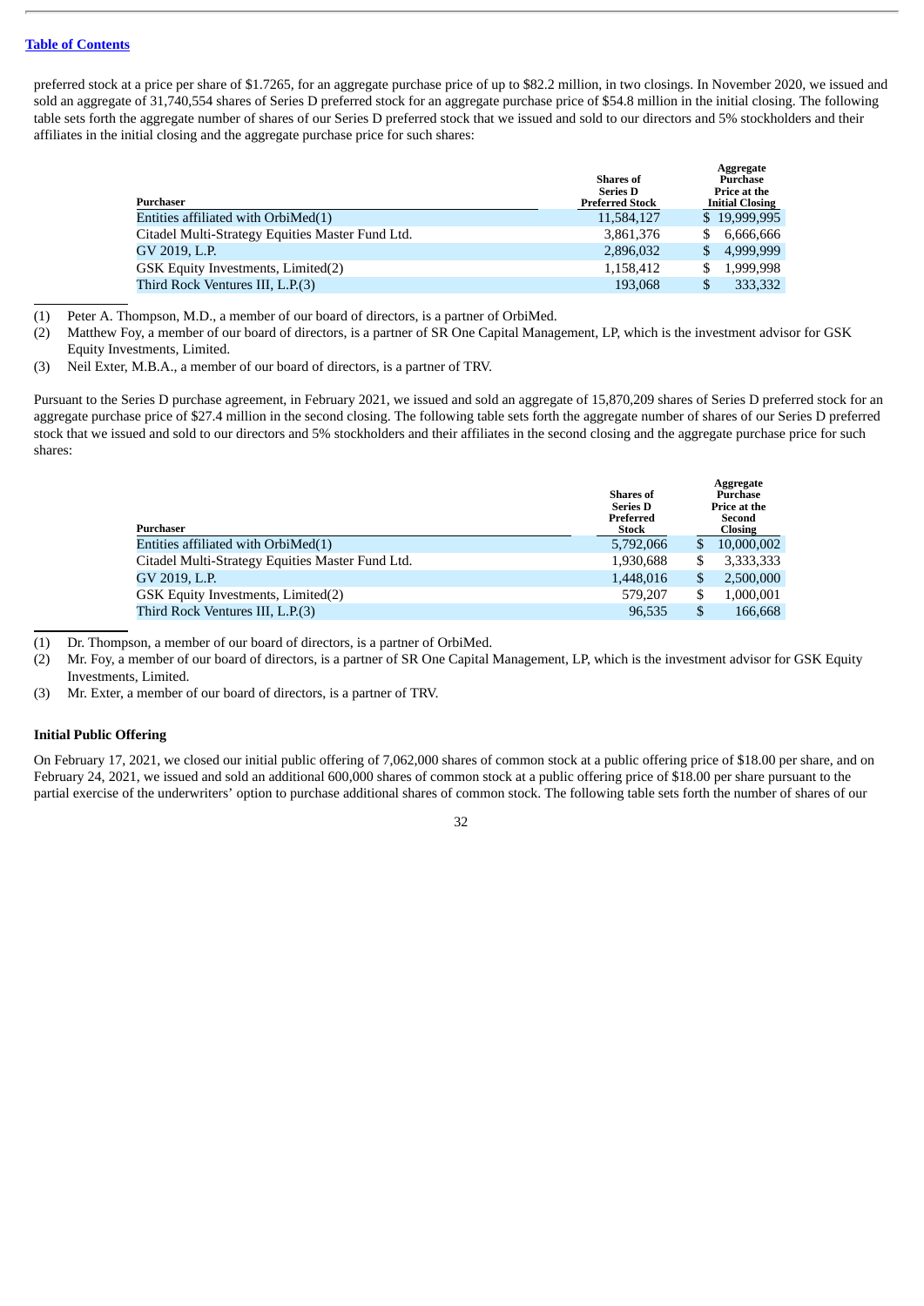preferred stock at a price per share of $1.7265, for an aggregate purchase price of up to $82.2 million, in two closings. In November 2020, we issued and sold an aggregate of 31,740,554 shares of Series D preferred stock for an aggregate purchase price of $54.8 million in the initial closing. The following table sets forth the aggregate number of shares of our Series D preferred stock that we issued and sold to our directors and 5% stockholders and their affiliates in the initial closing and the aggregate purchase price for such shares:

| Purchaser | Shares of Series D Preferred Stock | Aggregate Purchase Price at the Initial Closing |
|---|---|---|
| Entities affiliated with OrbiMed(1) | 11,584,127 | $ 19,999,995 |
| Citadel Multi-Strategy Equities Master Fund Ltd. | 3,861,376 | $ 6,666,666 |
| GV 2019, L.P. | 2,896,032 | $ 4,999,999 |
| GSK Equity Investments, Limited(2) | 1,158,412 | $ 1,999,998 |
| Third Rock Ventures III, L.P.(3) | 193,068 | $ 333,332 |

(1) Peter A. Thompson, M.D., a member of our board of directors, is a partner of OrbiMed.

(2) Matthew Foy, a member of our board of directors, is a partner of SR One Capital Management, LP, which is the investment advisor for GSK Equity Investments, Limited.

(3) Neil Exter, M.B.A., a member of our board of directors, is a partner of TRV.

Pursuant to the Series D purchase agreement, in February 2021, we issued and sold an aggregate of 15,870,209 shares of Series D preferred stock for an aggregate purchase price of $27.4 million in the second closing. The following table sets forth the aggregate number of shares of our Series D preferred stock that we issued and sold to our directors and 5% stockholders and their affiliates in the second closing and the aggregate purchase price for such shares:

| Purchaser | Shares of Series D Preferred Stock | Aggregate Purchase Price at the Second Closing |
|---|---|---|
| Entities affiliated with OrbiMed(1) | 5,792,066 | $ 10,000,002 |
| Citadel Multi-Strategy Equities Master Fund Ltd. | 1,930,688 | $ 3,333,333 |
| GV 2019, L.P. | 1,448,016 | $ 2,500,000 |
| GSK Equity Investments, Limited(2) | 579,207 | $ 1,000,001 |
| Third Rock Ventures III, L.P.(3) | 96,535 | $ 166,668 |

(1) Dr. Thompson, a member of our board of directors, is a partner of OrbiMed.

(2) Mr. Foy, a member of our board of directors, is a partner of SR One Capital Management, LP, which is the investment advisor for GSK Equity Investments, Limited.

(3) Mr. Exter, a member of our board of directors, is a partner of TRV.

**Initial Public Offering**

On February 17, 2021, we closed our initial public offering of 7,062,000 shares of common stock at a public offering price of $18.00 per share, and on February 24, 2021, we issued and sold an additional 600,000 shares of common stock at a public offering price of $18.00 per share pursuant to the partial exercise of the underwriters' option to purchase additional shares of common stock. The following table sets forth the number of shares of our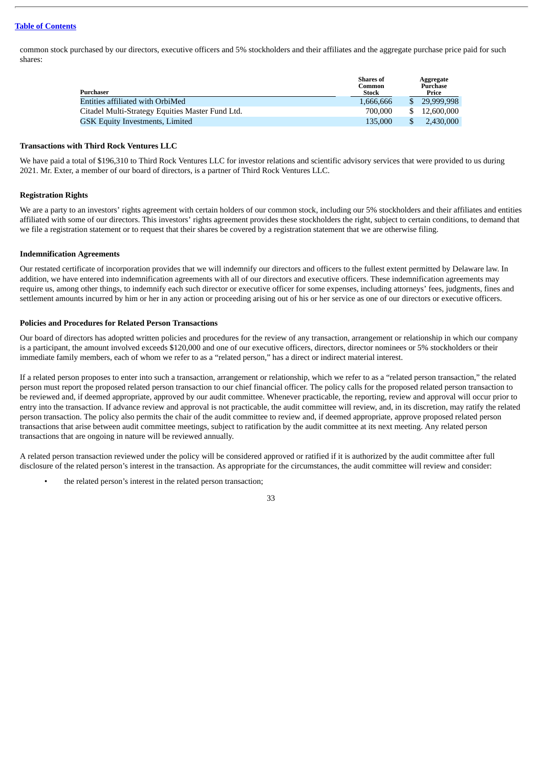common stock purchased by our directors, executive officers and 5% stockholders and their affiliates and the aggregate purchase price paid for such shares:

| Purchaser | Shares of Common Stock | Aggregate Purchase Price |
|---|---|---|
| Entities affiliated with OrbiMed | 1,666,666 | $ 29,999,998 |
| Citadel Multi-Strategy Equities Master Fund Ltd. | 700,000 | $ 12,600,000 |
| GSK Equity Investments, Limited | 135,000 | $ 2,430,000 |

**Transactions with Third Rock Ventures LLC**

We have paid a total of $196,310 to Third Rock Ventures LLC for investor relations and scientific advisory services that were provided to us during 2021. Mr. Exter, a member of our board of directors, is a partner of Third Rock Ventures LLC.

**Registration Rights**

We are a party to an investors' rights agreement with certain holders of our common stock, including our 5% stockholders and their affiliates and entities affiliated with some of our directors. This investors' rights agreement provides these stockholders the right, subject to certain conditions, to demand that we file a registration statement or to request that their shares be covered by a registration statement that we are otherwise filing.

**Indemnification Agreements**

Our restated certificate of incorporation provides that we will indemnify our directors and officers to the fullest extent permitted by Delaware law. In addition, we have entered into indemnification agreements with all of our directors and executive officers. These indemnification agreements may require us, among other things, to indemnify each such director or executive officer for some expenses, including attorneys' fees, judgments, fines and settlement amounts incurred by him or her in any action or proceeding arising out of his or her service as one of our directors or executive officers.

**Policies and Procedures for Related Person Transactions**

Our board of directors has adopted written policies and procedures for the review of any transaction, arrangement or relationship in which our company is a participant, the amount involved exceeds $120,000 and one of our executive officers, directors, director nominees or 5% stockholders or their immediate family members, each of whom we refer to as a "related person," has a direct or indirect material interest.

If a related person proposes to enter into such a transaction, arrangement or relationship, which we refer to as a "related person transaction," the related person must report the proposed related person transaction to our chief financial officer. The policy calls for the proposed related person transaction to be reviewed and, if deemed appropriate, approved by our audit committee. Whenever practicable, the reporting, review and approval will occur prior to entry into the transaction. If advance review and approval is not practicable, the audit committee will review, and, in its discretion, may ratify the related person transaction. The policy also permits the chair of the audit committee to review and, if deemed appropriate, approve proposed related person transactions that arise between audit committee meetings, subject to ratification by the audit committee at its next meeting. Any related person transactions that are ongoing in nature will be reviewed annually.

A related person transaction reviewed under the policy will be considered approved or ratified if it is authorized by the audit committee after full disclosure of the related person's interest in the transaction. As appropriate for the circumstances, the audit committee will review and consider:

- the related person's interest in the related person transaction;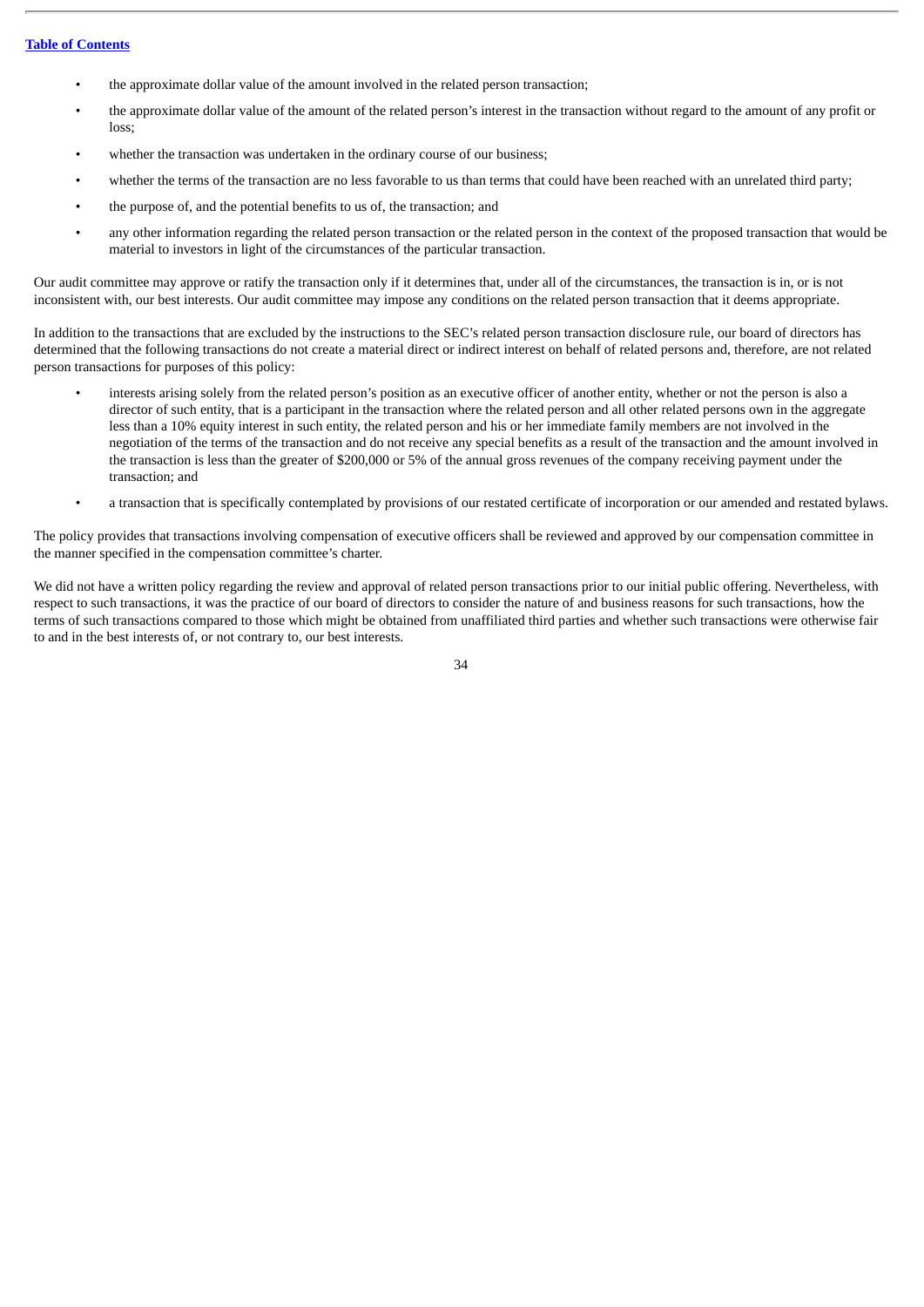- the approximate dollar value of the amount involved in the related person transaction;
- the approximate dollar value of the amount of the related person's interest in the transaction without regard to the amount of any profit or loss;
- whether the transaction was undertaken in the ordinary course of our business;
- whether the terms of the transaction are no less favorable to us than terms that could have been reached with an unrelated third party;
- the purpose of, and the potential benefits to us of, the transaction; and
- any other information regarding the related person transaction or the related person in the context of the proposed transaction that would be material to investors in light of the circumstances of the particular transaction.

Our audit committee may approve or ratify the transaction only if it determines that, under all of the circumstances, the transaction is in, or is not inconsistent with, our best interests. Our audit committee may impose any conditions on the related person transaction that it deems appropriate.

In addition to the transactions that are excluded by the instructions to the SEC's related person transaction disclosure rule, our board of directors has determined that the following transactions do not create a material direct or indirect interest on behalf of related persons and, therefore, are not related person transactions for purposes of this policy:

- interests arising solely from the related person's position as an executive officer of another entity, whether or not the person is also a director of such entity, that is a participant in the transaction where the related person and all other related persons own in the aggregate less than a 10% equity interest in such entity, the related person and his or her immediate family members are not involved in the negotiation of the terms of the transaction and do not receive any special benefits as a result of the transaction and the amount involved in the transaction is less than the greater of $200,000 or 5% of the annual gross revenues of the company receiving payment under the transaction; and
- a transaction that is specifically contemplated by provisions of our restated certificate of incorporation or our amended and restated bylaws.

The policy provides that transactions involving compensation of executive officers shall be reviewed and approved by our compensation committee in the manner specified in the compensation committee's charter.

We did not have a written policy regarding the review and approval of related person transactions prior to our initial public offering. Nevertheless, with respect to such transactions, it was the practice of our board of directors to consider the nature of and business reasons for such transactions, how the terms of such transactions compared to those which might be obtained from unaffiliated third parties and whether such transactions were otherwise fair to and in the best interests of, or not contrary to, our best interests.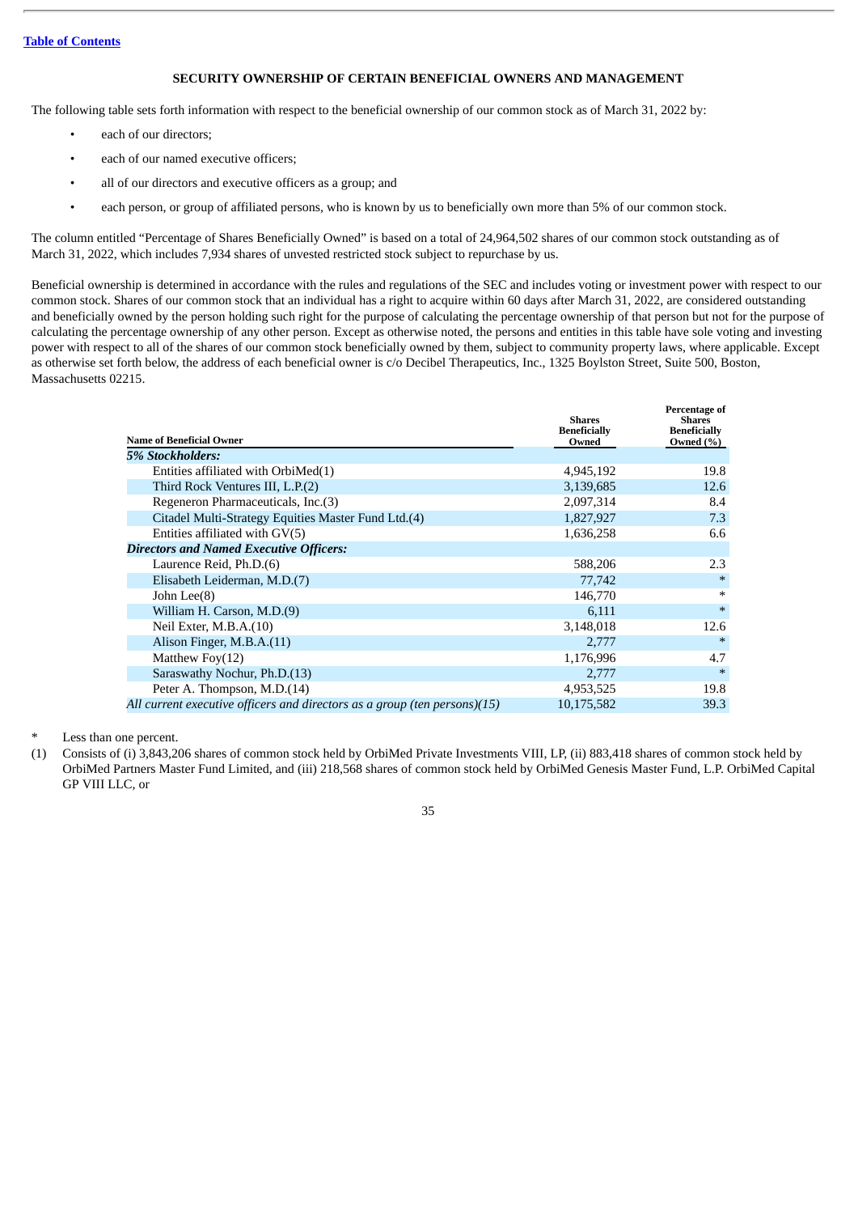[Table of Contents](#)

## SECURITY OWNERSHIP OF CERTAIN BENEFICIAL OWNERS AND MANAGEMENT

The following table sets forth information with respect to the beneficial ownership of our common stock as of March 31, 2022 by:

- each of our directors;
- each of our named executive officers;
- all of our directors and executive officers as a group; and
- each person, or group of affiliated persons, who is known by us to beneficially own more than 5% of our common stock.

The column entitled "Percentage of Shares Beneficially Owned" is based on a total of 24,964,502 shares of our common stock outstanding as of March 31, 2022, which includes 7,934 shares of unvested restricted stock subject to repurchase by us.

Beneficial ownership is determined in accordance with the rules and regulations of the SEC and includes voting or investment power with respect to our common stock. Shares of our common stock that an individual has a right to acquire within 60 days after March 31, 2022, are considered outstanding and beneficially owned by the person holding such right for the purpose of calculating the percentage ownership of that person but not for the purpose of calculating the percentage ownership of any other person. Except as otherwise noted, the persons and entities in this table have sole voting and investing power with respect to all of the shares of our common stock beneficially owned by them, subject to community property laws, where applicable. Except as otherwise set forth below, the address of each beneficial owner is c/o Decibel Therapeutics, Inc., 1325 Boylston Street, Suite 500, Boston, Massachusetts 02215.

| Name of Beneficial Owner | Shares Beneficially Owned | Percentage of Shares Beneficially Owned (%) |
|---|---|---|
| ***5% Stockholders:*** | | |
| Entities affiliated with OrbiMed(1) | 4,945,192 | 19.8 |
| Third Rock Ventures III, L.P.(2) | 3,139,685 | 12.6 |
| Regeneron Pharmaceuticals, Inc.(3) | 2,097,314 | 8.4 |
| Citadel Multi-Strategy Equities Master Fund Ltd.(4) | 1,827,927 | 7.3 |
| Entities affiliated with GV(5) | 1,636,258 | 6.6 |
| ***Directors and Named Executive Officers:*** | | |
| Laurence Reid, Ph.D.(6) | 588,206 | 2.3 |
| Elisabeth Leiderman, M.D.(7) | 77,742 | * |
| John Lee(8) | 146,770 | * |
| William H. Carson, M.D.(9) | 6,111 | * |
| Neil Exter, M.B.A.(10) | 3,148,018 | 12.6 |
| Alison Finger, M.B.A.(11) | 2,777 | * |
| Matthew Foy(12) | 1,176,996 | 4.7 |
| Saraswathy Nochur, Ph.D.(13) | 2,777 | * |
| Peter A. Thompson, M.D.(14) | 4,953,525 | 19.8 |
| *All current executive officers and directors as a group (ten persons)(15)* | 10,175,582 | 39.3 |

\* Less than one percent.

(1) Consists of (i) 3,843,206 shares of common stock held by OrbiMed Private Investments VIII, LP, (ii) 883,418 shares of common stock held by OrbiMed Partners Master Fund Limited, and (iii) 218,568 shares of common stock held by OrbiMed Genesis Master Fund, L.P. OrbiMed Capital GP VIII LLC, or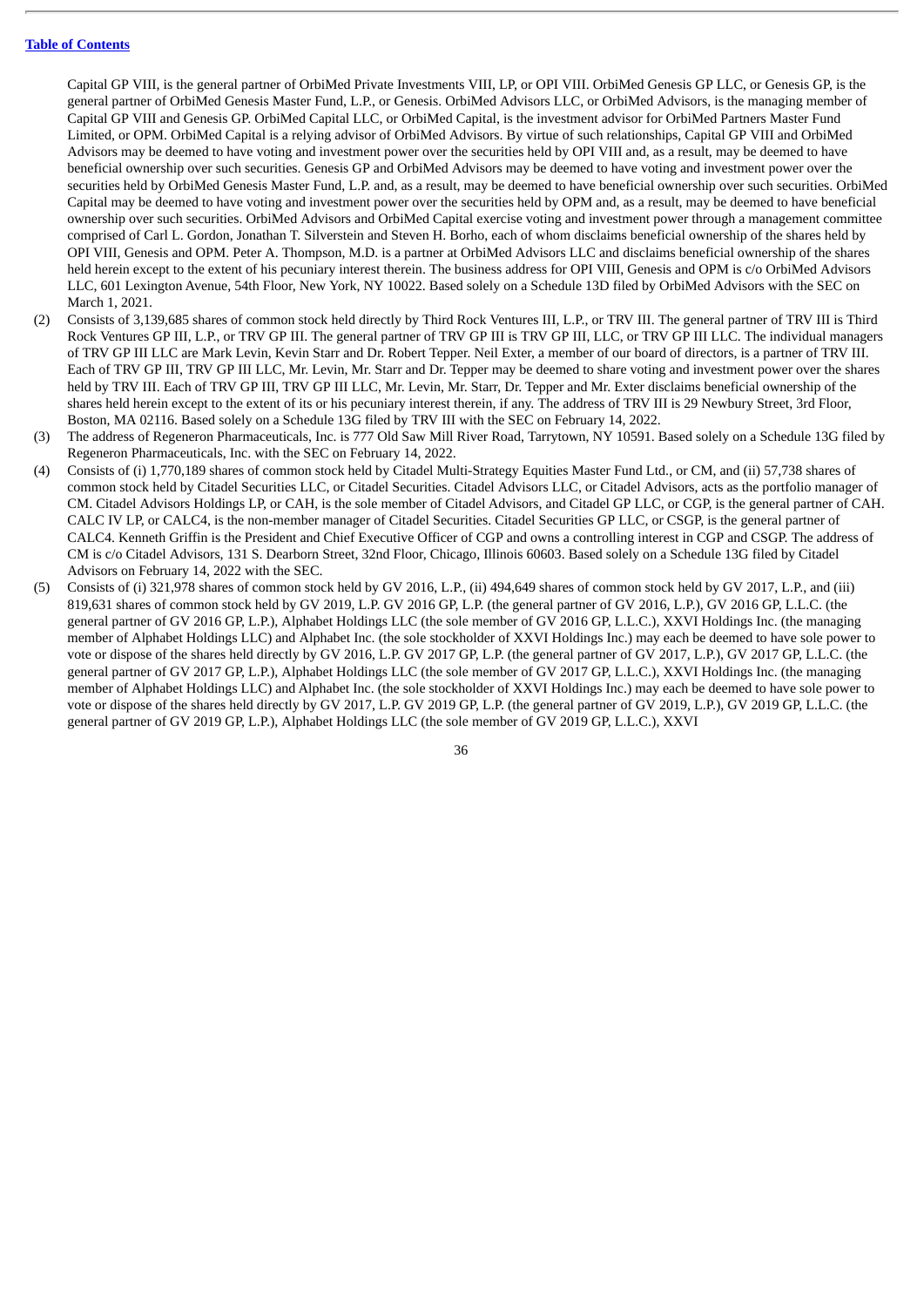Capital GP VIII, is the general partner of OrbiMed Private Investments VIII, LP, or OPI VIII. OrbiMed Genesis GP LLC, or Genesis GP, is the general partner of OrbiMed Genesis Master Fund, L.P., or Genesis. OrbiMed Advisors LLC, or OrbiMed Advisors, is the managing member of Capital GP VIII and Genesis GP. OrbiMed Capital LLC, or OrbiMed Capital, is the investment advisor for OrbiMed Partners Master Fund Limited, or OPM. OrbiMed Capital is a relying advisor of OrbiMed Advisors. By virtue of such relationships, Capital GP VIII and OrbiMed Advisors may be deemed to have voting and investment power over the securities held by OPI VIII and, as a result, may be deemed to have beneficial ownership over such securities. Genesis GP and OrbiMed Advisors may be deemed to have voting and investment power over the securities held by OrbiMed Genesis Master Fund, L.P. and, as a result, may be deemed to have beneficial ownership over such securities. OrbiMed Capital may be deemed to have voting and investment power over the securities held by OPM and, as a result, may be deemed to have beneficial ownership over such securities. OrbiMed Advisors and OrbiMed Capital exercise voting and investment power through a management committee comprised of Carl L. Gordon, Jonathan T. Silverstein and Steven H. Borho, each of whom disclaims beneficial ownership of the shares held by OPI VIII, Genesis and OPM. Peter A. Thompson, M.D. is a partner at OrbiMed Advisors LLC and disclaims beneficial ownership of the shares held herein except to the extent of his pecuniary interest therein. The business address for OPI VIII, Genesis and OPM is c/o OrbiMed Advisors LLC, 601 Lexington Avenue, 54th Floor, New York, NY 10022. Based solely on a Schedule 13D filed by OrbiMed Advisors with the SEC on March 1, 2021.

(2) Consists of 3,139,685 shares of common stock held directly by Third Rock Ventures III, L.P., or TRV III. The general partner of TRV III is Third Rock Ventures GP III, L.P., or TRV GP III. The general partner of TRV GP III is TRV GP III, LLC, or TRV GP III LLC. The individual managers of TRV GP III LLC are Mark Levin, Kevin Starr and Dr. Robert Tepper. Neil Exter, a member of our board of directors, is a partner of TRV III. Each of TRV GP III, TRV GP III LLC, Mr. Levin, Mr. Starr and Dr. Tepper may be deemed to share voting and investment power over the shares held by TRV III. Each of TRV GP III, TRV GP III LLC, Mr. Levin, Mr. Starr, Dr. Tepper and Mr. Exter disclaims beneficial ownership of the shares held herein except to the extent of its or his pecuniary interest therein, if any. The address of TRV III is 29 Newbury Street, 3rd Floor, Boston, MA 02116. Based solely on a Schedule 13G filed by TRV III with the SEC on February 14, 2022.

(3) The address of Regeneron Pharmaceuticals, Inc. is 777 Old Saw Mill River Road, Tarrytown, NY 10591. Based solely on a Schedule 13G filed by Regeneron Pharmaceuticals, Inc. with the SEC on February 14, 2022.

(4) Consists of (i) 1,770,189 shares of common stock held by Citadel Multi-Strategy Equities Master Fund Ltd., or CM, and (ii) 57,738 shares of common stock held by Citadel Securities LLC, or Citadel Securities. Citadel Advisors LLC, or Citadel Advisors, acts as the portfolio manager of CM. Citadel Advisors Holdings LP, or CAH, is the sole member of Citadel Advisors, and Citadel GP LLC, or CGP, is the general partner of CAH. CALC IV LP, or CALC4, is the non-member manager of Citadel Securities. Citadel Securities GP LLC, or CSGP, is the general partner of CALC4. Kenneth Griffin is the President and Chief Executive Officer of CGP and owns a controlling interest in CGP and CSGP. The address of CM is c/o Citadel Advisors, 131 S. Dearborn Street, 32nd Floor, Chicago, Illinois 60603. Based solely on a Schedule 13G filed by Citadel Advisors on February 14, 2022 with the SEC.

(5) Consists of (i) 321,978 shares of common stock held by GV 2016, L.P., (ii) 494,649 shares of common stock held by GV 2017, L.P., and (iii) 819,631 shares of common stock held by GV 2019, L.P. GV 2016 GP, L.P. (the general partner of GV 2016, L.P.), GV 2016 GP, L.L.C. (the general partner of GV 2016 GP, L.P.), Alphabet Holdings LLC (the sole member of GV 2016 GP, L.L.C.), XXVI Holdings Inc. (the managing member of Alphabet Holdings LLC) and Alphabet Inc. (the sole stockholder of XXVI Holdings Inc.) may each be deemed to have sole power to vote or dispose of the shares held directly by GV 2016, L.P. GV 2017 GP, L.P. (the general partner of GV 2017, L.P.), GV 2017 GP, L.L.C. (the general partner of GV 2017 GP, L.P.), Alphabet Holdings LLC (the sole member of GV 2017 GP, L.L.C.), XXVI Holdings Inc. (the managing member of Alphabet Holdings LLC) and Alphabet Inc. (the sole stockholder of XXVI Holdings Inc.) may each be deemed to have sole power to vote or dispose of the shares held directly by GV 2017, L.P. GV 2019 GP, L.P. (the general partner of GV 2019, L.P.), GV 2019 GP, L.L.C. (the general partner of GV 2019 GP, L.P.), Alphabet Holdings LLC (the sole member of GV 2019 GP, L.L.C.), XXVI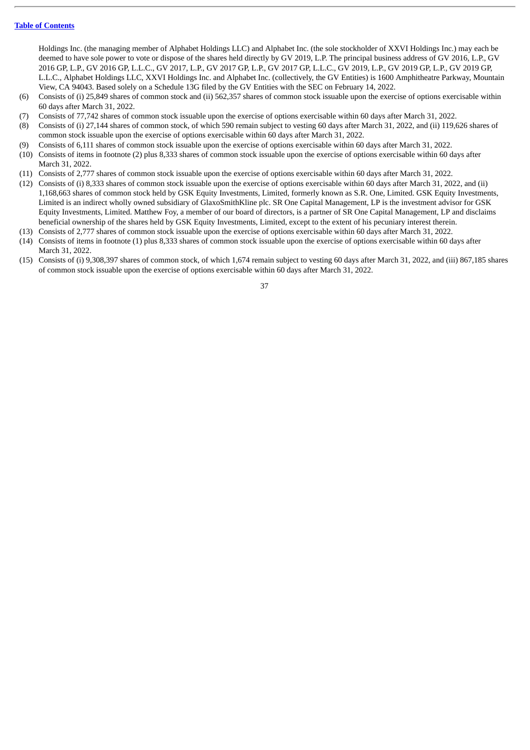Holdings Inc. (the managing member of Alphabet Holdings LLC) and Alphabet Inc. (the sole stockholder of XXVI Holdings Inc.) may each be deemed to have sole power to vote or dispose of the shares held directly by GV 2019, L.P. The principal business address of GV 2016, L.P., GV 2016 GP, L.P., GV 2016 GP, L.L.C., GV 2017, L.P., GV 2017 GP, L.P., GV 2017 GP, L.L.C., GV 2019, L.P., GV 2019 GP, L.P., GV 2019 GP, L.L.C., Alphabet Holdings LLC, XXVI Holdings Inc. and Alphabet Inc. (collectively, the GV Entities) is 1600 Amphitheatre Parkway, Mountain View, CA 94043. Based solely on a Schedule 13G filed by the GV Entities with the SEC on February 14, 2022.

(6) Consists of (i) 25,849 shares of common stock and (ii) 562,357 shares of common stock issuable upon the exercise of options exercisable within 60 days after March 31, 2022.

(7) Consists of 77,742 shares of common stock issuable upon the exercise of options exercisable within 60 days after March 31, 2022.

(8) Consists of (i) 27,144 shares of common stock, of which 590 remain subject to vesting 60 days after March 31, 2022, and (ii) 119,626 shares of common stock issuable upon the exercise of options exercisable within 60 days after March 31, 2022.

(9) Consists of 6,111 shares of common stock issuable upon the exercise of options exercisable within 60 days after March 31, 2022.

(10) Consists of items in footnote (2) plus 8,333 shares of common stock issuable upon the exercise of options exercisable within 60 days after March 31, 2022.

(11) Consists of 2,777 shares of common stock issuable upon the exercise of options exercisable within 60 days after March 31, 2022.

(12) Consists of (i) 8,333 shares of common stock issuable upon the exercise of options exercisable within 60 days after March 31, 2022, and (ii) 1,168,663 shares of common stock held by GSK Equity Investments, Limited, formerly known as S.R. One, Limited. GSK Equity Investments, Limited is an indirect wholly owned subsidiary of GlaxoSmithKline plc. SR One Capital Management, LP is the investment advisor for GSK Equity Investments, Limited. Matthew Foy, a member of our board of directors, is a partner of SR One Capital Management, LP and disclaims beneficial ownership of the shares held by GSK Equity Investments, Limited, except to the extent of his pecuniary interest therein.

(13) Consists of 2,777 shares of common stock issuable upon the exercise of options exercisable within 60 days after March 31, 2022.

(14) Consists of items in footnote (1) plus 8,333 shares of common stock issuable upon the exercise of options exercisable within 60 days after March 31, 2022.

(15) Consists of (i) 9,308,397 shares of common stock, of which 1,674 remain subject to vesting 60 days after March 31, 2022, and (iii) 867,185 shares of common stock issuable upon the exercise of options exercisable within 60 days after March 31, 2022.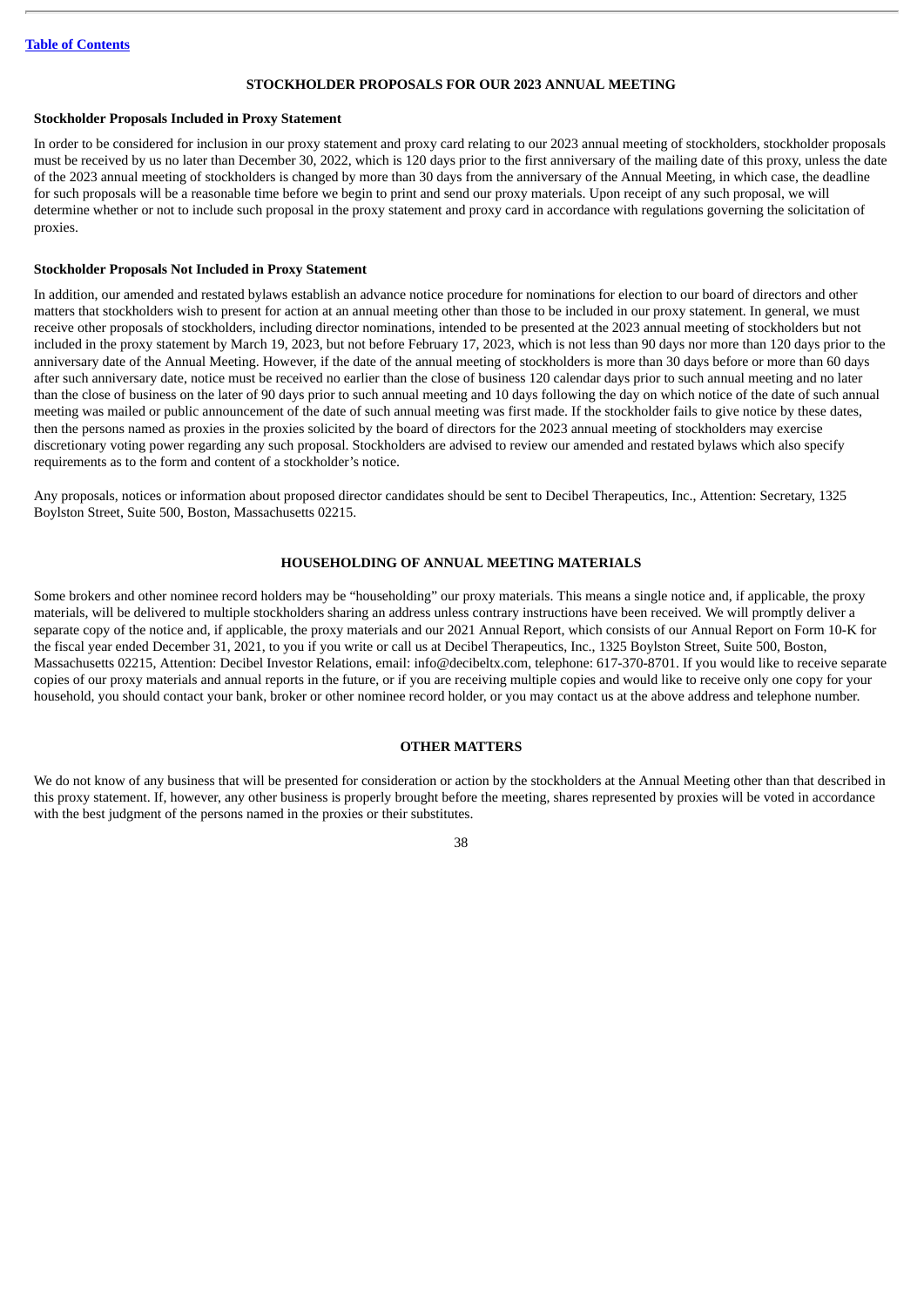## STOCKHOLDER PROPOSALS FOR OUR 2023 ANNUAL MEETING

**Stockholder Proposals Included in Proxy Statement**

In order to be considered for inclusion in our proxy statement and proxy card relating to our 2023 annual meeting of stockholders, stockholder proposals must be received by us no later than December 30, 2022, which is 120 days prior to the first anniversary of the mailing date of this proxy, unless the date of the 2023 annual meeting of stockholders is changed by more than 30 days from the anniversary of the Annual Meeting, in which case, the deadline for such proposals will be a reasonable time before we begin to print and send our proxy materials. Upon receipt of any such proposal, we will determine whether or not to include such proposal in the proxy statement and proxy card in accordance with regulations governing the solicitation of proxies.

**Stockholder Proposals Not Included in Proxy Statement**

In addition, our amended and restated bylaws establish an advance notice procedure for nominations for election to our board of directors and other matters that stockholders wish to present for action at an annual meeting other than those to be included in our proxy statement. In general, we must receive other proposals of stockholders, including director nominations, intended to be presented at the 2023 annual meeting of stockholders but not included in the proxy statement by March 19, 2023, but not before February 17, 2023, which is not less than 90 days nor more than 120 days prior to the anniversary date of the Annual Meeting. However, if the date of the annual meeting of stockholders is more than 30 days before or more than 60 days after such anniversary date, notice must be received no earlier than the close of business 120 calendar days prior to such annual meeting and no later than the close of business on the later of 90 days prior to such annual meeting and 10 days following the day on which notice of the date of such annual meeting was mailed or public announcement of the date of such annual meeting was first made. If the stockholder fails to give notice by these dates, then the persons named as proxies in the proxies solicited by the board of directors for the 2023 annual meeting of stockholders may exercise discretionary voting power regarding any such proposal. Stockholders are advised to review our amended and restated bylaws which also specify requirements as to the form and content of a stockholder's notice.

Any proposals, notices or information about proposed director candidates should be sent to Decibel Therapeutics, Inc., Attention: Secretary, 1325 Boylston Street, Suite 500, Boston, Massachusetts 02215.

## HOUSEHOLDING OF ANNUAL MEETING MATERIALS

Some brokers and other nominee record holders may be "householding" our proxy materials. This means a single notice and, if applicable, the proxy materials, will be delivered to multiple stockholders sharing an address unless contrary instructions have been received. We will promptly deliver a separate copy of the notice and, if applicable, the proxy materials and our 2021 Annual Report, which consists of our Annual Report on Form 10-K for the fiscal year ended December 31, 2021, to you if you write or call us at Decibel Therapeutics, Inc., 1325 Boylston Street, Suite 500, Boston, Massachusetts 02215, Attention: Decibel Investor Relations, email: info@decibeltx.com, telephone: 617-370-8701. If you would like to receive separate copies of our proxy materials and annual reports in the future, or if you are receiving multiple copies and would like to receive only one copy for your household, you should contact your bank, broker or other nominee record holder, or you may contact us at the above address and telephone number.

## OTHER MATTERS

We do not know of any business that will be presented for consideration or action by the stockholders at the Annual Meeting other than that described in this proxy statement. If, however, any other business is properly brought before the meeting, shares represented by proxies will be voted in accordance with the best judgment of the persons named in the proxies or their substitutes.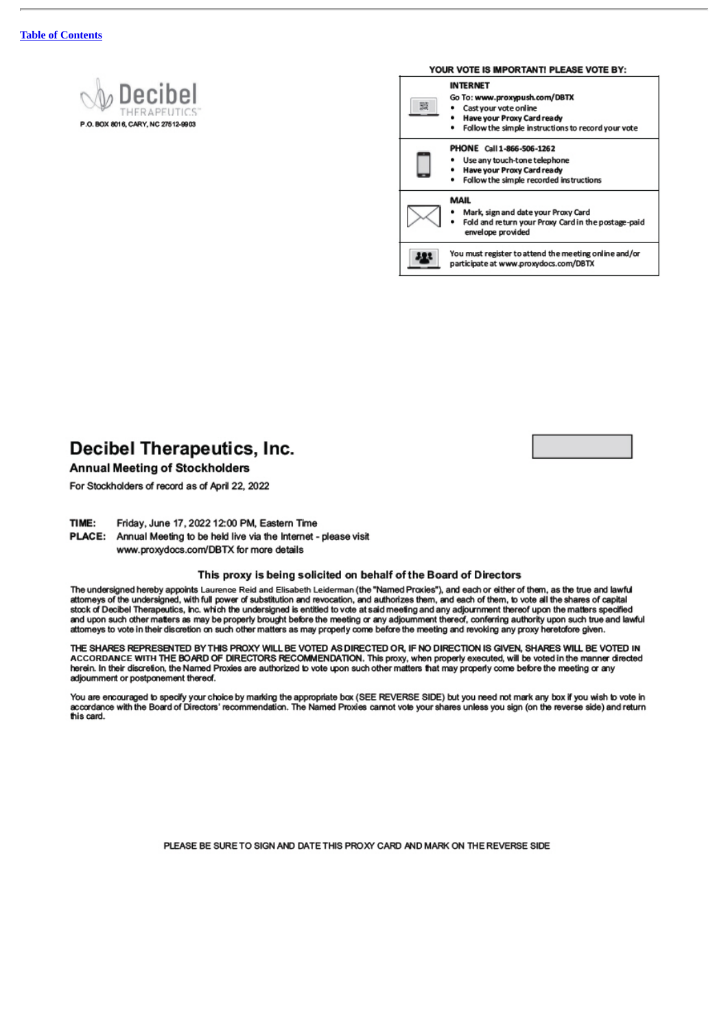[Table of Contents](#)

Decibel THERAPEUTICS™

P.O. BOX 8016, CARY, NC 27512-9903

**YOUR VOTE IS IMPORTANT! PLEASE VOTE BY:**

| | |
|---|---|
| | **INTERNET**<br>Go To: **www.proxypush.com/DBTX**<br>• Cast your vote online<br>• **Have your Proxy Card ready**<br>• Follow the simple instructions to record your vote |
| | **PHONE** Call **1-866-506-1262**<br>• Use any touch-tone telephone<br>• **Have your Proxy Card ready**<br>• Follow the simple recorded instructions |
| | **MAIL**<br>• Mark, sign and date your Proxy Card<br>• Fold and return your Proxy Card in the postage-paid envelope provided |
| | You must register to attend the meeting online and/or participate at www.proxydocs.com/DBTX |

# Decibel Therapeutics, Inc.

## Annual Meeting of Stockholders

For Stockholders of record as of April 22, 2022

**TIME:** Friday, June 17, 2022 12:00 PM, Eastern Time

**PLACE:** Annual Meeting to be held live via the Internet - please visit www.proxydocs.com/DBTX for more details

### This proxy is being solicited on behalf of the Board of Directors

The undersigned hereby appoints Laurence Reid and Elisabeth Leiderman (the "Named Proxies"), and each or either of them, as the true and lawful attorneys of the undersigned, with full power of substitution and revocation, and authorizes them, and each of them, to vote all the shares of capital stock of Decibel Therapeutics, Inc. which the undersigned is entitled to vote at said meeting and any adjournment thereof upon the matters specified and upon such other matters as may be properly brought before the meeting or any adjournment thereof, conferring authority upon such true and lawful attorneys to vote in their discretion on such other matters as may properly come before the meeting and revoking any proxy heretofore given.

THE SHARES REPRESENTED BY THIS PROXY WILL BE VOTED AS DIRECTED OR, IF NO DIRECTION IS GIVEN, SHARES WILL BE VOTED IN ACCORDANCE WITH THE BOARD OF DIRECTORS RECOMMENDATION. This proxy, when properly executed, will be voted in the manner directed herein. In their discretion, the Named Proxies are authorized to vote upon such other matters that may properly come before the meeting or any adjournment or postponement thereof.

You are encouraged to specify your choice by marking the appropriate box (SEE REVERSE SIDE) but you need not mark any box if you wish to vote in accordance with the Board of Directors' recommendation. The Named Proxies cannot vote your shares unless you sign (on the reverse side) and return this card.

PLEASE BE SURE TO SIGN AND DATE THIS PROXY CARD AND MARK ON THE REVERSE SIDE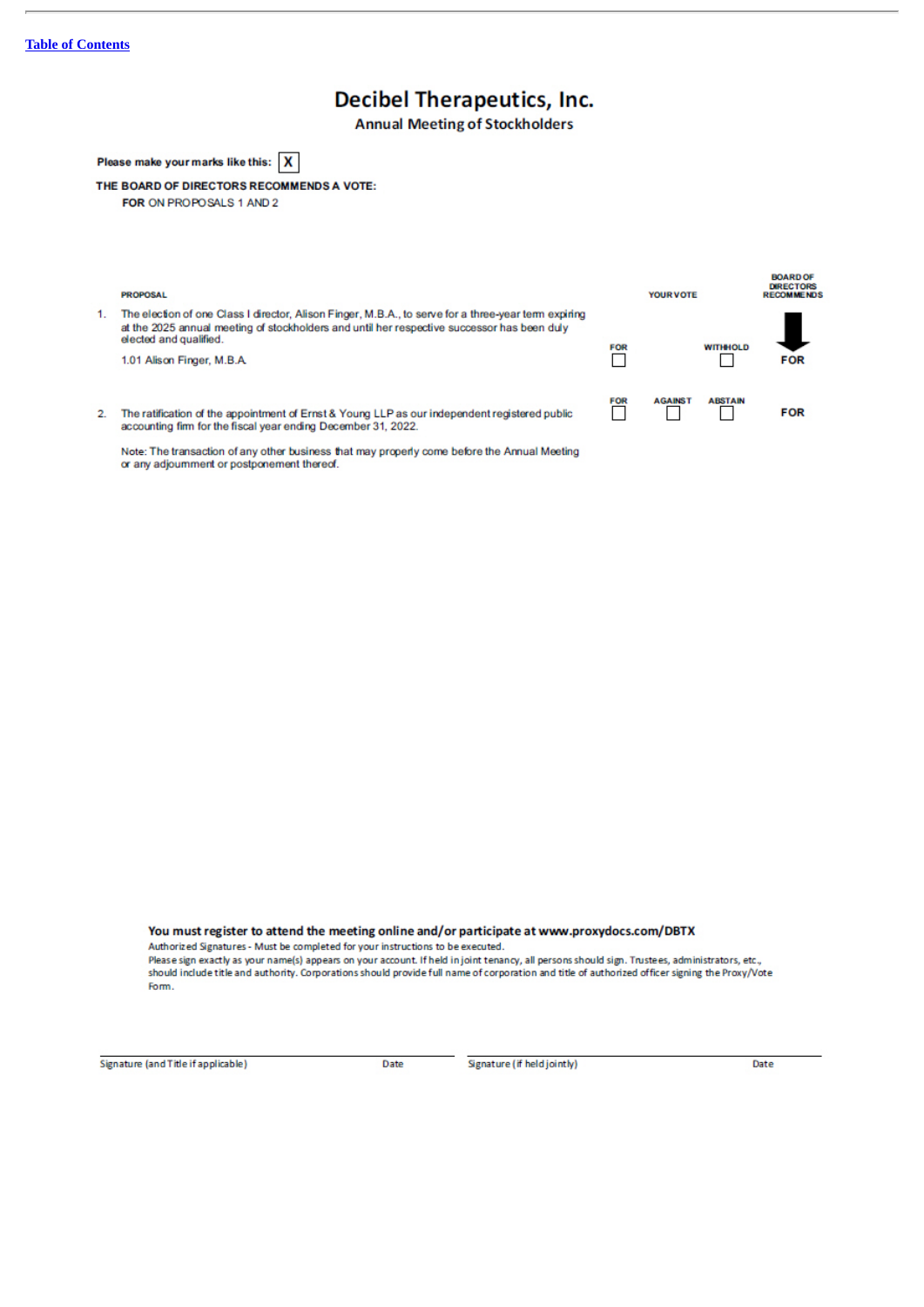Table of Contents

# Decibel Therapeutics, Inc.

## Annual Meeting of Stockholders

**Please make your marks like this:** X

**THE BOARD OF DIRECTORS RECOMMENDS A VOTE:**

**FOR** ON PROPOSALS 1 AND 2

| PROPOSAL | YOUR VOTE | | | BOARD OF DIRECTORS RECOMMENDS |
|---|---|---|---|---|
| 1. The election of one Class I director, Alison Finger, M.B.A., to serve for a three-year term expiring at the 2025 annual meeting of stockholders and until her respective successor has been duly elected and qualified. | | | | |
| 1.01 Alison Finger, M.B.A. | FOR ☐ | | WITHHOLD ☐ | FOR |
| 2. The ratification of the appointment of Ernst & Young LLP as our independent registered public accounting firm for the fiscal year ending December 31, 2022. | FOR ☐ | AGAINST ☐ | ABSTAIN ☐ | FOR |

Note: The transaction of any other business that may properly come before the Annual Meeting or any adjournment or postponement thereof.

**You must register to attend the meeting online and/or participate at www.proxydocs.com/DBTX**

Authorized Signatures - Must be completed for your instructions to be executed.

Please sign exactly as your name(s) appears on your account. If held in joint tenancy, all persons should sign. Trustees, administrators, etc., should include title and authority. Corporations should provide full name of corporation and title of authorized officer signing the Proxy/Vote Form.

| | | | |
|---|---|---|---|
| Signature (and Title if applicable) | Date | Signature (if held jointly) | Date |